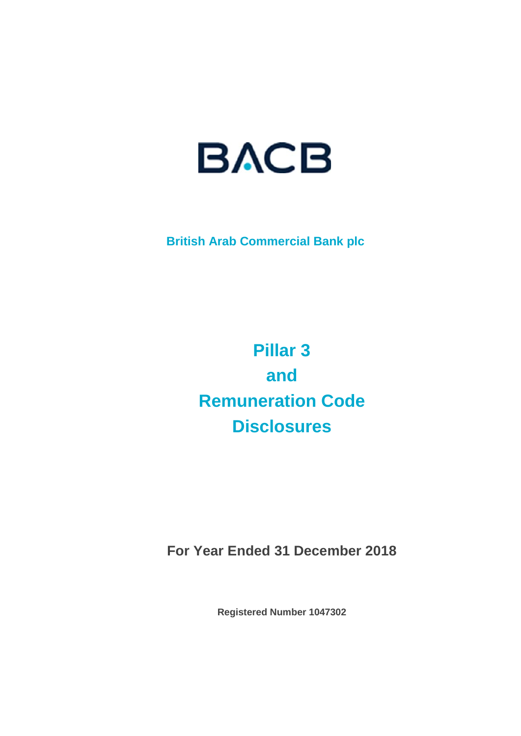BACB

**British Arab Commercial Bank plc**

# Pillar 3 and Remuneration Code Disclosures

**For Year Ended 31 December 2018**

**Registered Number 1047302**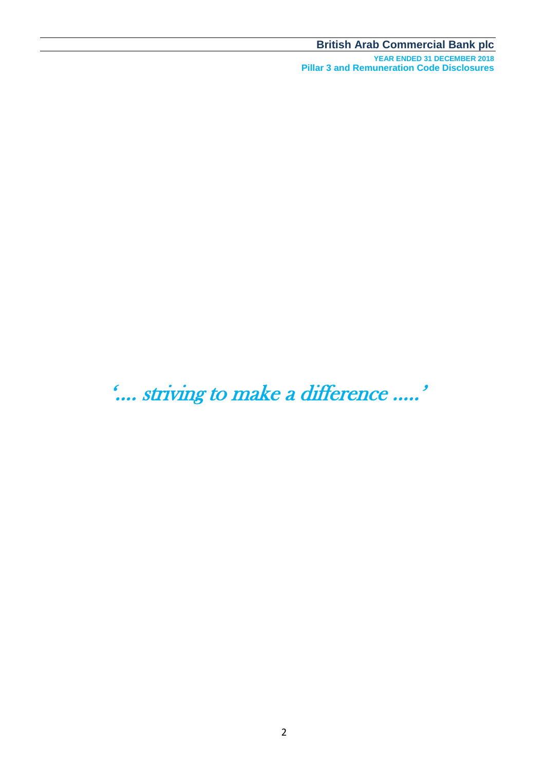*'.... striving to make a difference .....'*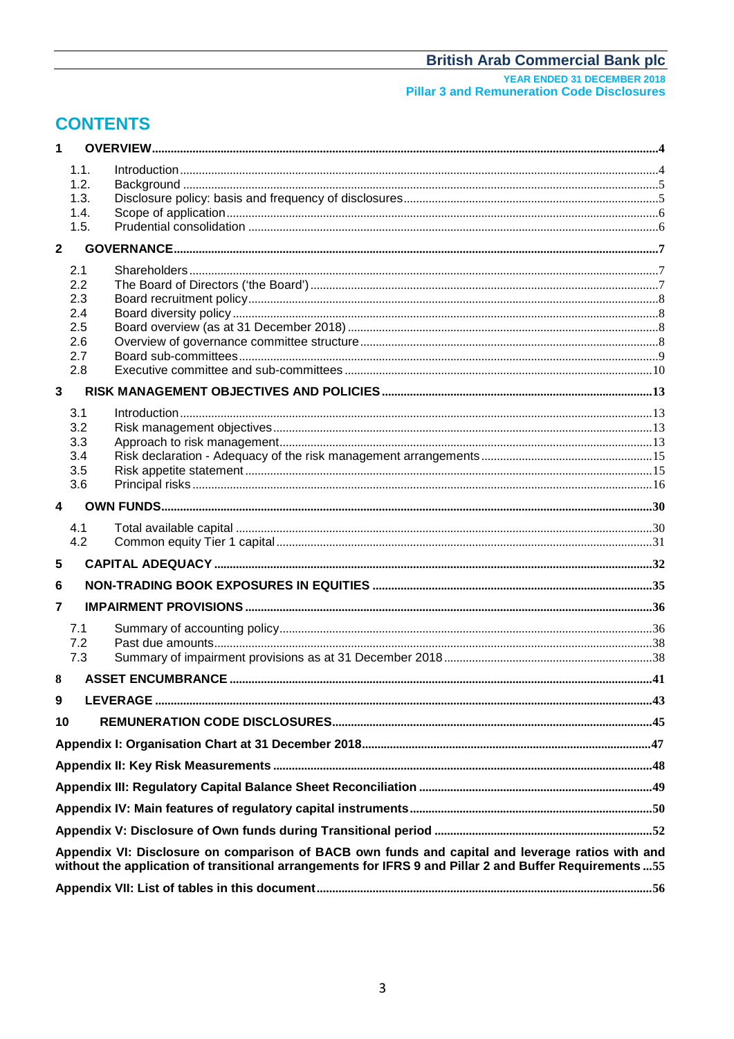# CONTENTS

**1 OVERVIEW** .....4

- 1.1. Introduction .....4
- 1.2. Background .....5
- 1.3. Disclosure policy: basis and frequency of disclosures .....5
- 1.4. Scope of application .....6
- 1.5. Prudential consolidation .....6

**2 GOVERNANCE** .....7

- 2.1 Shareholders .....7
- 2.2 The Board of Directors ('the Board') .....7
- 2.3 Board recruitment policy .....8
- 2.4 Board diversity policy .....8
- 2.5 Board overview (as at 31 December 2018) .....8
- 2.6 Overview of governance committee structure .....8
- 2.7 Board sub-committees .....9
- 2.8 Executive committee and sub-committees .....10

**3 RISK MANAGEMENT OBJECTIVES AND POLICIES** .....13

- 3.1 Introduction .....13
- 3.2 Risk management objectives .....13
- 3.3 Approach to risk management .....13
- 3.4 Risk declaration - Adequacy of the risk management arrangements .....15
- 3.5 Risk appetite statement .....15
- 3.6 Principal risks .....16

**4 OWN FUNDS** .....30

- 4.1 Total available capital .....30
- 4.2 Common equity Tier 1 capital .....31

**5 CAPITAL ADEQUACY** .....32

**6 NON-TRADING BOOK EXPOSURES IN EQUITIES** .....35

**7 IMPAIRMENT PROVISIONS** .....36

- 7.1 Summary of accounting policy .....36
- 7.2 Past due amounts .....38
- 7.3 Summary of impairment provisions as at 31 December 2018 .....38

**8 ASSET ENCUMBRANCE** .....41

**9 LEVERAGE** .....43

**10 REMUNERATION CODE DISCLOSURES** .....45

**Appendix I: Organisation Chart at 31 December 2018** .....47

**Appendix II: Key Risk Measurements** .....48

**Appendix III: Regulatory Capital Balance Sheet Reconciliation** .....49

**Appendix IV: Main features of regulatory capital instruments** .....50

**Appendix V: Disclosure of Own funds during Transitional period** .....52

**Appendix VI: Disclosure on comparison of BACB own funds and capital and leverage ratios with and without the application of transitional arrangements for IFRS 9 and Pillar 2 and Buffer Requirements** .....55

**Appendix VII: List of tables in this document** .....56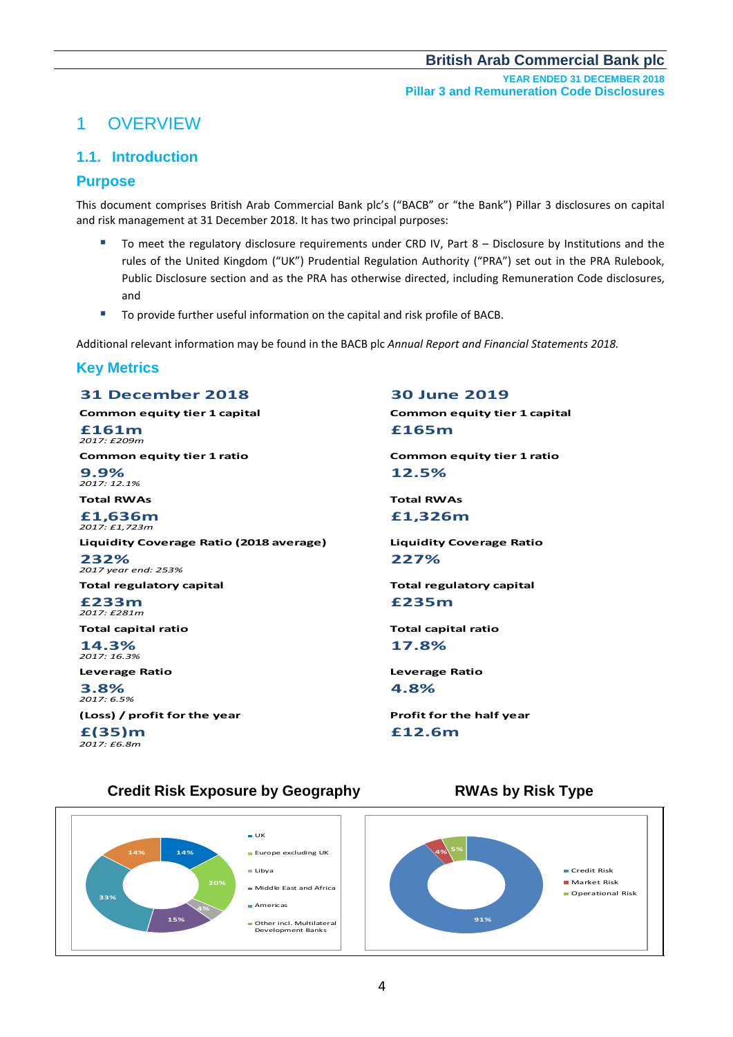# 1 OVERVIEW

## 1.1. Introduction

### Purpose

This document comprises British Arab Commercial Bank plc's ("BACB" or "the Bank") Pillar 3 disclosures on capital and risk management at 31 December 2018. It has two principal purposes:

- To meet the regulatory disclosure requirements under CRD IV, Part 8 – Disclosure by Institutions and the rules of the United Kingdom ("UK") Prudential Regulation Authority ("PRA") set out in the PRA Rulebook, Public Disclosure section and as the PRA has otherwise directed, including Remuneration Code disclosures, and
- To provide further useful information on the capital and risk profile of BACB.

Additional relevant information may be found in the BACB plc *Annual Report and Financial Statements 2018.*

### Key Metrics

**31 December 2018**

**Common equity tier 1 capital**
**£161m**
*2017: £209m*

**Common equity tier 1 ratio**
**9.9%**
*2017: 12.1%*

**Total RWAs**
**£1,636m**
*2017: £1,723m*

**Liquidity Coverage Ratio (2018 average)**
**232%**
*2017 year end: 253%*

**Total regulatory capital**
**£233m**
*2017: £281m*

**Total capital ratio**
**14.3%**
*2017: 16.3%*

**Leverage Ratio**
**3.8%**
*2017: 6.5%*

**(Loss) / profit for the year**
**£(35)m**
*2017: £6.8m*

**30 June 2019**

**Common equity tier 1 capital**
**£165m**

**Common equity tier 1 ratio**
**12.5%**

**Total RWAs**
**£1,326m**

**Liquidity Coverage Ratio**
**227%**

**Total regulatory capital**
**£235m**

**Total capital ratio**
**17.8%**

**Leverage Ratio**
**4.8%**

**Profit for the half year**
**£12.6m**

**Credit Risk Exposure by Geography**

14%
14%
20%
4%
15%
33%

UK
Europe excluding UK
Libya
Middle East and Africa
Americas
Other incl. Multilateral Development Banks

**RWAs by Risk Type**

4%
5%
91%

Credit Risk
Market Risk
Operational Risk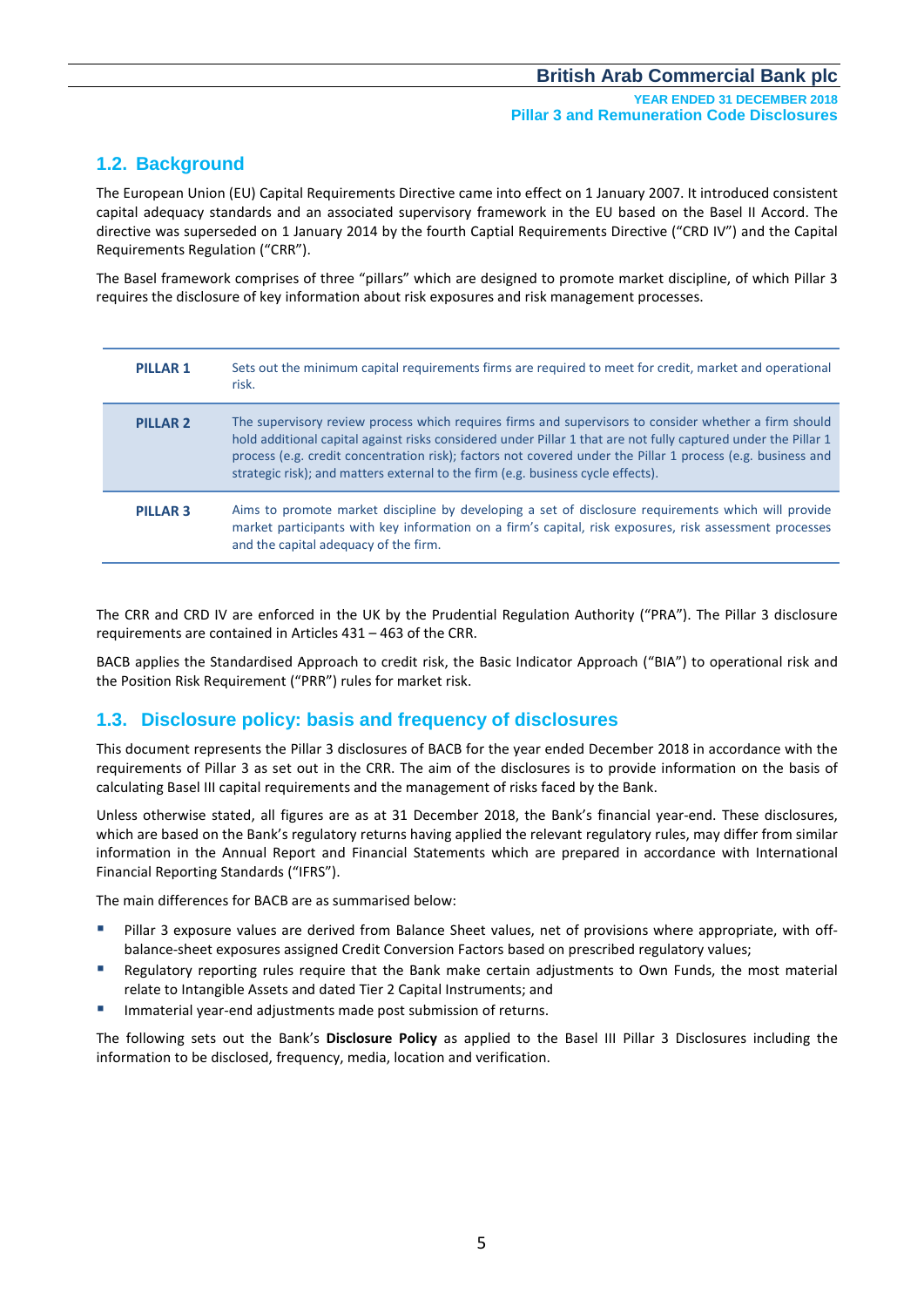## 1.2. Background

The European Union (EU) Capital Requirements Directive came into effect on 1 January 2007. It introduced consistent capital adequacy standards and an associated supervisory framework in the EU based on the Basel II Accord. The directive was superseded on 1 January 2014 by the fourth Captial Requirements Directive ("CRD IV") and the Capital Requirements Regulation ("CRR").

The Basel framework comprises of three "pillars" which are designed to promote market discipline, of which Pillar 3 requires the disclosure of key information about risk exposures and risk management processes.

| | |
|---|---|
| **PILLAR 1** | Sets out the minimum capital requirements firms are required to meet for credit, market and operational risk. |
| **PILLAR 2** | The supervisory review process which requires firms and supervisors to consider whether a firm should hold additional capital against risks considered under Pillar 1 that are not fully captured under the Pillar 1 process (e.g. credit concentration risk); factors not covered under the Pillar 1 process (e.g. business and strategic risk); and matters external to the firm (e.g. business cycle effects). |
| **PILLAR 3** | Aims to promote market discipline by developing a set of disclosure requirements which will provide market participants with key information on a firm's capital, risk exposures, risk assessment processes and the capital adequacy of the firm. |

The CRR and CRD IV are enforced in the UK by the Prudential Regulation Authority ("PRA"). The Pillar 3 disclosure requirements are contained in Articles 431 – 463 of the CRR.

BACB applies the Standardised Approach to credit risk, the Basic Indicator Approach ("BIA") to operational risk and the Position Risk Requirement ("PRR") rules for market risk.

## 1.3. Disclosure policy: basis and frequency of disclosures

This document represents the Pillar 3 disclosures of BACB for the year ended December 2018 in accordance with the requirements of Pillar 3 as set out in the CRR. The aim of the disclosures is to provide information on the basis of calculating Basel III capital requirements and the management of risks faced by the Bank.

Unless otherwise stated, all figures are as at 31 December 2018, the Bank's financial year-end. These disclosures, which are based on the Bank's regulatory returns having applied the relevant regulatory rules, may differ from similar information in the Annual Report and Financial Statements which are prepared in accordance with International Financial Reporting Standards ("IFRS").

The main differences for BACB are as summarised below:

- Pillar 3 exposure values are derived from Balance Sheet values, net of provisions where appropriate, with off-balance-sheet exposures assigned Credit Conversion Factors based on prescribed regulatory values;
- Regulatory reporting rules require that the Bank make certain adjustments to Own Funds, the most material relate to Intangible Assets and dated Tier 2 Capital Instruments; and
- Immaterial year-end adjustments made post submission of returns.

The following sets out the Bank's **Disclosure Policy** as applied to the Basel III Pillar 3 Disclosures including the information to be disclosed, frequency, media, location and verification.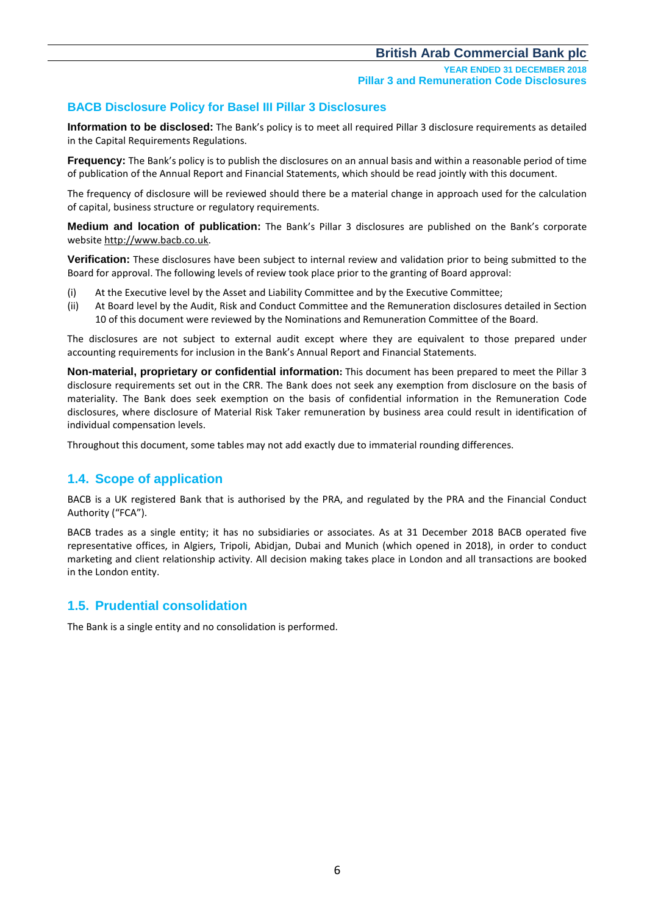## BACB Disclosure Policy for Basel III Pillar 3 Disclosures

**Information to be disclosed:** The Bank's policy is to meet all required Pillar 3 disclosure requirements as detailed in the Capital Requirements Regulations.

**Frequency:** The Bank's policy is to publish the disclosures on an annual basis and within a reasonable period of time of publication of the Annual Report and Financial Statements, which should be read jointly with this document.

The frequency of disclosure will be reviewed should there be a material change in approach used for the calculation of capital, business structure or regulatory requirements.

**Medium and location of publication:** The Bank's Pillar 3 disclosures are published on the Bank's corporate website http://www.bacb.co.uk.

**Verification:** These disclosures have been subject to internal review and validation prior to being submitted to the Board for approval. The following levels of review took place prior to the granting of Board approval:

(i) At the Executive level by the Asset and Liability Committee and by the Executive Committee;

(ii) At Board level by the Audit, Risk and Conduct Committee and the Remuneration disclosures detailed in Section 10 of this document were reviewed by the Nominations and Remuneration Committee of the Board.

The disclosures are not subject to external audit except where they are equivalent to those prepared under accounting requirements for inclusion in the Bank's Annual Report and Financial Statements.

**Non-material, proprietary or confidential information:** This document has been prepared to meet the Pillar 3 disclosure requirements set out in the CRR. The Bank does not seek any exemption from disclosure on the basis of materiality. The Bank does seek exemption on the basis of confidential information in the Remuneration Code disclosures, where disclosure of Material Risk Taker remuneration by business area could result in identification of individual compensation levels.

Throughout this document, some tables may not add exactly due to immaterial rounding differences.

## 1.4. Scope of application

BACB is a UK registered Bank that is authorised by the PRA, and regulated by the PRA and the Financial Conduct Authority ("FCA").

BACB trades as a single entity; it has no subsidiaries or associates. As at 31 December 2018 BACB operated five representative offices, in Algiers, Tripoli, Abidjan, Dubai and Munich (which opened in 2018), in order to conduct marketing and client relationship activity. All decision making takes place in London and all transactions are booked in the London entity.

## 1.5. Prudential consolidation

The Bank is a single entity and no consolidation is performed.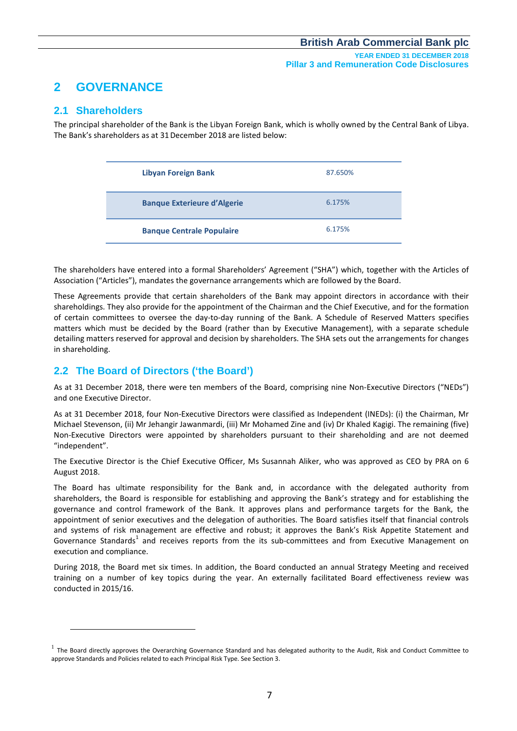# 2 GOVERNANCE

## 2.1 Shareholders

The principal shareholder of the Bank is the Libyan Foreign Bank, which is wholly owned by the Central Bank of Libya. The Bank's shareholders as at 31 December 2018 are listed below:

| | |
|---|---|
| **Libyan Foreign Bank** | 87.650% |
| **Banque Exterieure d'Algerie** | 6.175% |
| **Banque Centrale Populaire** | 6.175% |

The shareholders have entered into a formal Shareholders' Agreement ("SHA") which, together with the Articles of Association ("Articles"), mandates the governance arrangements which are followed by the Board.

These Agreements provide that certain shareholders of the Bank may appoint directors in accordance with their shareholdings. They also provide for the appointment of the Chairman and the Chief Executive, and for the formation of certain committees to oversee the day-to-day running of the Bank. A Schedule of Reserved Matters specifies matters which must be decided by the Board (rather than by Executive Management), with a separate schedule detailing matters reserved for approval and decision by shareholders. The SHA sets out the arrangements for changes in shareholding.

## 2.2 The Board of Directors ('the Board')

As at 31 December 2018, there were ten members of the Board, comprising nine Non-Executive Directors ("NEDs") and one Executive Director.

As at 31 December 2018, four Non-Executive Directors were classified as Independent (INEDs): (i) the Chairman, Mr Michael Stevenson, (ii) Mr Jehangir Jawanmardi, (iii) Mr Mohamed Zine and (iv) Dr Khaled Kagigi. The remaining (five) Non-Executive Directors were appointed by shareholders pursuant to their shareholding and are not deemed "independent".

The Executive Director is the Chief Executive Officer, Ms Susannah Aliker, who was approved as CEO by PRA on 6 August 2018.

The Board has ultimate responsibility for the Bank and, in accordance with the delegated authority from shareholders, the Board is responsible for establishing and approving the Bank's strategy and for establishing the governance and control framework of the Bank. It approves plans and performance targets for the Bank, the appointment of senior executives and the delegation of authorities. The Board satisfies itself that financial controls and systems of risk management are effective and robust; it approves the Bank's Risk Appetite Statement and Governance Standards[1] and receives reports from the its sub-committees and from Executive Management on execution and compliance.

During 2018, the Board met six times. In addition, the Board conducted an annual Strategy Meeting and received training on a number of key topics during the year. An externally facilitated Board effectiveness review was conducted in 2015/16.

---

[1] The Board directly approves the Overarching Governance Standard and has delegated authority to the Audit, Risk and Conduct Committee to approve Standards and Policies related to each Principal Risk Type. See Section 3.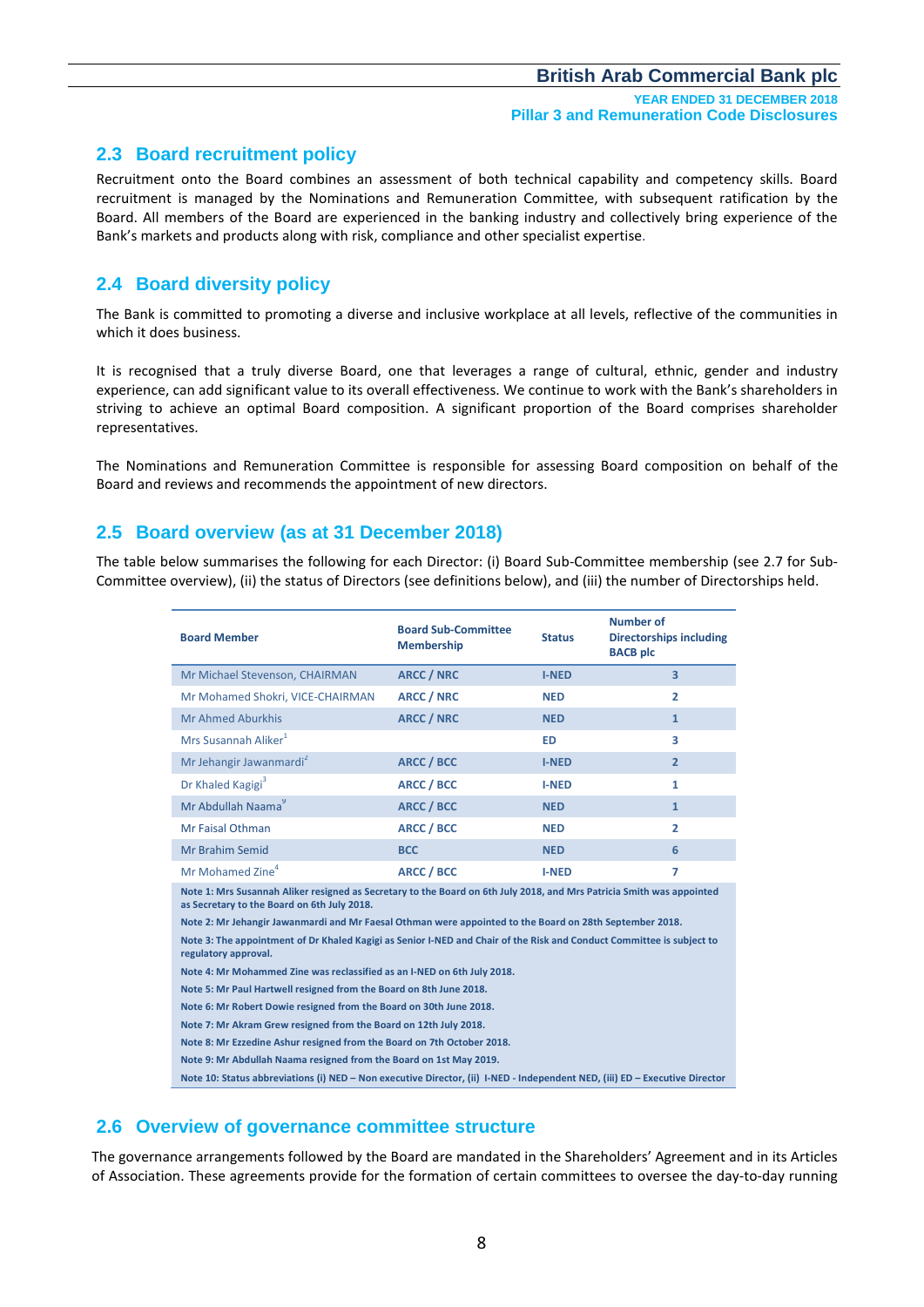## 2.3 Board recruitment policy

Recruitment onto the Board combines an assessment of both technical capability and competency skills. Board recruitment is managed by the Nominations and Remuneration Committee, with subsequent ratification by the Board. All members of the Board are experienced in the banking industry and collectively bring experience of the Bank's markets and products along with risk, compliance and other specialist expertise.

## 2.4 Board diversity policy

The Bank is committed to promoting a diverse and inclusive workplace at all levels, reflective of the communities in which it does business.

It is recognised that a truly diverse Board, one that leverages a range of cultural, ethnic, gender and industry experience, can add significant value to its overall effectiveness. We continue to work with the Bank's shareholders in striving to achieve an optimal Board composition. A significant proportion of the Board comprises shareholder representatives.

The Nominations and Remuneration Committee is responsible for assessing Board composition on behalf of the Board and reviews and recommends the appointment of new directors.

## 2.5 Board overview (as at 31 December 2018)

The table below summarises the following for each Director: (i) Board Sub-Committee membership (see 2.7 for Sub-Committee overview), (ii) the status of Directors (see definitions below), and (iii) the number of Directorships held.

| Board Member | Board Sub-Committee Membership | Status | Number of Directorships including BACB plc |
|---|---|---|---|
| Mr Michael Stevenson, CHAIRMAN | ARCC / NRC | I-NED | 3 |
| Mr Mohamed Shokri, VICE-CHAIRMAN | ARCC / NRC | NED | 2 |
| Mr Ahmed Aburkhis | ARCC / NRC | NED | 1 |
| Mrs Susannah Aliker[1] | | ED | 3 |
| Mr Jehangir Jawanmardi[2] | ARCC / BCC | I-NED | 2 |
| Dr Khaled Kagigi[3] | ARCC / BCC | I-NED | 1 |
| Mr Abdullah Naama[9] | ARCC / BCC | NED | 1 |
| Mr Faisal Othman | ARCC / BCC | NED | 2 |
| Mr Brahim Semid | BCC | NED | 6 |
| Mr Mohamed Zine[4] | ARCC / BCC | I-NED | 7 |

**Note 1: Mrs Susannah Aliker resigned as Secretary to the Board on 6th July 2018, and Mrs Patricia Smith was appointed as Secretary to the Board on 6th July 2018.**

**Note 2: Mr Jehangir Jawanmardi and Mr Faesal Othman were appointed to the Board on 28th September 2018.**

**Note 3: The appointment of Dr Khaled Kagigi as Senior I-NED and Chair of the Risk and Conduct Committee is subject to regulatory approval.**

**Note 4: Mr Mohammed Zine was reclassified as an I-NED on 6th July 2018.**

**Note 5: Mr Paul Hartwell resigned from the Board on 8th June 2018.**

**Note 6: Mr Robert Dowie resigned from the Board on 30th June 2018.**

**Note 7: Mr Akram Grew resigned from the Board on 12th July 2018.**

**Note 8: Mr Ezzedine Ashur resigned from the Board on 7th October 2018.**

**Note 9: Mr Abdullah Naama resigned from the Board on 1st May 2019.**

**Note 10: Status abbreviations (i) NED – Non executive Director, (ii) I-NED - Independent NED, (iii) ED – Executive Director**

## 2.6 Overview of governance committee structure

The governance arrangements followed by the Board are mandated in the Shareholders' Agreement and in its Articles of Association. These agreements provide for the formation of certain committees to oversee the day-to-day running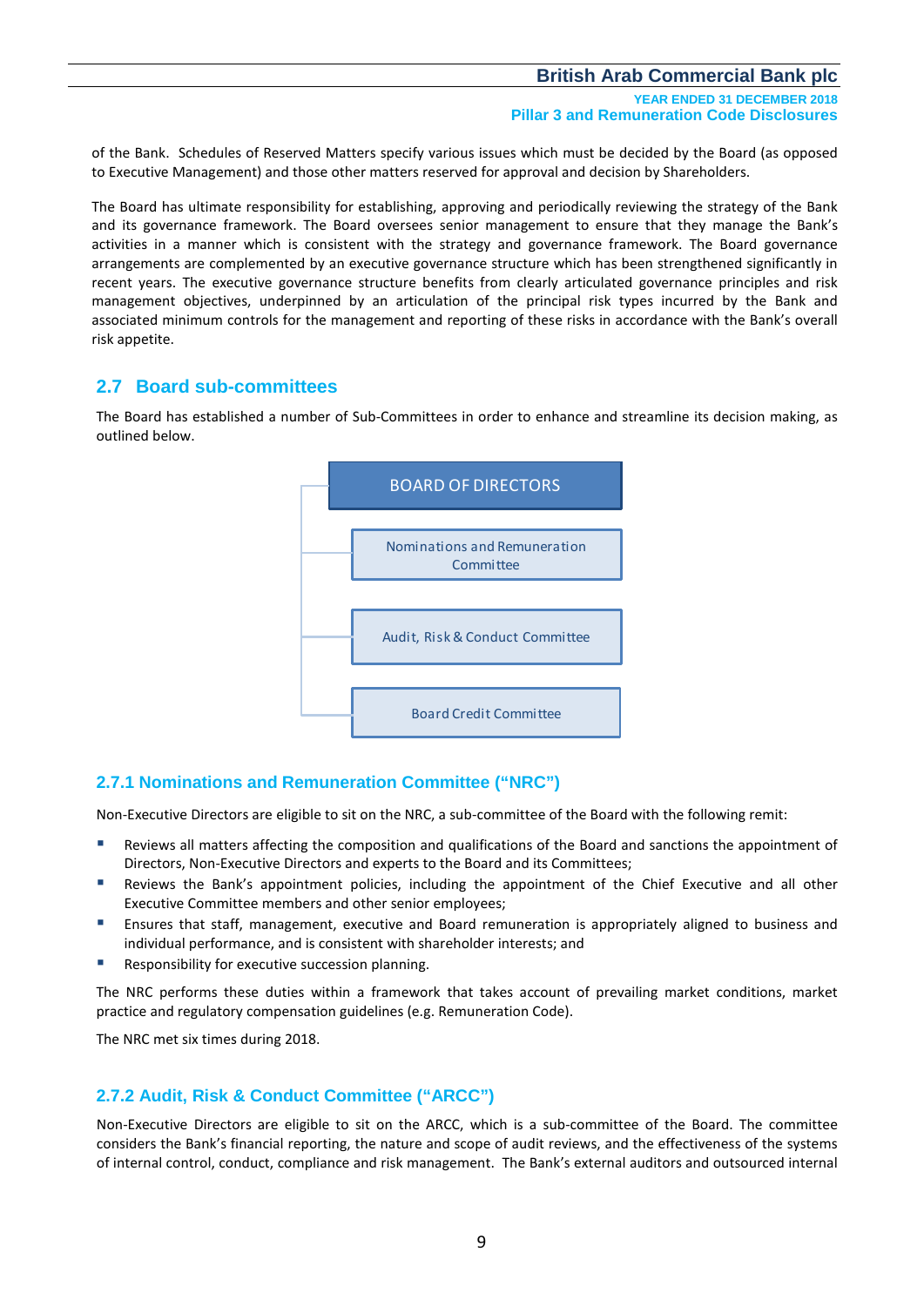of the Bank. Schedules of Reserved Matters specify various issues which must be decided by the Board (as opposed to Executive Management) and those other matters reserved for approval and decision by Shareholders.

The Board has ultimate responsibility for establishing, approving and periodically reviewing the strategy of the Bank and its governance framework. The Board oversees senior management to ensure that they manage the Bank's activities in a manner which is consistent with the strategy and governance framework. The Board governance arrangements are complemented by an executive governance structure which has been strengthened significantly in recent years. The executive governance structure benefits from clearly articulated governance principles and risk management objectives, underpinned by an articulation of the principal risk types incurred by the Bank and associated minimum controls for the management and reporting of these risks in accordance with the Bank's overall risk appetite.

## 2.7 Board sub-committees

The Board has established a number of Sub-Committees in order to enhance and streamline its decision making, as outlined below.

BOARD OF DIRECTORS

Nominations and Remuneration Committee

Audit, Risk & Conduct Committee

Board Credit Committee

### 2.7.1 Nominations and Remuneration Committee ("NRC")

Non-Executive Directors are eligible to sit on the NRC, a sub-committee of the Board with the following remit:

- Reviews all matters affecting the composition and qualifications of the Board and sanctions the appointment of Directors, Non-Executive Directors and experts to the Board and its Committees;
- Reviews the Bank's appointment policies, including the appointment of the Chief Executive and all other Executive Committee members and other senior employees;
- Ensures that staff, management, executive and Board remuneration is appropriately aligned to business and individual performance, and is consistent with shareholder interests; and
- Responsibility for executive succession planning.

The NRC performs these duties within a framework that takes account of prevailing market conditions, market practice and regulatory compensation guidelines (e.g. Remuneration Code).

The NRC met six times during 2018.

### 2.7.2 Audit, Risk & Conduct Committee ("ARCC")

Non-Executive Directors are eligible to sit on the ARCC, which is a sub-committee of the Board. The committee considers the Bank's financial reporting, the nature and scope of audit reviews, and the effectiveness of the systems of internal control, conduct, compliance and risk management. The Bank's external auditors and outsourced internal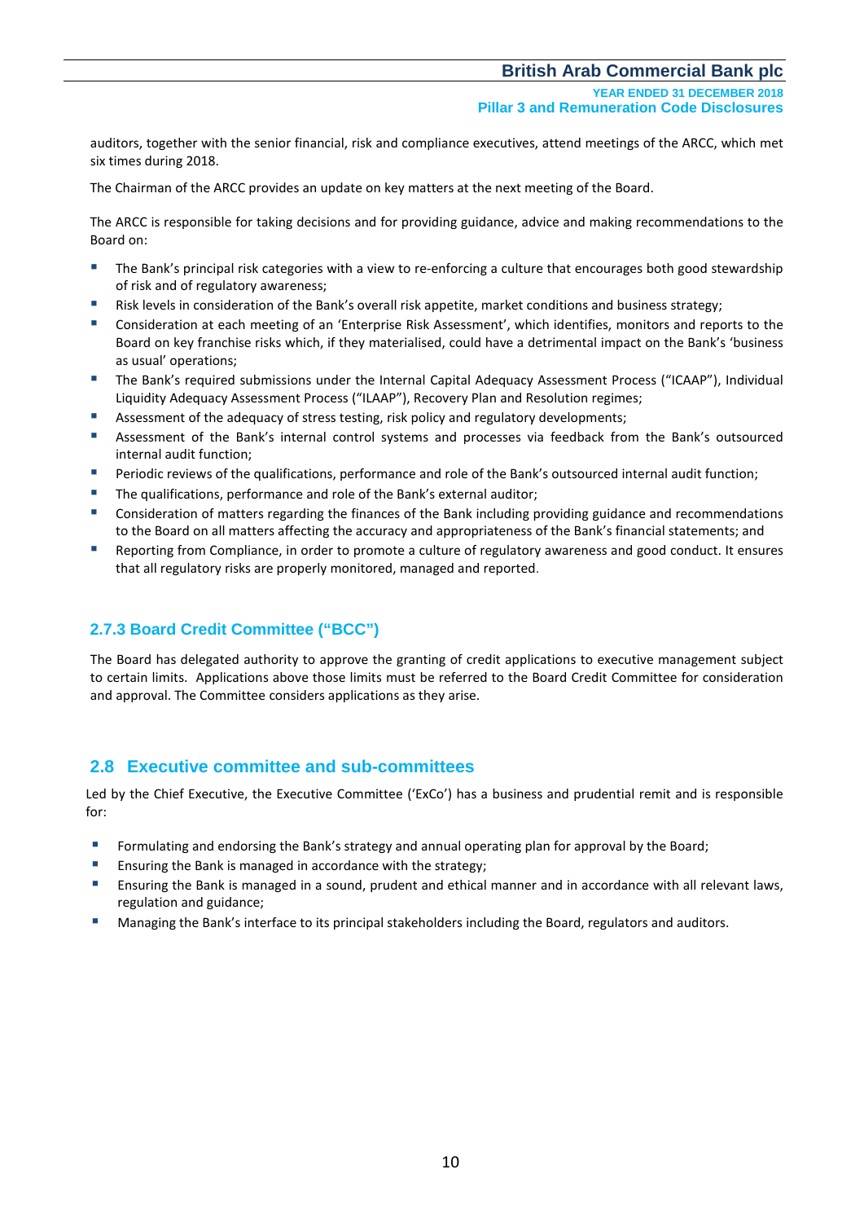auditors, together with the senior financial, risk and compliance executives, attend meetings of the ARCC, which met six times during 2018.

The Chairman of the ARCC provides an update on key matters at the next meeting of the Board.

The ARCC is responsible for taking decisions and for providing guidance, advice and making recommendations to the Board on:

- The Bank's principal risk categories with a view to re-enforcing a culture that encourages both good stewardship of risk and of regulatory awareness;
- Risk levels in consideration of the Bank's overall risk appetite, market conditions and business strategy;
- Consideration at each meeting of an 'Enterprise Risk Assessment', which identifies, monitors and reports to the Board on key franchise risks which, if they materialised, could have a detrimental impact on the Bank's 'business as usual' operations;
- The Bank's required submissions under the Internal Capital Adequacy Assessment Process ("ICAAP"), Individual Liquidity Adequacy Assessment Process ("ILAAP"), Recovery Plan and Resolution regimes;
- Assessment of the adequacy of stress testing, risk policy and regulatory developments;
- Assessment of the Bank's internal control systems and processes via feedback from the Bank's outsourced internal audit function;
- Periodic reviews of the qualifications, performance and role of the Bank's outsourced internal audit function;
- The qualifications, performance and role of the Bank's external auditor;
- Consideration of matters regarding the finances of the Bank including providing guidance and recommendations to the Board on all matters affecting the accuracy and appropriateness of the Bank's financial statements; and
- Reporting from Compliance, in order to promote a culture of regulatory awareness and good conduct. It ensures that all regulatory risks are properly monitored, managed and reported.

### 2.7.3 Board Credit Committee ("BCC")

The Board has delegated authority to approve the granting of credit applications to executive management subject to certain limits. Applications above those limits must be referred to the Board Credit Committee for consideration and approval. The Committee considers applications as they arise.

## 2.8 Executive committee and sub-committees

Led by the Chief Executive, the Executive Committee ('ExCo') has a business and prudential remit and is responsible for:

- Formulating and endorsing the Bank's strategy and annual operating plan for approval by the Board;
- Ensuring the Bank is managed in accordance with the strategy;
- Ensuring the Bank is managed in a sound, prudent and ethical manner and in accordance with all relevant laws, regulation and guidance;
- Managing the Bank's interface to its principal stakeholders including the Board, regulators and auditors.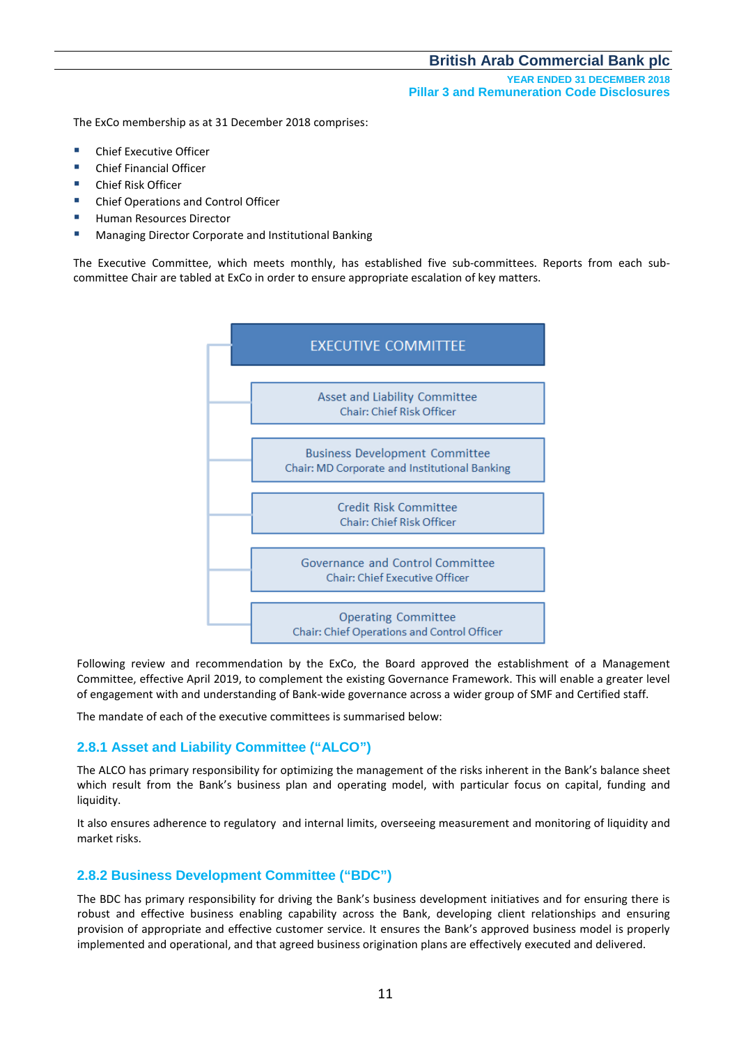The ExCo membership as at 31 December 2018 comprises:

- Chief Executive Officer
- Chief Financial Officer
- Chief Risk Officer
- Chief Operations and Control Officer
- Human Resources Director
- Managing Director Corporate and Institutional Banking

The Executive Committee, which meets monthly, has established five sub-committees. Reports from each sub-committee Chair are tabled at ExCo in order to ensure appropriate escalation of key matters.

EXECUTIVE COMMITTEE

Asset and Liability Committee
Chair: Chief Risk Officer

Business Development Committee
Chair: MD Corporate and Institutional Banking

Credit Risk Committee
Chair: Chief Risk Officer

Governance and Control Committee
Chair: Chief Executive Officer

Operating Committee
Chair: Chief Operations and Control Officer

Following review and recommendation by the ExCo, the Board approved the establishment of a Management Committee, effective April 2019, to complement the existing Governance Framework. This will enable a greater level of engagement with and understanding of Bank-wide governance across a wider group of SMF and Certified staff.

The mandate of each of the executive committees is summarised below:

### 2.8.1 Asset and Liability Committee ("ALCO")

The ALCO has primary responsibility for optimizing the management of the risks inherent in the Bank's balance sheet which result from the Bank's business plan and operating model, with particular focus on capital, funding and liquidity.

It also ensures adherence to regulatory and internal limits, overseeing measurement and monitoring of liquidity and market risks.

### 2.8.2 Business Development Committee ("BDC")

The BDC has primary responsibility for driving the Bank's business development initiatives and for ensuring there is robust and effective business enabling capability across the Bank, developing client relationships and ensuring provision of appropriate and effective customer service. It ensures the Bank's approved business model is properly implemented and operational, and that agreed business origination plans are effectively executed and delivered.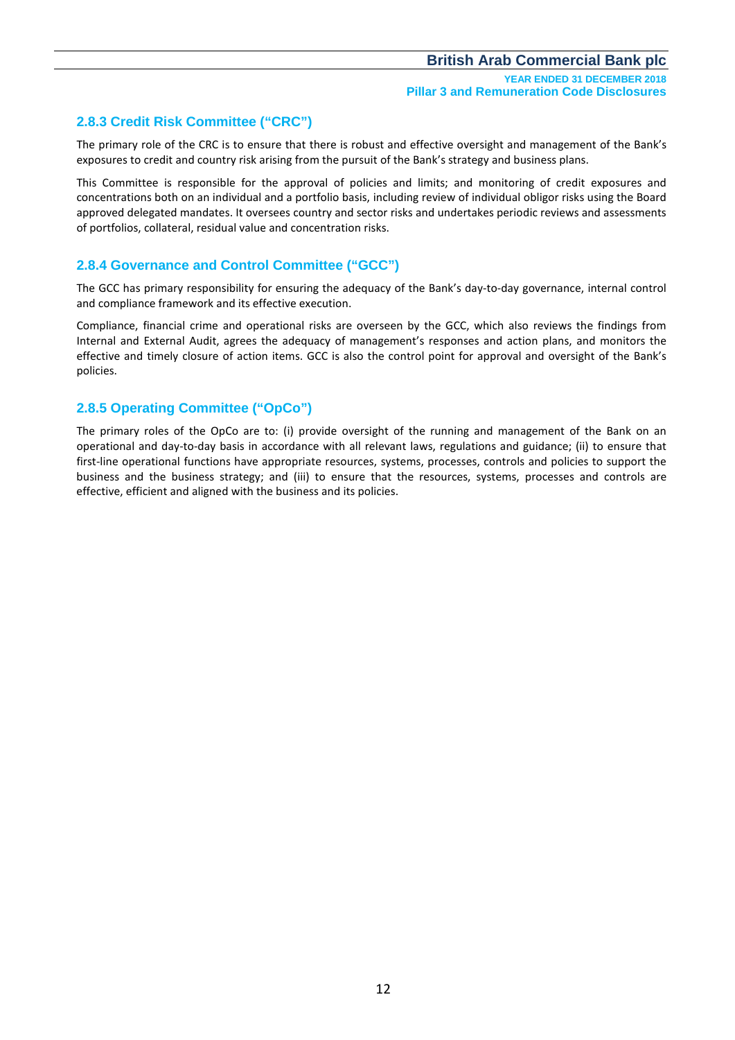### 2.8.3 Credit Risk Committee ("CRC")

The primary role of the CRC is to ensure that there is robust and effective oversight and management of the Bank's exposures to credit and country risk arising from the pursuit of the Bank's strategy and business plans.

This Committee is responsible for the approval of policies and limits; and monitoring of credit exposures and concentrations both on an individual and a portfolio basis, including review of individual obligor risks using the Board approved delegated mandates. It oversees country and sector risks and undertakes periodic reviews and assessments of portfolios, collateral, residual value and concentration risks.

### 2.8.4 Governance and Control Committee ("GCC")

The GCC has primary responsibility for ensuring the adequacy of the Bank's day-to-day governance, internal control and compliance framework and its effective execution.

Compliance, financial crime and operational risks are overseen by the GCC, which also reviews the findings from Internal and External Audit, agrees the adequacy of management's responses and action plans, and monitors the effective and timely closure of action items. GCC is also the control point for approval and oversight of the Bank's policies.

### 2.8.5 Operating Committee ("OpCo")

The primary roles of the OpCo are to: (i) provide oversight of the running and management of the Bank on an operational and day-to-day basis in accordance with all relevant laws, regulations and guidance; (ii) to ensure that first-line operational functions have appropriate resources, systems, processes, controls and policies to support the business and the business strategy; and (iii) to ensure that the resources, systems, processes and controls are effective, efficient and aligned with the business and its policies.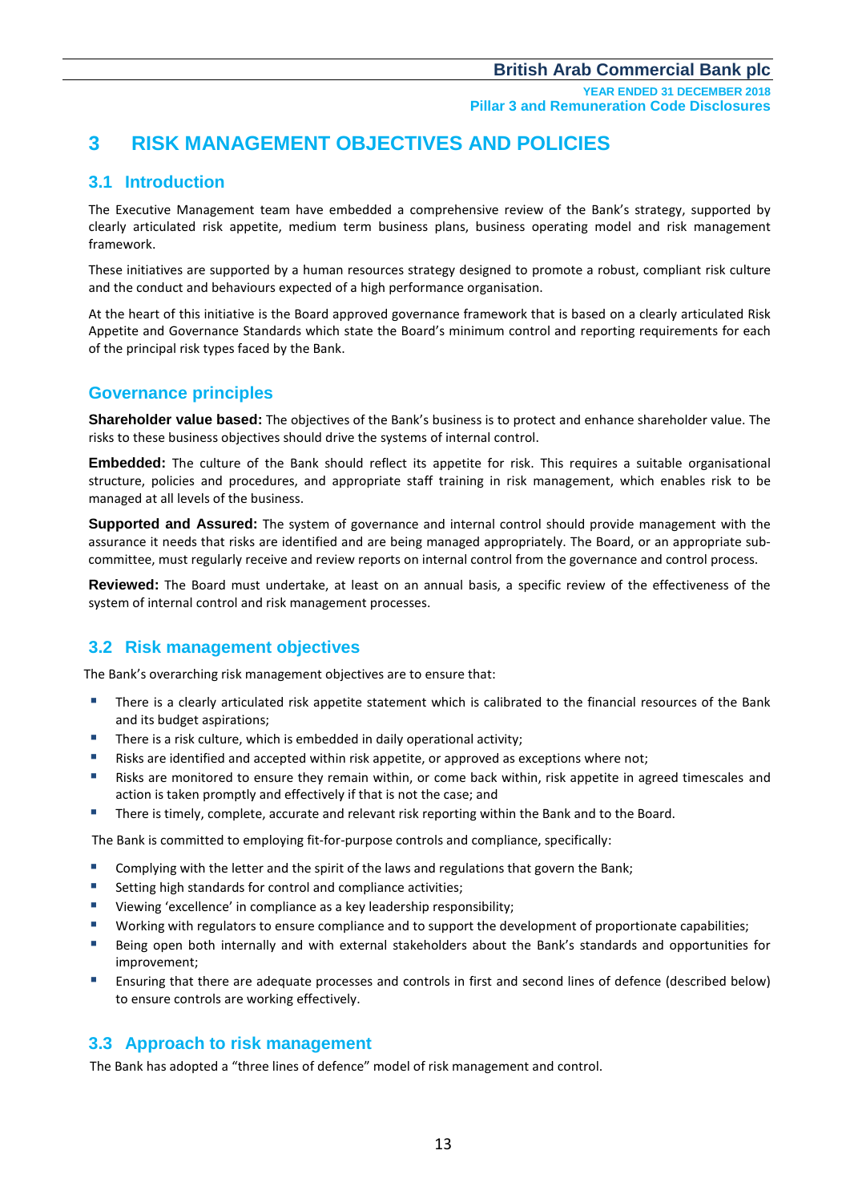# 3 RISK MANAGEMENT OBJECTIVES AND POLICIES

## 3.1 Introduction

The Executive Management team have embedded a comprehensive review of the Bank's strategy, supported by clearly articulated risk appetite, medium term business plans, business operating model and risk management framework.

These initiatives are supported by a human resources strategy designed to promote a robust, compliant risk culture and the conduct and behaviours expected of a high performance organisation.

At the heart of this initiative is the Board approved governance framework that is based on a clearly articulated Risk Appetite and Governance Standards which state the Board's minimum control and reporting requirements for each of the principal risk types faced by the Bank.

### Governance principles

**Shareholder value based:** The objectives of the Bank's business is to protect and enhance shareholder value. The risks to these business objectives should drive the systems of internal control.

**Embedded:** The culture of the Bank should reflect its appetite for risk. This requires a suitable organisational structure, policies and procedures, and appropriate staff training in risk management, which enables risk to be managed at all levels of the business.

**Supported and Assured:** The system of governance and internal control should provide management with the assurance it needs that risks are identified and are being managed appropriately. The Board, or an appropriate sub-committee, must regularly receive and review reports on internal control from the governance and control process.

**Reviewed:** The Board must undertake, at least on an annual basis, a specific review of the effectiveness of the system of internal control and risk management processes.

## 3.2 Risk management objectives

The Bank's overarching risk management objectives are to ensure that:

- There is a clearly articulated risk appetite statement which is calibrated to the financial resources of the Bank and its budget aspirations;
- There is a risk culture, which is embedded in daily operational activity;
- Risks are identified and accepted within risk appetite, or approved as exceptions where not;
- Risks are monitored to ensure they remain within, or come back within, risk appetite in agreed timescales and action is taken promptly and effectively if that is not the case; and
- There is timely, complete, accurate and relevant risk reporting within the Bank and to the Board.

The Bank is committed to employing fit-for-purpose controls and compliance, specifically:

- Complying with the letter and the spirit of the laws and regulations that govern the Bank;
- Setting high standards for control and compliance activities;
- Viewing 'excellence' in compliance as a key leadership responsibility;
- Working with regulators to ensure compliance and to support the development of proportionate capabilities;
- Being open both internally and with external stakeholders about the Bank's standards and opportunities for improvement;
- Ensuring that there are adequate processes and controls in first and second lines of defence (described below) to ensure controls are working effectively.

## 3.3 Approach to risk management

The Bank has adopted a "three lines of defence" model of risk management and control.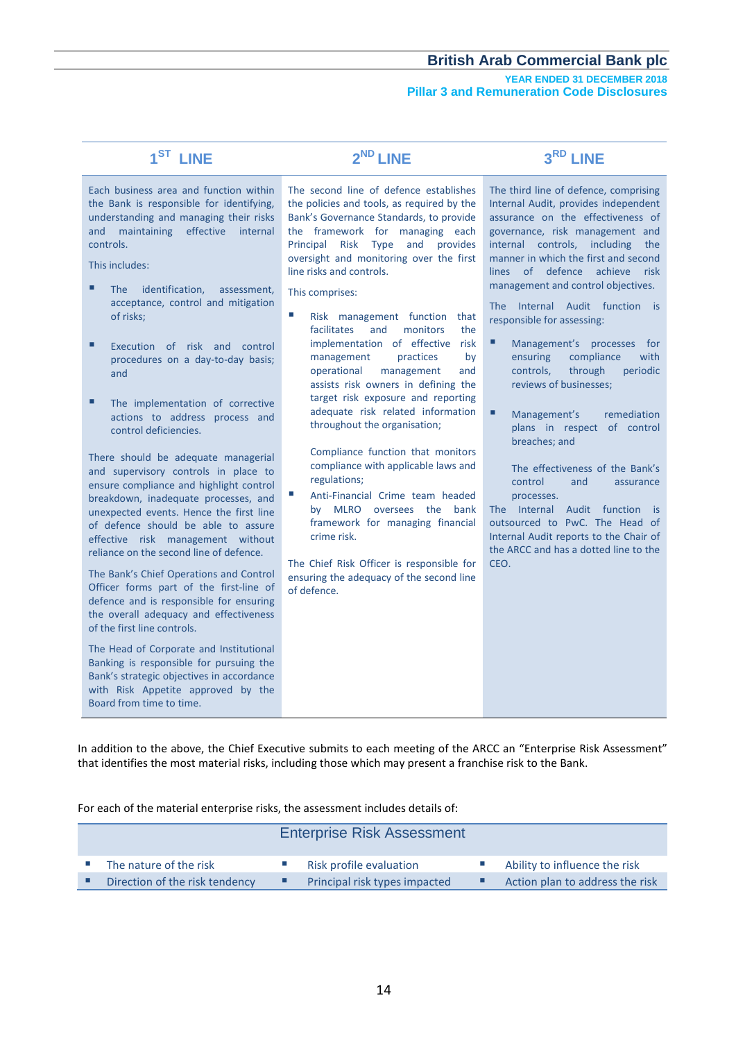## 1ST LINE

Each business area and function within the Bank is responsible for identifying, understanding and managing their risks and maintaining effective internal controls.

This includes:

- The identification, assessment, acceptance, control and mitigation of risks;
- Execution of risk and control procedures on a day-to-day basis; and
- The implementation of corrective actions to address process and control deficiencies.

There should be adequate managerial and supervisory controls in place to ensure compliance and highlight control breakdown, inadequate processes, and unexpected events. Hence the first line of defence should be able to assure effective risk management without reliance on the second line of defence.

The Bank's Chief Operations and Control Officer forms part of the first-line of defence and is responsible for ensuring the overall adequacy and effectiveness of the first line controls.

The Head of Corporate and Institutional Banking is responsible for pursuing the Bank's strategic objectives in accordance with Risk Appetite approved by the Board from time to time.

## 2ND LINE

The second line of defence establishes the policies and tools, as required by the Bank's Governance Standards, to provide the framework for managing each Principal Risk Type and provides oversight and monitoring over the first line risks and controls.

This comprises:

- Risk management function that facilitates and monitors the implementation of effective risk management practices by operational management and assists risk owners in defining the target risk exposure and reporting adequate risk related information throughout the organisation;

  Compliance function that monitors compliance with applicable laws and regulations;
- Anti-Financial Crime team headed by MLRO oversees the bank framework for managing financial crime risk.

The Chief Risk Officer is responsible for ensuring the adequacy of the second line of defence.

## 3RD LINE

The third line of defence, comprising Internal Audit, provides independent assurance on the effectiveness of governance, risk management and internal controls, including the manner in which the first and second lines of defence achieve risk management and control objectives.

The Internal Audit function is responsible for assessing:

- Management's processes for ensuring compliance with controls, through periodic reviews of businesses;
- Management's remediation plans in respect of control breaches; and

  The effectiveness of the Bank's control and assurance processes.

The Internal Audit function is outsourced to PwC. The Head of Internal Audit reports to the Chair of the ARCC and has a dotted line to the CEO.

In addition to the above, the Chief Executive submits to each meeting of the ARCC an "Enterprise Risk Assessment" that identifies the most material risks, including those which may present a franchise risk to the Bank.

For each of the material enterprise risks, the assessment includes details of:

| Enterprise Risk Assessment | | |
|---|---|---|
| The nature of the risk | Risk profile evaluation | Ability to influence the risk |
| Direction of the risk tendency | Principal risk types impacted | Action plan to address the risk |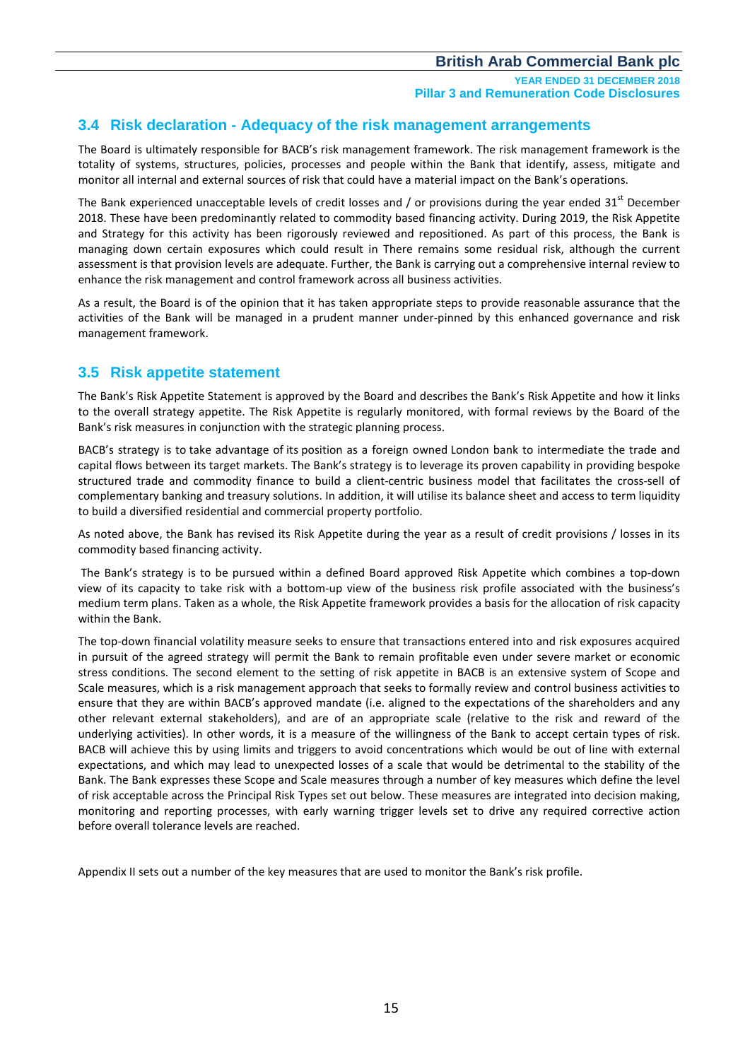## 3.4 Risk declaration - Adequacy of the risk management arrangements

The Board is ultimately responsible for BACB's risk management framework. The risk management framework is the totality of systems, structures, policies, processes and people within the Bank that identify, assess, mitigate and monitor all internal and external sources of risk that could have a material impact on the Bank's operations.

The Bank experienced unacceptable levels of credit losses and / or provisions during the year ended 31st December 2018. These have been predominantly related to commodity based financing activity. During 2019, the Risk Appetite and Strategy for this activity has been rigorously reviewed and repositioned. As part of this process, the Bank is managing down certain exposures which could result in There remains some residual risk, although the current assessment is that provision levels are adequate. Further, the Bank is carrying out a comprehensive internal review to enhance the risk management and control framework across all business activities.

As a result, the Board is of the opinion that it has taken appropriate steps to provide reasonable assurance that the activities of the Bank will be managed in a prudent manner under-pinned by this enhanced governance and risk management framework.

## 3.5 Risk appetite statement

The Bank's Risk Appetite Statement is approved by the Board and describes the Bank's Risk Appetite and how it links to the overall strategy appetite. The Risk Appetite is regularly monitored, with formal reviews by the Board of the Bank's risk measures in conjunction with the strategic planning process.

BACB's strategy is to take advantage of its position as a foreign owned London bank to intermediate the trade and capital flows between its target markets. The Bank's strategy is to leverage its proven capability in providing bespoke structured trade and commodity finance to build a client-centric business model that facilitates the cross-sell of complementary banking and treasury solutions. In addition, it will utilise its balance sheet and access to term liquidity to build a diversified residential and commercial property portfolio.

As noted above, the Bank has revised its Risk Appetite during the year as a result of credit provisions / losses in its commodity based financing activity.

The Bank's strategy is to be pursued within a defined Board approved Risk Appetite which combines a top-down view of its capacity to take risk with a bottom-up view of the business risk profile associated with the business's medium term plans. Taken as a whole, the Risk Appetite framework provides a basis for the allocation of risk capacity within the Bank.

The top-down financial volatility measure seeks to ensure that transactions entered into and risk exposures acquired in pursuit of the agreed strategy will permit the Bank to remain profitable even under severe market or economic stress conditions. The second element to the setting of risk appetite in BACB is an extensive system of Scope and Scale measures, which is a risk management approach that seeks to formally review and control business activities to ensure that they are within BACB's approved mandate (i.e. aligned to the expectations of the shareholders and any other relevant external stakeholders), and are of an appropriate scale (relative to the risk and reward of the underlying activities). In other words, it is a measure of the willingness of the Bank to accept certain types of risk. BACB will achieve this by using limits and triggers to avoid concentrations which would be out of line with external expectations, and which may lead to unexpected losses of a scale that would be detrimental to the stability of the Bank. The Bank expresses these Scope and Scale measures through a number of key measures which define the level of risk acceptable across the Principal Risk Types set out below. These measures are integrated into decision making, monitoring and reporting processes, with early warning trigger levels set to drive any required corrective action before overall tolerance levels are reached.

Appendix II sets out a number of the key measures that are used to monitor the Bank's risk profile.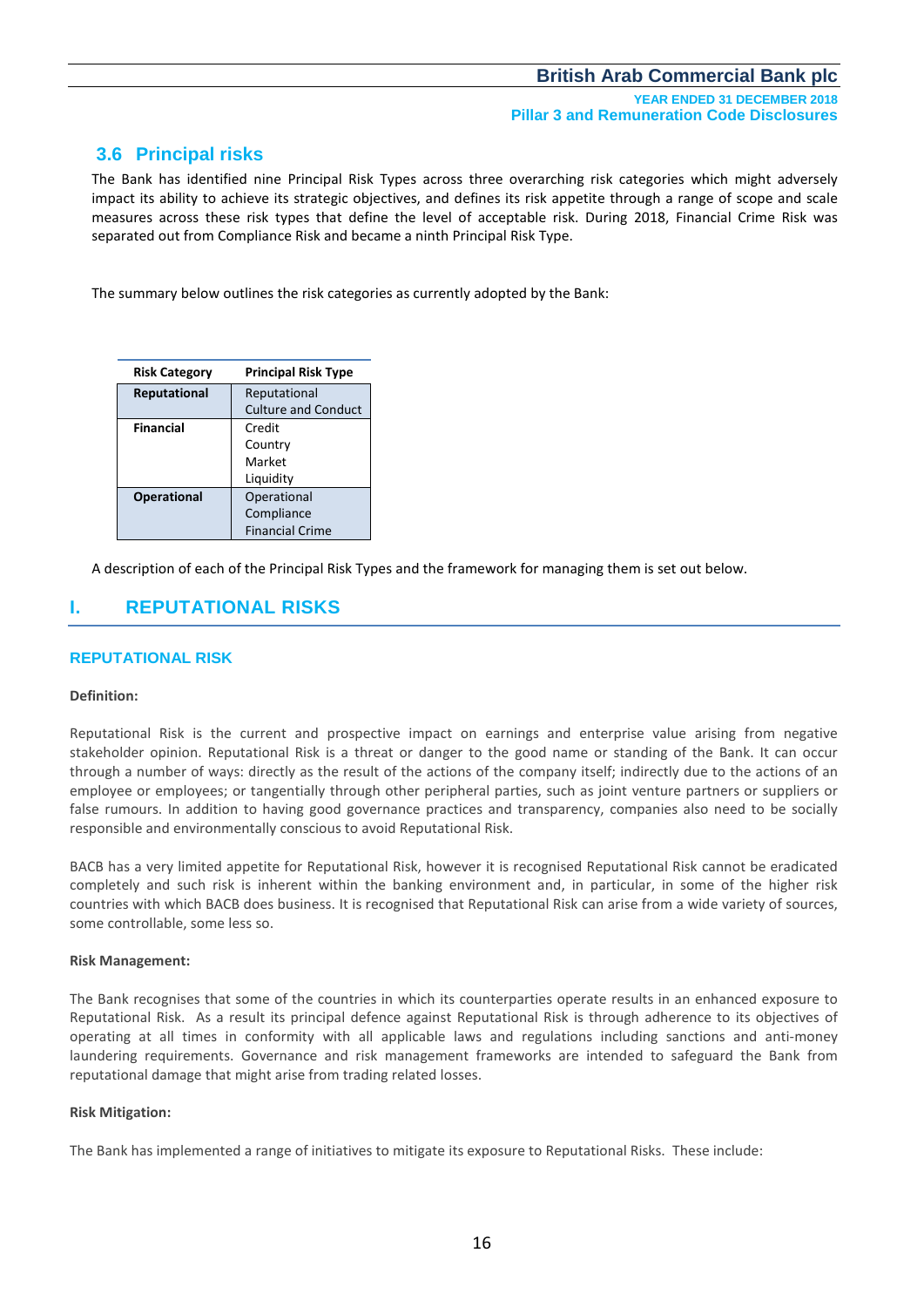## 3.6 Principal risks

The Bank has identified nine Principal Risk Types across three overarching risk categories which might adversely impact its ability to achieve its strategic objectives, and defines its risk appetite through a range of scope and scale measures across these risk types that define the level of acceptable risk. During 2018, Financial Crime Risk was separated out from Compliance Risk and became a ninth Principal Risk Type.

The summary below outlines the risk categories as currently adopted by the Bank:

| Risk Category | Principal Risk Type |
|---|---|
| **Reputational** | Reputational<br>Culture and Conduct |
| **Financial** | Credit<br>Country<br>Market<br>Liquidity |
| **Operational** | Operational<br>Compliance<br>Financial Crime |

A description of each of the Principal Risk Types and the framework for managing them is set out below.

# I. REPUTATIONAL RISKS

### REPUTATIONAL RISK

**Definition:**

Reputational Risk is the current and prospective impact on earnings and enterprise value arising from negative stakeholder opinion. Reputational Risk is a threat or danger to the good name or standing of the Bank. It can occur through a number of ways: directly as the result of the actions of the company itself; indirectly due to the actions of an employee or employees; or tangentially through other peripheral parties, such as joint venture partners or suppliers or false rumours. In addition to having good governance practices and transparency, companies also need to be socially responsible and environmentally conscious to avoid Reputational Risk.

BACB has a very limited appetite for Reputational Risk, however it is recognised Reputational Risk cannot be eradicated completely and such risk is inherent within the banking environment and, in particular, in some of the higher risk countries with which BACB does business. It is recognised that Reputational Risk can arise from a wide variety of sources, some controllable, some less so.

**Risk Management:**

The Bank recognises that some of the countries in which its counterparties operate results in an enhanced exposure to Reputational Risk. As a result its principal defence against Reputational Risk is through adherence to its objectives of operating at all times in conformity with all applicable laws and regulations including sanctions and anti-money laundering requirements. Governance and risk management frameworks are intended to safeguard the Bank from reputational damage that might arise from trading related losses.

**Risk Mitigation:**

The Bank has implemented a range of initiatives to mitigate its exposure to Reputational Risks. These include: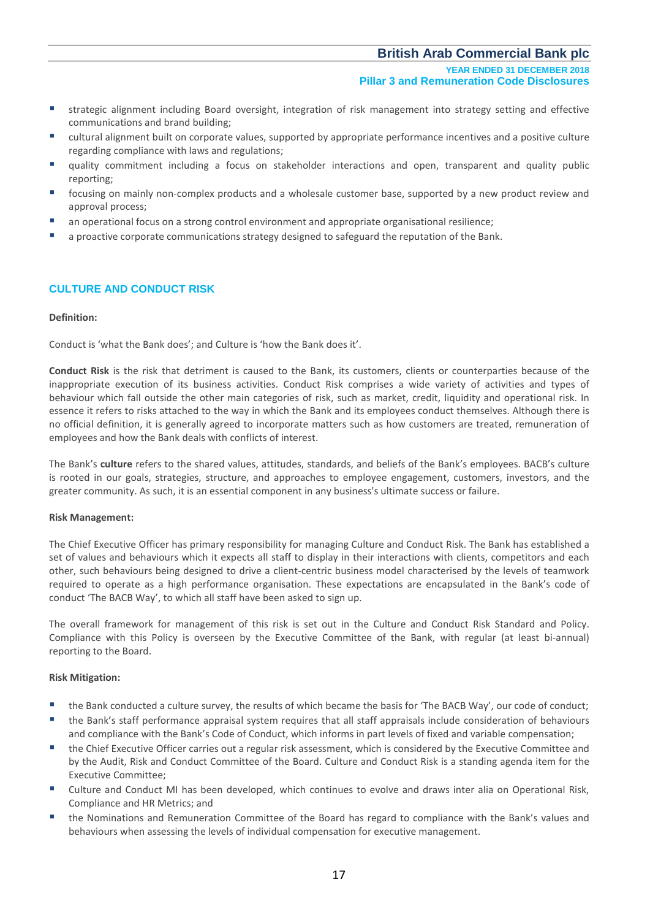- strategic alignment including Board oversight, integration of risk management into strategy setting and effective communications and brand building;
- cultural alignment built on corporate values, supported by appropriate performance incentives and a positive culture regarding compliance with laws and regulations;
- quality commitment including a focus on stakeholder interactions and open, transparent and quality public reporting;
- focusing on mainly non-complex products and a wholesale customer base, supported by a new product review and approval process;
- an operational focus on a strong control environment and appropriate organisational resilience;
- a proactive corporate communications strategy designed to safeguard the reputation of the Bank.

## CULTURE AND CONDUCT RISK

**Definition:**

Conduct is 'what the Bank does'; and Culture is 'how the Bank does it'.

**Conduct Risk** is the risk that detriment is caused to the Bank, its customers, clients or counterparties because of the inappropriate execution of its business activities. Conduct Risk comprises a wide variety of activities and types of behaviour which fall outside the other main categories of risk, such as market, credit, liquidity and operational risk. In essence it refers to risks attached to the way in which the Bank and its employees conduct themselves. Although there is no official definition, it is generally agreed to incorporate matters such as how customers are treated, remuneration of employees and how the Bank deals with conflicts of interest.

The Bank's **culture** refers to the shared values, attitudes, standards, and beliefs of the Bank's employees. BACB's culture is rooted in our goals, strategies, structure, and approaches to employee engagement, customers, investors, and the greater community. As such, it is an essential component in any business's ultimate success or failure.

**Risk Management:**

The Chief Executive Officer has primary responsibility for managing Culture and Conduct Risk. The Bank has established a set of values and behaviours which it expects all staff to display in their interactions with clients, competitors and each other, such behaviours being designed to drive a client-centric business model characterised by the levels of teamwork required to operate as a high performance organisation. These expectations are encapsulated in the Bank's code of conduct 'The BACB Way', to which all staff have been asked to sign up.

The overall framework for management of this risk is set out in the Culture and Conduct Risk Standard and Policy. Compliance with this Policy is overseen by the Executive Committee of the Bank, with regular (at least bi-annual) reporting to the Board.

**Risk Mitigation:**

- the Bank conducted a culture survey, the results of which became the basis for 'The BACB Way', our code of conduct;
- the Bank's staff performance appraisal system requires that all staff appraisals include consideration of behaviours and compliance with the Bank's Code of Conduct, which informs in part levels of fixed and variable compensation;
- the Chief Executive Officer carries out a regular risk assessment, which is considered by the Executive Committee and by the Audit, Risk and Conduct Committee of the Board. Culture and Conduct Risk is a standing agenda item for the Executive Committee;
- Culture and Conduct MI has been developed, which continues to evolve and draws inter alia on Operational Risk, Compliance and HR Metrics; and
- the Nominations and Remuneration Committee of the Board has regard to compliance with the Bank's values and behaviours when assessing the levels of individual compensation for executive management.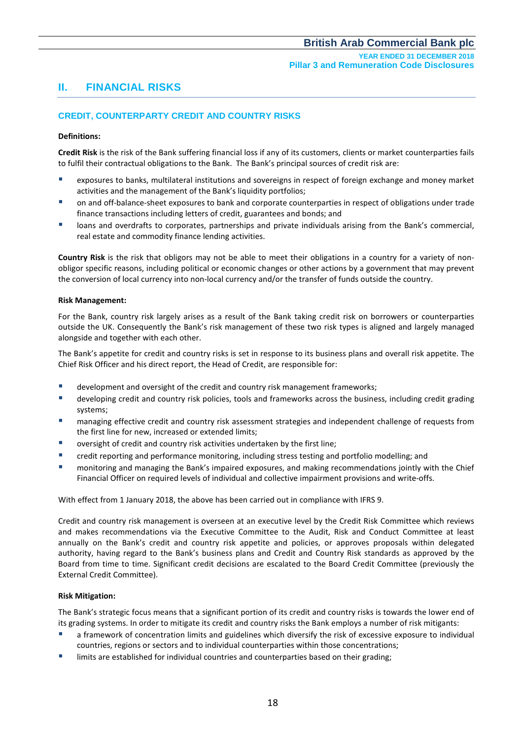## II. FINANCIAL RISKS

### CREDIT, COUNTERPARTY CREDIT AND COUNTRY RISKS

**Definitions:**

**Credit Risk** is the risk of the Bank suffering financial loss if any of its customers, clients or market counterparties fails to fulfil their contractual obligations to the Bank. The Bank's principal sources of credit risk are:

- exposures to banks, multilateral institutions and sovereigns in respect of foreign exchange and money market activities and the management of the Bank's liquidity portfolios;
- on and off-balance-sheet exposures to bank and corporate counterparties in respect of obligations under trade finance transactions including letters of credit, guarantees and bonds; and
- loans and overdrafts to corporates, partnerships and private individuals arising from the Bank's commercial, real estate and commodity finance lending activities.

**Country Risk** is the risk that obligors may not be able to meet their obligations in a country for a variety of non-obligor specific reasons, including political or economic changes or other actions by a government that may prevent the conversion of local currency into non-local currency and/or the transfer of funds outside the country.

**Risk Management:**

For the Bank, country risk largely arises as a result of the Bank taking credit risk on borrowers or counterparties outside the UK. Consequently the Bank's risk management of these two risk types is aligned and largely managed alongside and together with each other.

The Bank's appetite for credit and country risks is set in response to its business plans and overall risk appetite. The Chief Risk Officer and his direct report, the Head of Credit, are responsible for:

- development and oversight of the credit and country risk management frameworks;
- developing credit and country risk policies, tools and frameworks across the business, including credit grading systems;
- managing effective credit and country risk assessment strategies and independent challenge of requests from the first line for new, increased or extended limits;
- oversight of credit and country risk activities undertaken by the first line;
- credit reporting and performance monitoring, including stress testing and portfolio modelling; and
- monitoring and managing the Bank's impaired exposures, and making recommendations jointly with the Chief Financial Officer on required levels of individual and collective impairment provisions and write-offs.

With effect from 1 January 2018, the above has been carried out in compliance with IFRS 9.

Credit and country risk management is overseen at an executive level by the Credit Risk Committee which reviews and makes recommendations via the Executive Committee to the Audit, Risk and Conduct Committee at least annually on the Bank's credit and country risk appetite and policies, or approves proposals within delegated authority, having regard to the Bank's business plans and Credit and Country Risk standards as approved by the Board from time to time. Significant credit decisions are escalated to the Board Credit Committee (previously the External Credit Committee).

**Risk Mitigation:**

The Bank's strategic focus means that a significant portion of its credit and country risks is towards the lower end of its grading systems. In order to mitigate its credit and country risks the Bank employs a number of risk mitigants:

- a framework of concentration limits and guidelines which diversify the risk of excessive exposure to individual countries, regions or sectors and to individual counterparties within those concentrations;
- limits are established for individual countries and counterparties based on their grading;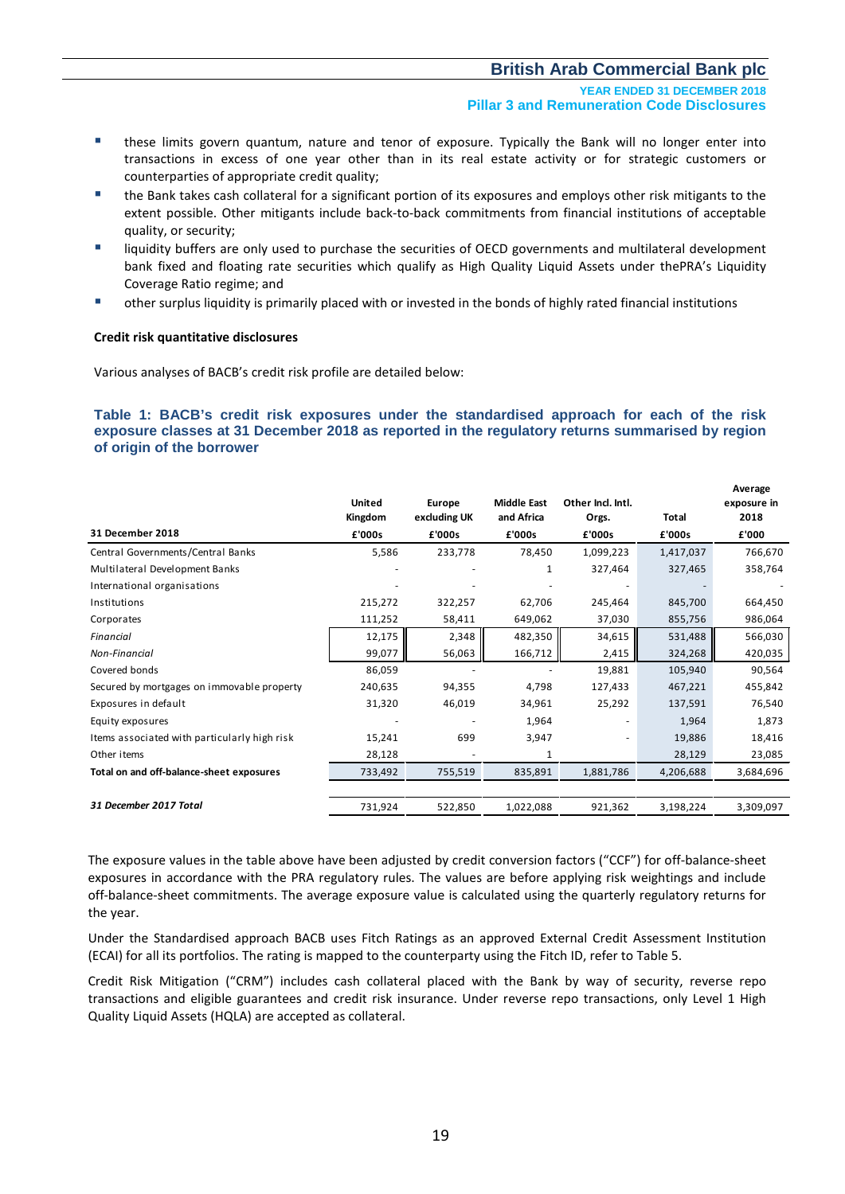- these limits govern quantum, nature and tenor of exposure. Typically the Bank will no longer enter into transactions in excess of one year other than in its real estate activity or for strategic customers or counterparties of appropriate credit quality;
- the Bank takes cash collateral for a significant portion of its exposures and employs other risk mitigants to the extent possible. Other mitigants include back-to-back commitments from financial institutions of acceptable quality, or security;
- liquidity buffers are only used to purchase the securities of OECD governments and multilateral development bank fixed and floating rate securities which qualify as High Quality Liquid Assets under thePRA's Liquidity Coverage Ratio regime; and
- other surplus liquidity is primarily placed with or invested in the bonds of highly rated financial institutions

**Credit risk quantitative disclosures**

Various analyses of BACB's credit risk profile are detailed below:

### Table 1: BACB's credit risk exposures under the standardised approach for each of the risk exposure classes at 31 December 2018 as reported in the regulatory returns summarised by region of origin of the borrower

| 31 December 2018 | United Kingdom £'000s | Europe excluding UK £'000s | Middle East and Africa £'000s | Other Incl. Intl. Orgs. £'000s | Total £'000s | Average exposure in 2018 £'000 |
|---|---|---|---|---|---|---|
| Central Governments/Central Banks | 5,586 | 233,778 | 78,450 | 1,099,223 | 1,417,037 | 766,670 |
| Multilateral Development Banks | - | - | 1 | 327,464 | 327,465 | 358,764 |
| International organisations | - | - | - | - | - | - |
| Institutions | 215,272 | 322,257 | 62,706 | 245,464 | 845,700 | 664,450 |
| Corporates | 111,252 | 58,411 | 649,062 | 37,030 | 855,756 | 986,064 |
| *Financial* | 12,175 | 2,348 | 482,350 | 34,615 | 531,488 | 566,030 |
| *Non-Financial* | 99,077 | 56,063 | 166,712 | 2,415 | 324,268 | 420,035 |
| Covered bonds | 86,059 | - | - | 19,881 | 105,940 | 90,564 |
| Secured by mortgages on immovable property | 240,635 | 94,355 | 4,798 | 127,433 | 467,221 | 455,842 |
| Exposures in default | 31,320 | 46,019 | 34,961 | 25,292 | 137,591 | 76,540 |
| Equity exposures | - | - | 1,964 | - | 1,964 | 1,873 |
| Items associated with particularly high risk | 15,241 | 699 | 3,947 | - | 19,886 | 18,416 |
| Other items | 28,128 | - | 1 | | 28,129 | 23,085 |
| **Total on and off-balance-sheet exposures** | 733,492 | 755,519 | 835,891 | 1,881,786 | 4,206,688 | 3,684,696 |
| ***31 December 2017 Total*** | 731,924 | 522,850 | 1,022,088 | 921,362 | 3,198,224 | 3,309,097 |

The exposure values in the table above have been adjusted by credit conversion factors ("CCF") for off-balance-sheet exposures in accordance with the PRA regulatory rules. The values are before applying risk weightings and include off-balance-sheet commitments. The average exposure value is calculated using the quarterly regulatory returns for the year.

Under the Standardised approach BACB uses Fitch Ratings as an approved External Credit Assessment Institution (ECAI) for all its portfolios. The rating is mapped to the counterparty using the Fitch ID, refer to Table 5.

Credit Risk Mitigation ("CRM") includes cash collateral placed with the Bank by way of security, reverse repo transactions and eligible guarantees and credit risk insurance. Under reverse repo transactions, only Level 1 High Quality Liquid Assets (HQLA) are accepted as collateral.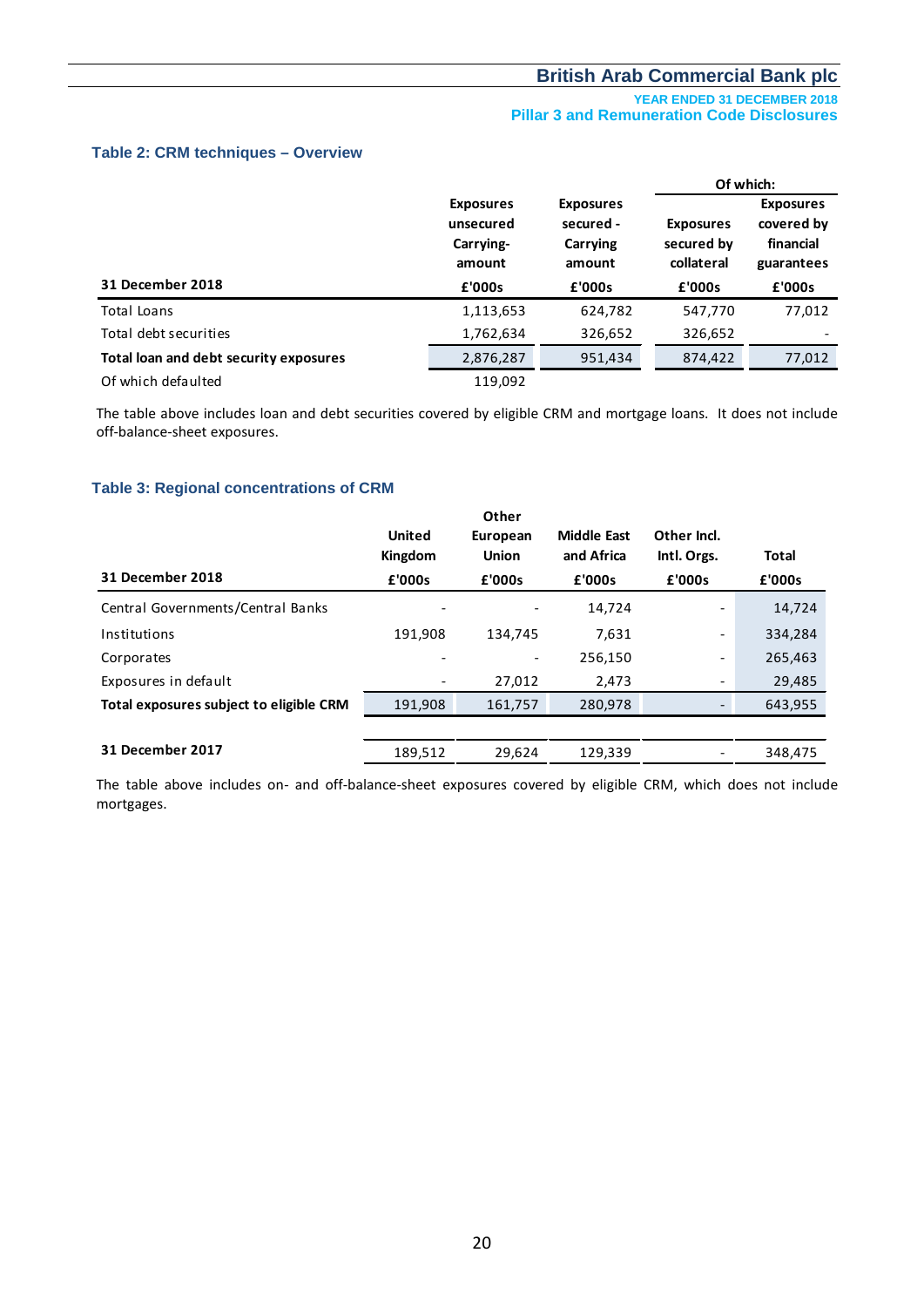### Table 2: CRM techniques – Overview

| 31 December 2018 | Exposures unsecured Carrying-amount £'000s | Exposures secured - Carrying amount £'000s | Of which: Exposures secured by collateral £'000s | Of which: Exposures covered by financial guarantees £'000s |
|---|---|---|---|---|
| Total Loans | 1,113,653 | 624,782 | 547,770 | 77,012 |
| Total debt securities | 1,762,634 | 326,652 | 326,652 | - |
| **Total loan and debt security exposures** | 2,876,287 | 951,434 | 874,422 | 77,012 |
| Of which defaulted | 119,092 | | | |

The table above includes loan and debt securities covered by eligible CRM and mortgage loans. It does not include off-balance-sheet exposures.

### Table 3: Regional concentrations of CRM

| 31 December 2018 | United Kingdom £'000s | Other European Union £'000s | Middle East and Africa £'000s | Other Incl. Intl. Orgs. £'000s | Total £'000s |
|---|---|---|---|---|---|
| Central Governments/Central Banks | - | - | 14,724 | - | 14,724 |
| Institutions | 191,908 | 134,745 | 7,631 | - | 334,284 |
| Corporates | - | - | 256,150 | - | 265,463 |
| Exposures in default | - | 27,012 | 2,473 | - | 29,485 |
| **Total exposures subject to eligible CRM** | 191,908 | 161,757 | 280,978 | - | 643,955 |
| | | | | | |
| **31 December 2017** | 189,512 | 29,624 | 129,339 | - | 348,475 |

The table above includes on- and off-balance-sheet exposures covered by eligible CRM, which does not include mortgages.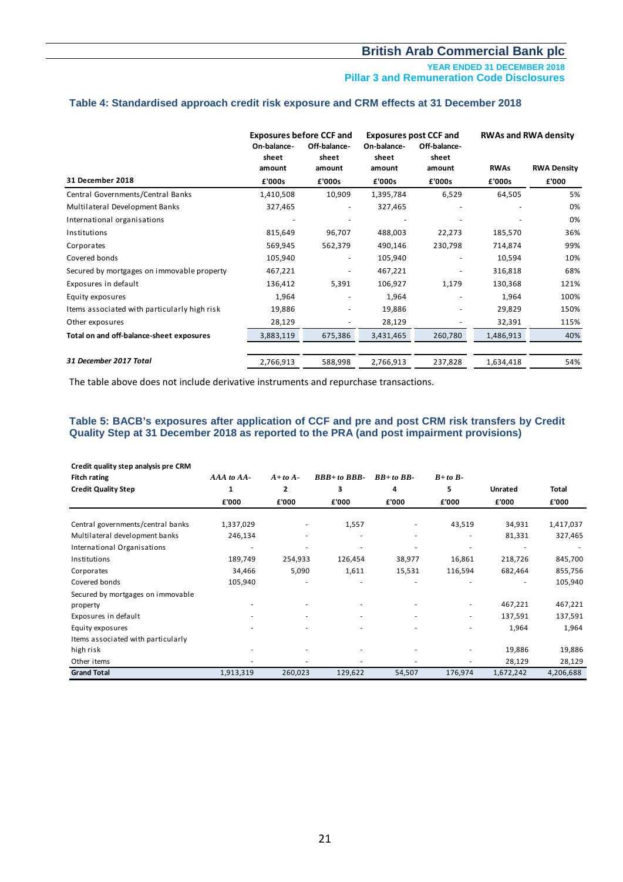### Table 4: Standardised approach credit risk exposure and CRM effects at 31 December 2018

| | Exposures before CCF and | | Exposures post CCF and | | RWAs and RWA density | |
|---|---|---|---|---|---|---|
| | On-balance-sheet amount | Off-balance-sheet amount | On-balance-sheet amount | Off-balance-sheet amount | RWAs | RWA Density |
| **31 December 2018** | **£'000s** | **£'000s** | **£'000s** | **£'000s** | **£'000s** | **£'000** |
| Central Governments/Central Banks | 1,410,508 | 10,909 | 1,395,784 | 6,529 | 64,505 | 5% |
| Multilateral Development Banks | 327,465 | - | 327,465 | - | - | 0% |
| International organisations | - | - | - | - | - | 0% |
| Institutions | 815,649 | 96,707 | 488,003 | 22,273 | 185,570 | 36% |
| Corporates | 569,945 | 562,379 | 490,146 | 230,798 | 714,874 | 99% |
| Covered bonds | 105,940 | - | 105,940 | - | 10,594 | 10% |
| Secured by mortgages on immovable property | 467,221 | - | 467,221 | - | 316,818 | 68% |
| Exposures in default | 136,412 | 5,391 | 106,927 | 1,179 | 130,368 | 121% |
| Equity exposures | 1,964 | - | 1,964 | - | 1,964 | 100% |
| Items associated with particularly high risk | 19,886 | - | 19,886 | - | 29,829 | 150% |
| Other exposures | 28,129 | - | 28,129 | - | 32,391 | 115% |
| **Total on and off-balance-sheet exposures** | 3,883,119 | 675,386 | 3,431,465 | 260,780 | 1,486,913 | 40% |
| ***31 December 2017 Total*** | 2,766,913 | 588,998 | 2,766,913 | 237,828 | 1,634,418 | 54% |

The table above does not include derivative instruments and repurchase transactions.

### Table 5: BACB's exposures after application of CCF and pre and post CRM risk transfers by Credit Quality Step at 31 December 2018 as reported to the PRA (and post impairment provisions)

| **Credit quality step analysis pre CRM** | | | | | | | |
|---|---|---|---|---|---|---|---|
| **Fitch rating** | *AAA to AA-* | *A+ to A-* | *BBB+ to BBB-* | *BB+ to BB-* | *B+ to B-* | | |
| **Credit Quality Step** | 1 | 2 | 3 | 4 | 5 | Unrated | Total |
| | £'000 | £'000 | £'000 | £'000 | £'000 | £'000 | £'000 |
| Central governments/central banks | 1,337,029 | - | 1,557 | - | 43,519 | 34,931 | 1,417,037 |
| Multilateral development banks | 246,134 | - | - | - | - | 81,331 | 327,465 |
| International Organisations | - | - | - | - | - | - | - |
| Institutions | 189,749 | 254,933 | 126,454 | 38,977 | 16,861 | 218,726 | 845,700 |
| Corporates | 34,466 | 5,090 | 1,611 | 15,531 | 116,594 | 682,464 | 855,756 |
| Covered bonds | 105,940 | - | - | - | - | - | 105,940 |
| Secured by mortgages on immovable property | - | - | - | - | - | 467,221 | 467,221 |
| Exposures in default | - | - | - | - | - | 137,591 | 137,591 |
| Equity exposures | - | - | - | - | - | 1,964 | 1,964 |
| Items associated with particularly high risk | - | - | - | - | - | 19,886 | 19,886 |
| Other items | - | - | - | - | - | 28,129 | 28,129 |
| **Grand Total** | 1,913,319 | 260,023 | 129,622 | 54,507 | 176,974 | 1,672,242 | 4,206,688 |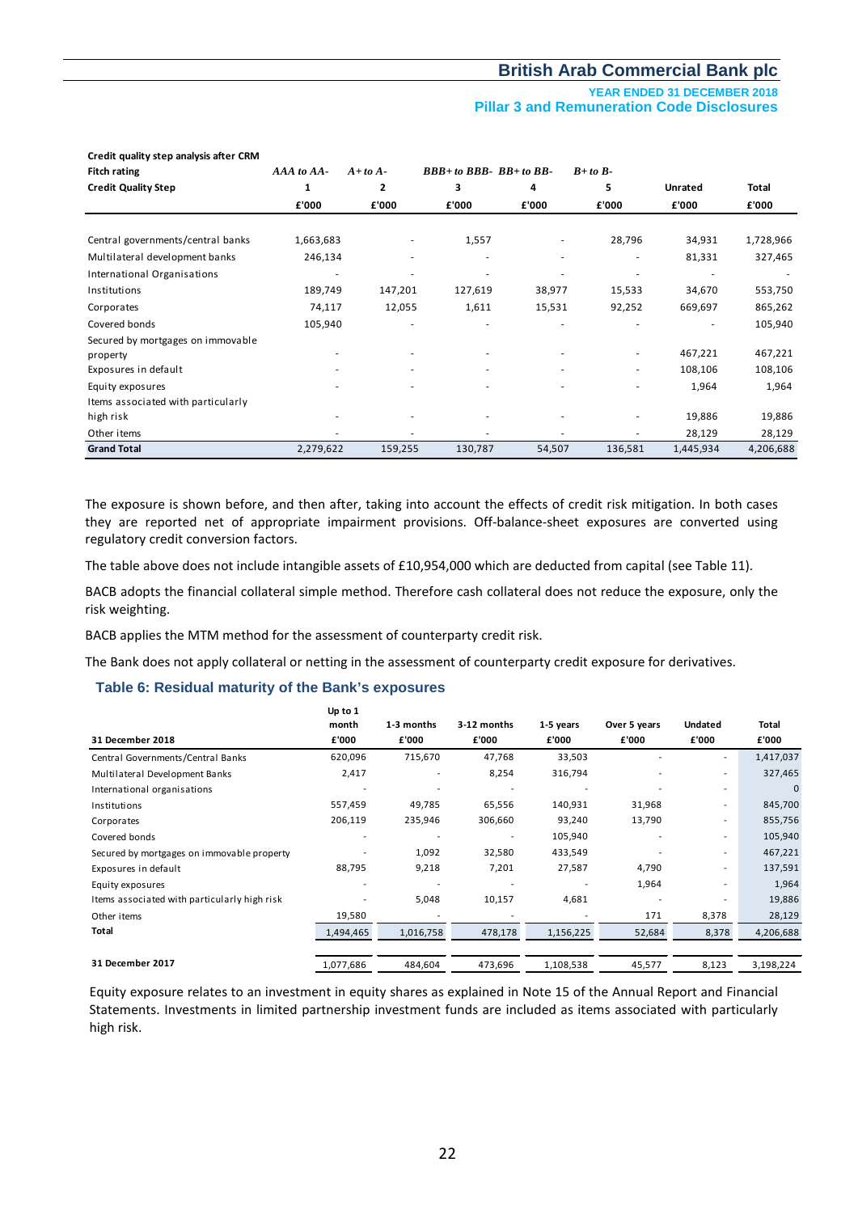**Credit quality step analysis after CRM**

| Fitch rating | *AAA to AA-* | *A+ to A-* | *BBB+ to BBB-* | *BB+ to BB-* | *B+ to B-* | | |
|---|---|---|---|---|---|---|---|
| **Credit Quality Step** | **1** | **2** | **3** | **4** | **5** | **Unrated** | **Total** |
| | **£'000** | **£'000** | **£'000** | **£'000** | **£'000** | **£'000** | **£'000** |
| Central governments/central banks | 1,663,683 | - | 1,557 | - | 28,796 | 34,931 | 1,728,966 |
| Multilateral development banks | 246,134 | - | - | - | - | 81,331 | 327,465 |
| International Organisations | - | - | - | - | - | - | - |
| Institutions | 189,749 | 147,201 | 127,619 | 38,977 | 15,533 | 34,670 | 553,750 |
| Corporates | 74,117 | 12,055 | 1,611 | 15,531 | 92,252 | 669,697 | 865,262 |
| Covered bonds | 105,940 | - | - | - | - | - | 105,940 |
| Secured by mortgages on immovable property | - | - | - | - | - | 467,221 | 467,221 |
| Exposures in default | - | - | - | - | - | 108,106 | 108,106 |
| Equity exposures | - | - | - | - | - | 1,964 | 1,964 |
| Items associated with particularly high risk | - | - | - | - | - | 19,886 | 19,886 |
| Other items | - | - | - | - | - | 28,129 | 28,129 |
| **Grand Total** | 2,279,622 | 159,255 | 130,787 | 54,507 | 136,581 | 1,445,934 | 4,206,688 |

The exposure is shown before, and then after, taking into account the effects of credit risk mitigation. In both cases they are reported net of appropriate impairment provisions. Off-balance-sheet exposures are converted using regulatory credit conversion factors.

The table above does not include intangible assets of £10,954,000 which are deducted from capital (see Table 11).

BACB adopts the financial collateral simple method. Therefore cash collateral does not reduce the exposure, only the risk weighting.

BACB applies the MTM method for the assessment of counterparty credit risk.

The Bank does not apply collateral or netting in the assessment of counterparty credit exposure for derivatives.

### Table 6: Residual maturity of the Bank's exposures

| 31 December 2018 | Up to 1 month £'000 | 1-3 months £'000 | 3-12 months £'000 | 1-5 years £'000 | Over 5 years £'000 | Undated £'000 | Total £'000 |
|---|---|---|---|---|---|---|---|
| Central Governments/Central Banks | 620,096 | 715,670 | 47,768 | 33,503 | - | - | 1,417,037 |
| Multilateral Development Banks | 2,417 | - | 8,254 | 316,794 | - | - | 327,465 |
| International organisations | - | - | - | - | - | - | 0 |
| Institutions | 557,459 | 49,785 | 65,556 | 140,931 | 31,968 | - | 845,700 |
| Corporates | 206,119 | 235,946 | 306,660 | 93,240 | 13,790 | - | 855,756 |
| Covered bonds | - | - | - | 105,940 | - | - | 105,940 |
| Secured by mortgages on immovable property | - | 1,092 | 32,580 | 433,549 | - | - | 467,221 |
| Exposures in default | 88,795 | 9,218 | 7,201 | 27,587 | 4,790 | - | 137,591 |
| Equity exposures | - | - | - | - | 1,964 | - | 1,964 |
| Items associated with particularly high risk | - | 5,048 | 10,157 | 4,681 | - | - | 19,886 |
| Other items | 19,580 | - | - | - | 171 | 8,378 | 28,129 |
| **Total** | 1,494,465 | 1,016,758 | 478,178 | 1,156,225 | 52,684 | 8,378 | 4,206,688 |
| **31 December 2017** | 1,077,686 | 484,604 | 473,696 | 1,108,538 | 45,577 | 8,123 | 3,198,224 |

Equity exposure relates to an investment in equity shares as explained in Note 15 of the Annual Report and Financial Statements. Investments in limited partnership investment funds are included as items associated with particularly high risk.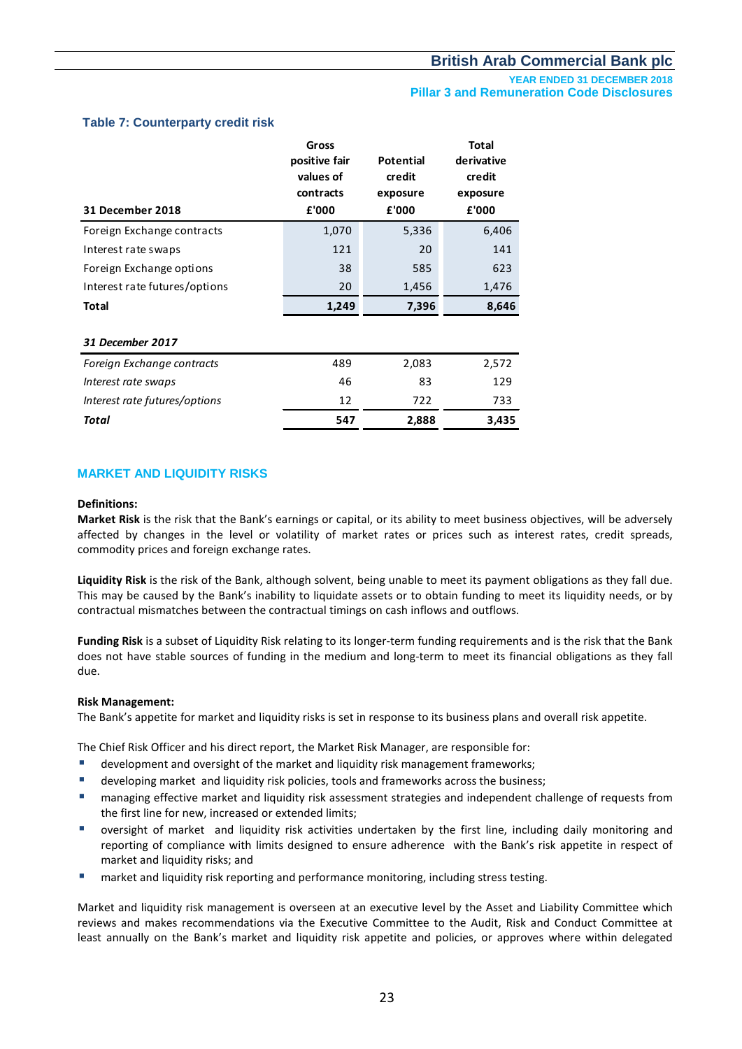### Table 7: Counterparty credit risk

| 31 December 2018 | Gross positive fair values of contracts £'000 | Potential credit exposure £'000 | Total derivative credit exposure £'000 |
|---|---|---|---|
| Foreign Exchange contracts | 1,070 | 5,336 | 6,406 |
| Interest rate swaps | 121 | 20 | 141 |
| Foreign Exchange options | 38 | 585 | 623 |
| Interest rate futures/options | 20 | 1,456 | 1,476 |
| **Total** | **1,249** | **7,396** | **8,646** |
| | | | |
| ***31 December 2017*** | | | |
| *Foreign Exchange contracts* | 489 | 2,083 | 2,572 |
| *Interest rate swaps* | 46 | 83 | 129 |
| *Interest rate futures/options* | 12 | 722 | 733 |
| ***Total*** | **547** | **2,888** | **3,435** |

## MARKET AND LIQUIDITY RISKS

**Definitions:**

**Market Risk** is the risk that the Bank's earnings or capital, or its ability to meet business objectives, will be adversely affected by changes in the level or volatility of market rates or prices such as interest rates, credit spreads, commodity prices and foreign exchange rates.

**Liquidity Risk** is the risk of the Bank, although solvent, being unable to meet its payment obligations as they fall due. This may be caused by the Bank's inability to liquidate assets or to obtain funding to meet its liquidity needs, or by contractual mismatches between the contractual timings on cash inflows and outflows.

**Funding Risk** is a subset of Liquidity Risk relating to its longer-term funding requirements and is the risk that the Bank does not have stable sources of funding in the medium and long-term to meet its financial obligations as they fall due.

**Risk Management:**

The Bank's appetite for market and liquidity risks is set in response to its business plans and overall risk appetite.

The Chief Risk Officer and his direct report, the Market Risk Manager, are responsible for:

- development and oversight of the market and liquidity risk management frameworks;
- developing market and liquidity risk policies, tools and frameworks across the business;
- managing effective market and liquidity risk assessment strategies and independent challenge of requests from the first line for new, increased or extended limits;
- oversight of market and liquidity risk activities undertaken by the first line, including daily monitoring and reporting of compliance with limits designed to ensure adherence with the Bank's risk appetite in respect of market and liquidity risks; and
- market and liquidity risk reporting and performance monitoring, including stress testing.

Market and liquidity risk management is overseen at an executive level by the Asset and Liability Committee which reviews and makes recommendations via the Executive Committee to the Audit, Risk and Conduct Committee at least annually on the Bank's market and liquidity risk appetite and policies, or approves where within delegated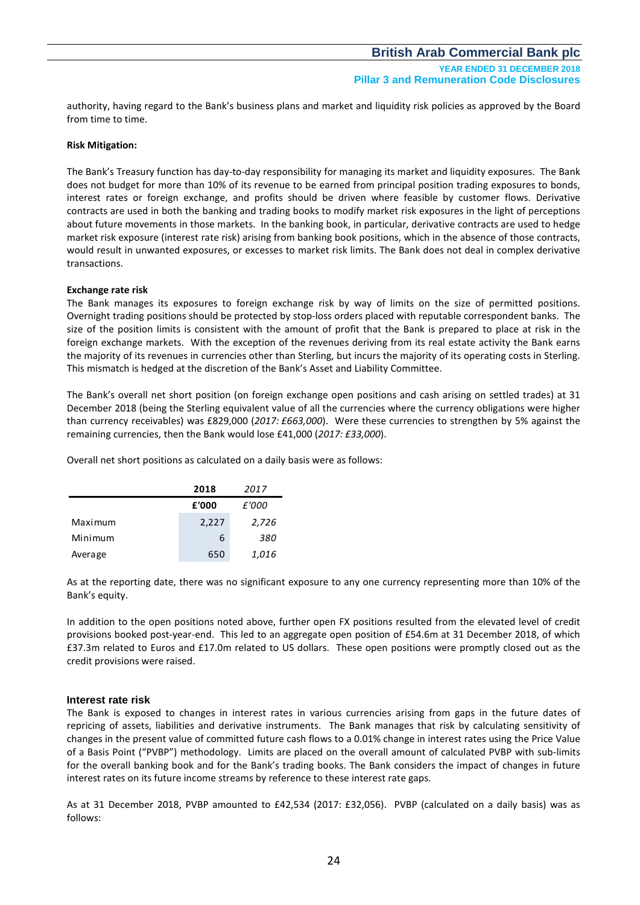authority, having regard to the Bank's business plans and market and liquidity risk policies as approved by the Board from time to time.

**Risk Mitigation:**

The Bank's Treasury function has day-to-day responsibility for managing its market and liquidity exposures. The Bank does not budget for more than 10% of its revenue to be earned from principal position trading exposures to bonds, interest rates or foreign exchange, and profits should be driven where feasible by customer flows. Derivative contracts are used in both the banking and trading books to modify market risk exposures in the light of perceptions about future movements in those markets. In the banking book, in particular, derivative contracts are used to hedge market risk exposure (interest rate risk) arising from banking book positions, which in the absence of those contracts, would result in unwanted exposures, or excesses to market risk limits. The Bank does not deal in complex derivative transactions.

**Exchange rate risk**

The Bank manages its exposures to foreign exchange risk by way of limits on the size of permitted positions. Overnight trading positions should be protected by stop-loss orders placed with reputable correspondent banks. The size of the position limits is consistent with the amount of profit that the Bank is prepared to place at risk in the foreign exchange markets. With the exception of the revenues deriving from its real estate activity the Bank earns the majority of its revenues in currencies other than Sterling, but incurs the majority of its operating costs in Sterling. This mismatch is hedged at the discretion of the Bank's Asset and Liability Committee.

The Bank's overall net short position (on foreign exchange open positions and cash arising on settled trades) at 31 December 2018 (being the Sterling equivalent value of all the currencies where the currency obligations were higher than currency receivables) was £829,000 (*2017: £663,000*). Were these currencies to strengthen by 5% against the remaining currencies, then the Bank would lose £41,000 (*2017: £33,000*).

Overall net short positions as calculated on a daily basis were as follows:

| | **2018** | *2017* |
|---|---|---|
| | **£'000** | *£'000* |
| Maximum | 2,227 | *2,726* |
| Minimum | 6 | *380* |
| Average | 650 | *1,016* |

As at the reporting date, there was no significant exposure to any one currency representing more than 10% of the Bank's equity.

In addition to the open positions noted above, further open FX positions resulted from the elevated level of credit provisions booked post-year-end. This led to an aggregate open position of £54.6m at 31 December 2018, of which £37.3m related to Euros and £17.0m related to US dollars. These open positions were promptly closed out as the credit provisions were raised.

**Interest rate risk**

The Bank is exposed to changes in interest rates in various currencies arising from gaps in the future dates of repricing of assets, liabilities and derivative instruments. The Bank manages that risk by calculating sensitivity of changes in the present value of committed future cash flows to a 0.01% change in interest rates using the Price Value of a Basis Point ("PVBP") methodology. Limits are placed on the overall amount of calculated PVBP with sub-limits for the overall banking book and for the Bank's trading books. The Bank considers the impact of changes in future interest rates on its future income streams by reference to these interest rate gaps.

As at 31 December 2018, PVBP amounted to £42,534 (2017: £32,056). PVBP (calculated on a daily basis) was as follows: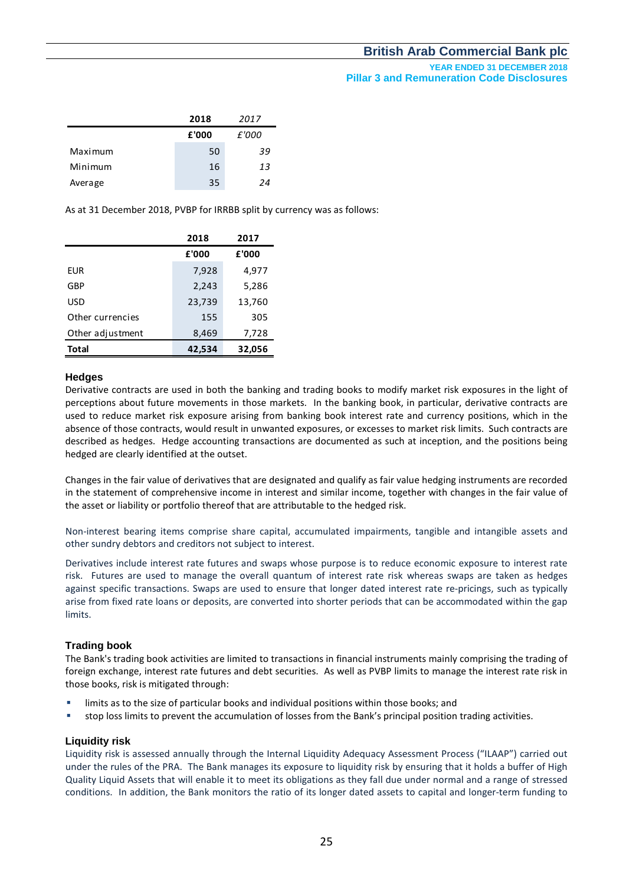| | 2018 | *2017* |
|---|---|---|
| | **£'000** | *£'000* |
| Maximum | 50 | *39* |
| Minimum | 16 | *13* |
| Average | 35 | *24* |

As at 31 December 2018, PVBP for IRRBB split by currency was as follows:

| | 2018 | 2017 |
|---|---|---|
| | **£'000** | **£'000** |
| EUR | 7,928 | 4,977 |
| GBP | 2,243 | 5,286 |
| USD | 23,739 | 13,760 |
| Other currencies | 155 | 305 |
| Other adjustment | 8,469 | 7,728 |
| **Total** | **42,534** | **32,056** |

### Hedges

Derivative contracts are used in both the banking and trading books to modify market risk exposures in the light of perceptions about future movements in those markets. In the banking book, in particular, derivative contracts are used to reduce market risk exposure arising from banking book interest rate and currency positions, which in the absence of those contracts, would result in unwanted exposures, or excesses to market risk limits. Such contracts are described as hedges. Hedge accounting transactions are documented as such at inception, and the positions being hedged are clearly identified at the outset.

Changes in the fair value of derivatives that are designated and qualify as fair value hedging instruments are recorded in the statement of comprehensive income in interest and similar income, together with changes in the fair value of the asset or liability or portfolio thereof that are attributable to the hedged risk.

Non-interest bearing items comprise share capital, accumulated impairments, tangible and intangible assets and other sundry debtors and creditors not subject to interest.

Derivatives include interest rate futures and swaps whose purpose is to reduce economic exposure to interest rate risk. Futures are used to manage the overall quantum of interest rate risk whereas swaps are taken as hedges against specific transactions. Swaps are used to ensure that longer dated interest rate re-pricings, such as typically arise from fixed rate loans or deposits, are converted into shorter periods that can be accommodated within the gap limits.

### Trading book

The Bank's trading book activities are limited to transactions in financial instruments mainly comprising the trading of foreign exchange, interest rate futures and debt securities. As well as PVBP limits to manage the interest rate risk in those books, risk is mitigated through:

- limits as to the size of particular books and individual positions within those books; and
- stop loss limits to prevent the accumulation of losses from the Bank's principal position trading activities.

### Liquidity risk

Liquidity risk is assessed annually through the Internal Liquidity Adequacy Assessment Process ("ILAAP") carried out under the rules of the PRA. The Bank manages its exposure to liquidity risk by ensuring that it holds a buffer of High Quality Liquid Assets that will enable it to meet its obligations as they fall due under normal and a range of stressed conditions. In addition, the Bank monitors the ratio of its longer dated assets to capital and longer-term funding to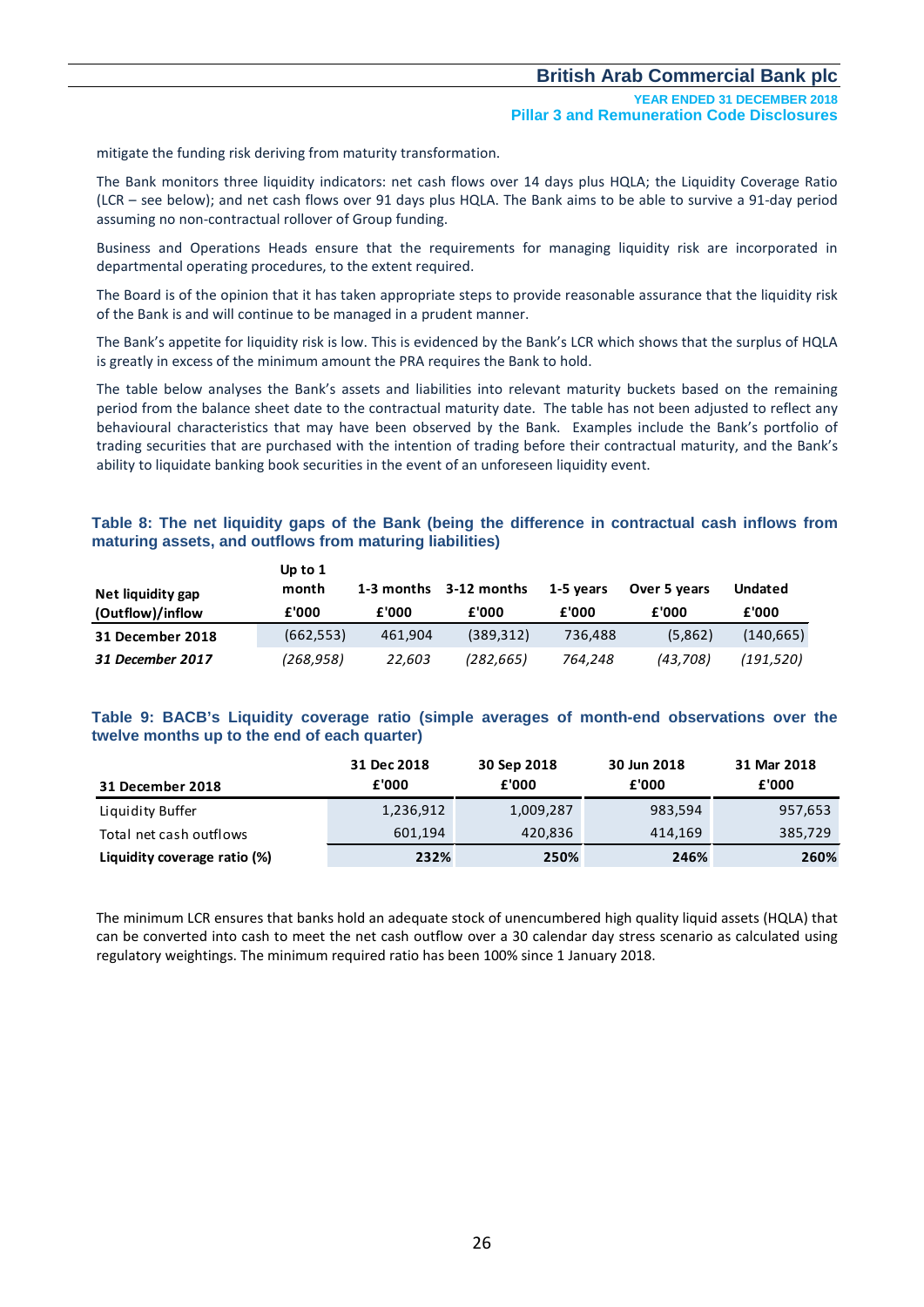mitigate the funding risk deriving from maturity transformation.

The Bank monitors three liquidity indicators: net cash flows over 14 days plus HQLA; the Liquidity Coverage Ratio (LCR – see below); and net cash flows over 91 days plus HQLA. The Bank aims to be able to survive a 91-day period assuming no non-contractual rollover of Group funding.

Business and Operations Heads ensure that the requirements for managing liquidity risk are incorporated in departmental operating procedures, to the extent required.

The Board is of the opinion that it has taken appropriate steps to provide reasonable assurance that the liquidity risk of the Bank is and will continue to be managed in a prudent manner.

The Bank's appetite for liquidity risk is low. This is evidenced by the Bank's LCR which shows that the surplus of HQLA is greatly in excess of the minimum amount the PRA requires the Bank to hold.

The table below analyses the Bank's assets and liabilities into relevant maturity buckets based on the remaining period from the balance sheet date to the contractual maturity date. The table has not been adjusted to reflect any behavioural characteristics that may have been observed by the Bank. Examples include the Bank's portfolio of trading securities that are purchased with the intention of trading before their contractual maturity, and the Bank's ability to liquidate banking book securities in the event of an unforeseen liquidity event.

### Table 8: The net liquidity gaps of the Bank (being the difference in contractual cash inflows from maturing assets, and outflows from maturing liabilities)

| Net liquidity gap (Outflow)/inflow | Up to 1 month £'000 | 1-3 months £'000 | 3-12 months £'000 | 1-5 years £'000 | Over 5 years £'000 | Undated £'000 |
|---|---|---|---|---|---|---|
| **31 December 2018** | (662,553) | 461,904 | (389,312) | 736,488 | (5,862) | (140,665) |
| ***31 December 2017*** | *(268,958)* | *22,603* | *(282,665)* | *764,248* | *(43,708)* | *(191,520)* |

### Table 9: BACB's Liquidity coverage ratio (simple averages of month-end observations over the twelve months up to the end of each quarter)

| 31 December 2018 | 31 Dec 2018 £'000 | 30 Sep 2018 £'000 | 30 Jun 2018 £'000 | 31 Mar 2018 £'000 |
|---|---|---|---|---|
| Liquidity Buffer | 1,236,912 | 1,009,287 | 983,594 | 957,653 |
| Total net cash outflows | 601,194 | 420,836 | 414,169 | 385,729 |
| **Liquidity coverage ratio (%)** | **232%** | **250%** | **246%** | **260%** |

The minimum LCR ensures that banks hold an adequate stock of unencumbered high quality liquid assets (HQLA) that can be converted into cash to meet the net cash outflow over a 30 calendar day stress scenario as calculated using regulatory weightings. The minimum required ratio has been 100% since 1 January 2018.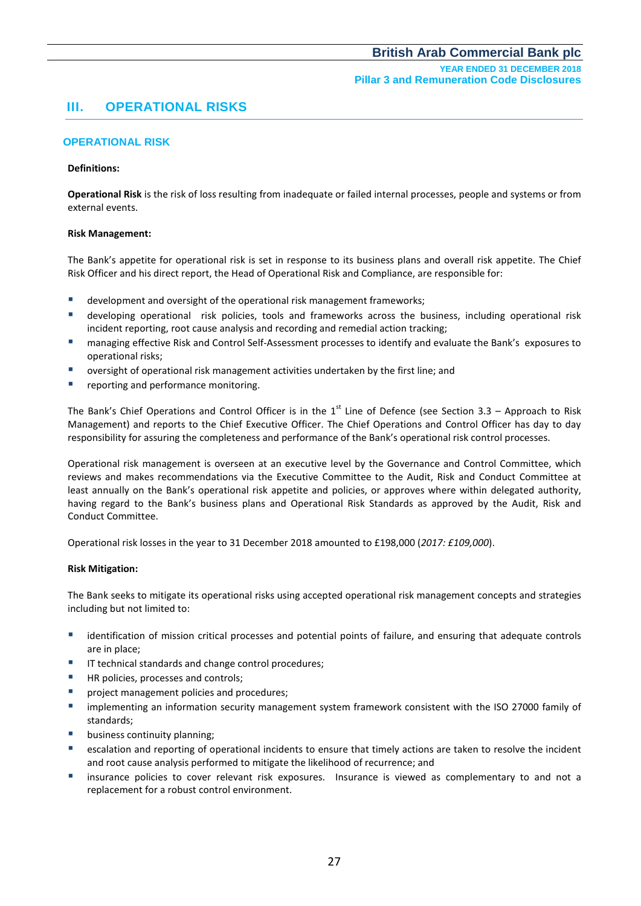## III. OPERATIONAL RISKS

### OPERATIONAL RISK

**Definitions:**

**Operational Risk** is the risk of loss resulting from inadequate or failed internal processes, people and systems or from external events.

**Risk Management:**

The Bank's appetite for operational risk is set in response to its business plans and overall risk appetite. The Chief Risk Officer and his direct report, the Head of Operational Risk and Compliance, are responsible for:

- development and oversight of the operational risk management frameworks;
- developing operational risk policies, tools and frameworks across the business, including operational risk incident reporting, root cause analysis and recording and remedial action tracking;
- managing effective Risk and Control Self-Assessment processes to identify and evaluate the Bank's exposures to operational risks;
- oversight of operational risk management activities undertaken by the first line; and
- reporting and performance monitoring.

The Bank's Chief Operations and Control Officer is in the 1st Line of Defence (see Section 3.3 – Approach to Risk Management) and reports to the Chief Executive Officer. The Chief Operations and Control Officer has day to day responsibility for assuring the completeness and performance of the Bank's operational risk control processes.

Operational risk management is overseen at an executive level by the Governance and Control Committee, which reviews and makes recommendations via the Executive Committee to the Audit, Risk and Conduct Committee at least annually on the Bank's operational risk appetite and policies, or approves where within delegated authority, having regard to the Bank's business plans and Operational Risk Standards as approved by the Audit, Risk and Conduct Committee.

Operational risk losses in the year to 31 December 2018 amounted to £198,000 (*2017: £109,000*).

**Risk Mitigation:**

The Bank seeks to mitigate its operational risks using accepted operational risk management concepts and strategies including but not limited to:

- identification of mission critical processes and potential points of failure, and ensuring that adequate controls are in place;
- IT technical standards and change control procedures;
- HR policies, processes and controls;
- project management policies and procedures;
- implementing an information security management system framework consistent with the ISO 27000 family of standards;
- business continuity planning;
- escalation and reporting of operational incidents to ensure that timely actions are taken to resolve the incident and root cause analysis performed to mitigate the likelihood of recurrence; and
- insurance policies to cover relevant risk exposures. Insurance is viewed as complementary to and not a replacement for a robust control environment.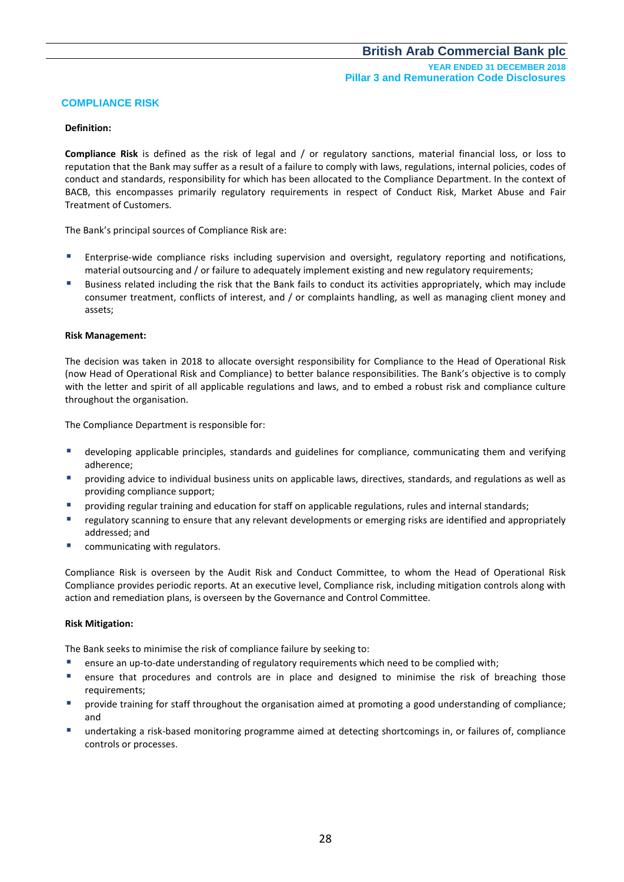## COMPLIANCE RISK

**Definition:**

**Compliance Risk** is defined as the risk of legal and / or regulatory sanctions, material financial loss, or loss to reputation that the Bank may suffer as a result of a failure to comply with laws, regulations, internal policies, codes of conduct and standards, responsibility for which has been allocated to the Compliance Department. In the context of BACB, this encompasses primarily regulatory requirements in respect of Conduct Risk, Market Abuse and Fair Treatment of Customers.

The Bank's principal sources of Compliance Risk are:

- Enterprise-wide compliance risks including supervision and oversight, regulatory reporting and notifications, material outsourcing and / or failure to adequately implement existing and new regulatory requirements;
- Business related including the risk that the Bank fails to conduct its activities appropriately, which may include consumer treatment, conflicts of interest, and / or complaints handling, as well as managing client money and assets;

**Risk Management:**

The decision was taken in 2018 to allocate oversight responsibility for Compliance to the Head of Operational Risk (now Head of Operational Risk and Compliance) to better balance responsibilities. The Bank's objective is to comply with the letter and spirit of all applicable regulations and laws, and to embed a robust risk and compliance culture throughout the organisation.

The Compliance Department is responsible for:

- developing applicable principles, standards and guidelines for compliance, communicating them and verifying adherence;
- providing advice to individual business units on applicable laws, directives, standards, and regulations as well as providing compliance support;
- providing regular training and education for staff on applicable regulations, rules and internal standards;
- regulatory scanning to ensure that any relevant developments or emerging risks are identified and appropriately addressed; and
- communicating with regulators.

Compliance Risk is overseen by the Audit Risk and Conduct Committee, to whom the Head of Operational Risk Compliance provides periodic reports. At an executive level, Compliance risk, including mitigation controls along with action and remediation plans, is overseen by the Governance and Control Committee.

**Risk Mitigation:**

The Bank seeks to minimise the risk of compliance failure by seeking to:

- ensure an up-to-date understanding of regulatory requirements which need to be complied with;
- ensure that procedures and controls are in place and designed to minimise the risk of breaching those requirements;
- provide training for staff throughout the organisation aimed at promoting a good understanding of compliance; and
- undertaking a risk-based monitoring programme aimed at detecting shortcomings in, or failures of, compliance controls or processes.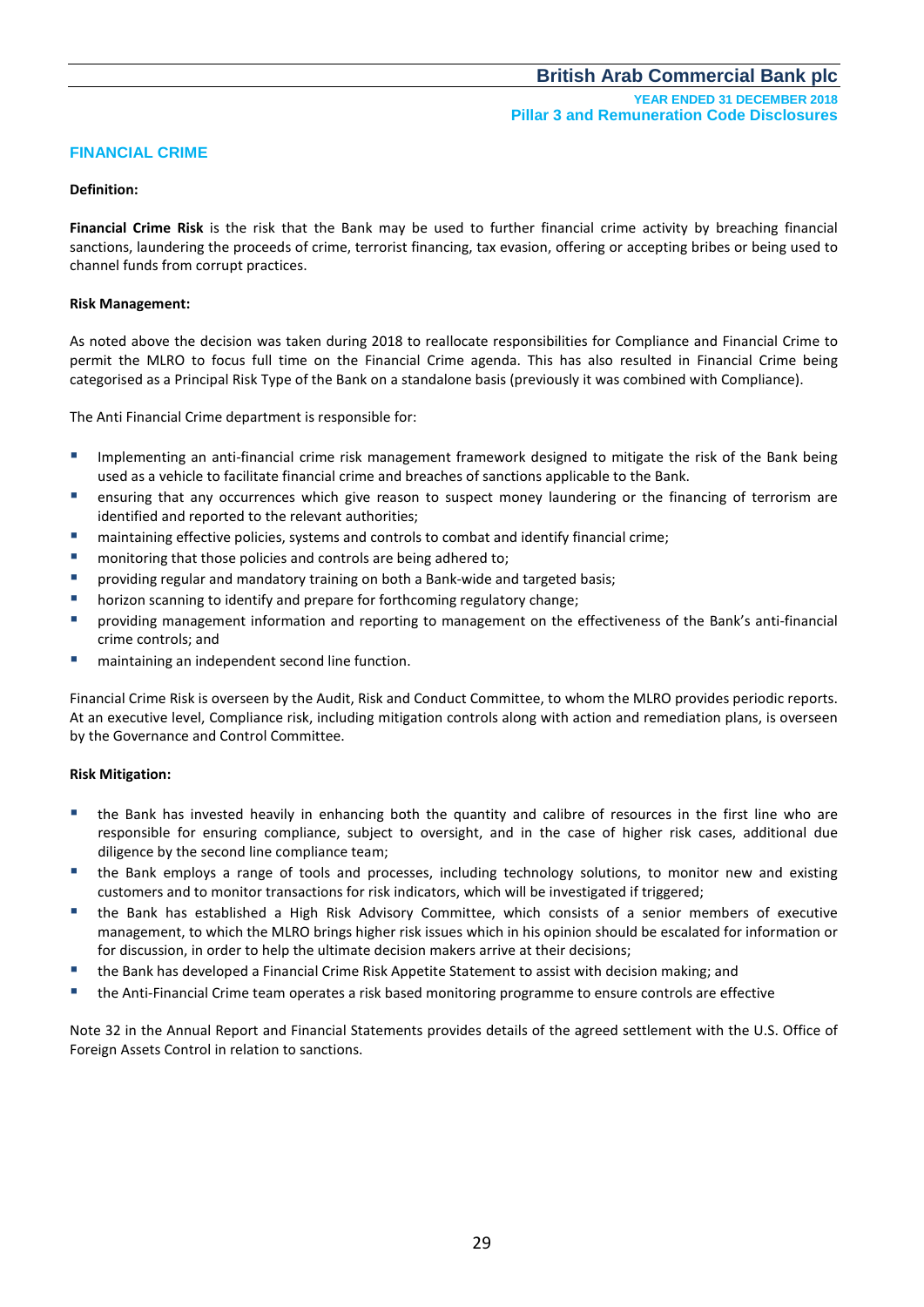## FINANCIAL CRIME

**Definition:**

**Financial Crime Risk** is the risk that the Bank may be used to further financial crime activity by breaching financial sanctions, laundering the proceeds of crime, terrorist financing, tax evasion, offering or accepting bribes or being used to channel funds from corrupt practices.

**Risk Management:**

As noted above the decision was taken during 2018 to reallocate responsibilities for Compliance and Financial Crime to permit the MLRO to focus full time on the Financial Crime agenda. This has also resulted in Financial Crime being categorised as a Principal Risk Type of the Bank on a standalone basis (previously it was combined with Compliance).

The Anti Financial Crime department is responsible for:

- Implementing an anti-financial crime risk management framework designed to mitigate the risk of the Bank being used as a vehicle to facilitate financial crime and breaches of sanctions applicable to the Bank.
- ensuring that any occurrences which give reason to suspect money laundering or the financing of terrorism are identified and reported to the relevant authorities;
- maintaining effective policies, systems and controls to combat and identify financial crime;
- monitoring that those policies and controls are being adhered to;
- providing regular and mandatory training on both a Bank-wide and targeted basis;
- horizon scanning to identify and prepare for forthcoming regulatory change;
- providing management information and reporting to management on the effectiveness of the Bank's anti-financial crime controls; and
- maintaining an independent second line function.

Financial Crime Risk is overseen by the Audit, Risk and Conduct Committee, to whom the MLRO provides periodic reports. At an executive level, Compliance risk, including mitigation controls along with action and remediation plans, is overseen by the Governance and Control Committee.

**Risk Mitigation:**

- the Bank has invested heavily in enhancing both the quantity and calibre of resources in the first line who are responsible for ensuring compliance, subject to oversight, and in the case of higher risk cases, additional due diligence by the second line compliance team;
- the Bank employs a range of tools and processes, including technology solutions, to monitor new and existing customers and to monitor transactions for risk indicators, which will be investigated if triggered;
- the Bank has established a High Risk Advisory Committee, which consists of a senior members of executive management, to which the MLRO brings higher risk issues which in his opinion should be escalated for information or for discussion, in order to help the ultimate decision makers arrive at their decisions;
- the Bank has developed a Financial Crime Risk Appetite Statement to assist with decision making; and
- the Anti-Financial Crime team operates a risk based monitoring programme to ensure controls are effective

Note 32 in the Annual Report and Financial Statements provides details of the agreed settlement with the U.S. Office of Foreign Assets Control in relation to sanctions.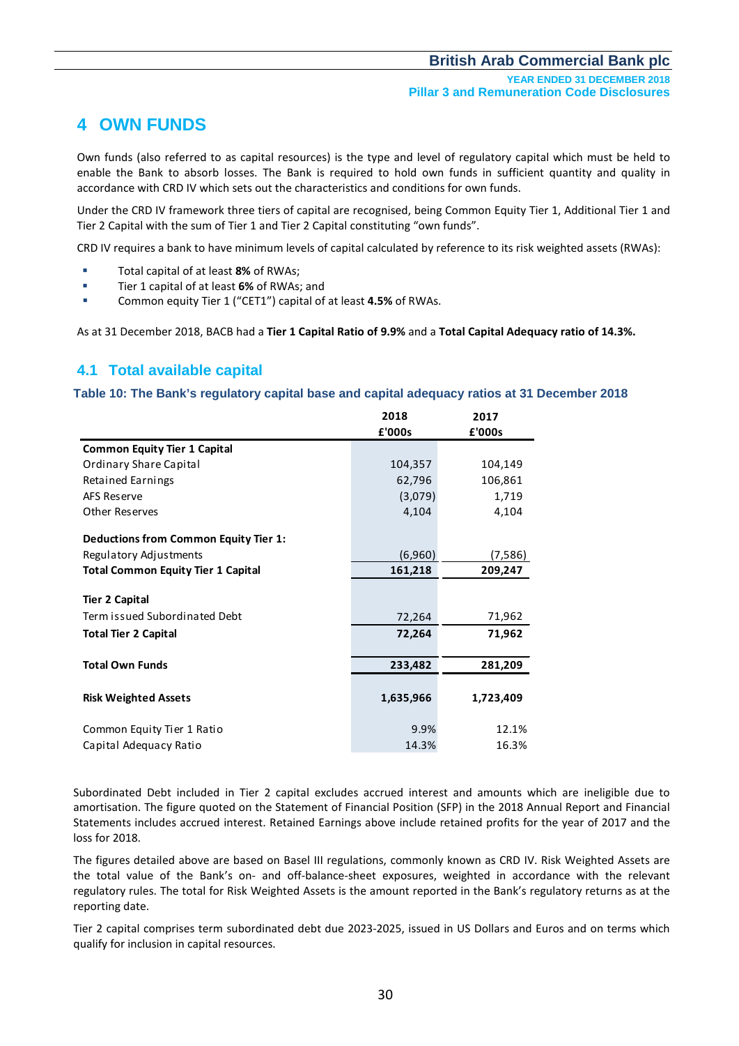# 4 OWN FUNDS

Own funds (also referred to as capital resources) is the type and level of regulatory capital which must be held to enable the Bank to absorb losses. The Bank is required to hold own funds in sufficient quantity and quality in accordance with CRD IV which sets out the characteristics and conditions for own funds.

Under the CRD IV framework three tiers of capital are recognised, being Common Equity Tier 1, Additional Tier 1 and Tier 2 Capital with the sum of Tier 1 and Tier 2 Capital constituting "own funds".

CRD IV requires a bank to have minimum levels of capital calculated by reference to its risk weighted assets (RWAs):

- Total capital of at least **8%** of RWAs;
- Tier 1 capital of at least **6%** of RWAs; and
- Common equity Tier 1 ("CET1") capital of at least **4.5%** of RWAs.

As at 31 December 2018, BACB had a **Tier 1 Capital Ratio of 9.9%** and a **Total Capital Adequacy ratio of 14.3%.**

## 4.1 Total available capital

### Table 10: The Bank's regulatory capital base and capital adequacy ratios at 31 December 2018

| | 2018 £'000s | 2017 £'000s |
|---|---|---|
| **Common Equity Tier 1 Capital** | | |
| Ordinary Share Capital | 104,357 | 104,149 |
| Retained Earnings | 62,796 | 106,861 |
| AFS Reserve | (3,079) | 1,719 |
| Other Reserves | 4,104 | 4,104 |
| **Deductions from Common Equity Tier 1:** | | |
| Regulatory Adjustments | (6,960) | (7,586) |
| **Total Common Equity Tier 1 Capital** | **161,218** | **209,247** |
| **Tier 2 Capital** | | |
| Term issued Subordinated Debt | 72,264 | 71,962 |
| **Total Tier 2 Capital** | **72,264** | **71,962** |
| **Total Own Funds** | **233,482** | **281,209** |
| **Risk Weighted Assets** | **1,635,966** | **1,723,409** |
| Common Equity Tier 1 Ratio | 9.9% | 12.1% |
| Capital Adequacy Ratio | 14.3% | 16.3% |

Subordinated Debt included in Tier 2 capital excludes accrued interest and amounts which are ineligible due to amortisation. The figure quoted on the Statement of Financial Position (SFP) in the 2018 Annual Report and Financial Statements includes accrued interest. Retained Earnings above include retained profits for the year of 2017 and the loss for 2018.

The figures detailed above are based on Basel III regulations, commonly known as CRD IV. Risk Weighted Assets are the total value of the Bank's on- and off-balance-sheet exposures, weighted in accordance with the relevant regulatory rules. The total for Risk Weighted Assets is the amount reported in the Bank's regulatory returns as at the reporting date.

Tier 2 capital comprises term subordinated debt due 2023-2025, issued in US Dollars and Euros and on terms which qualify for inclusion in capital resources.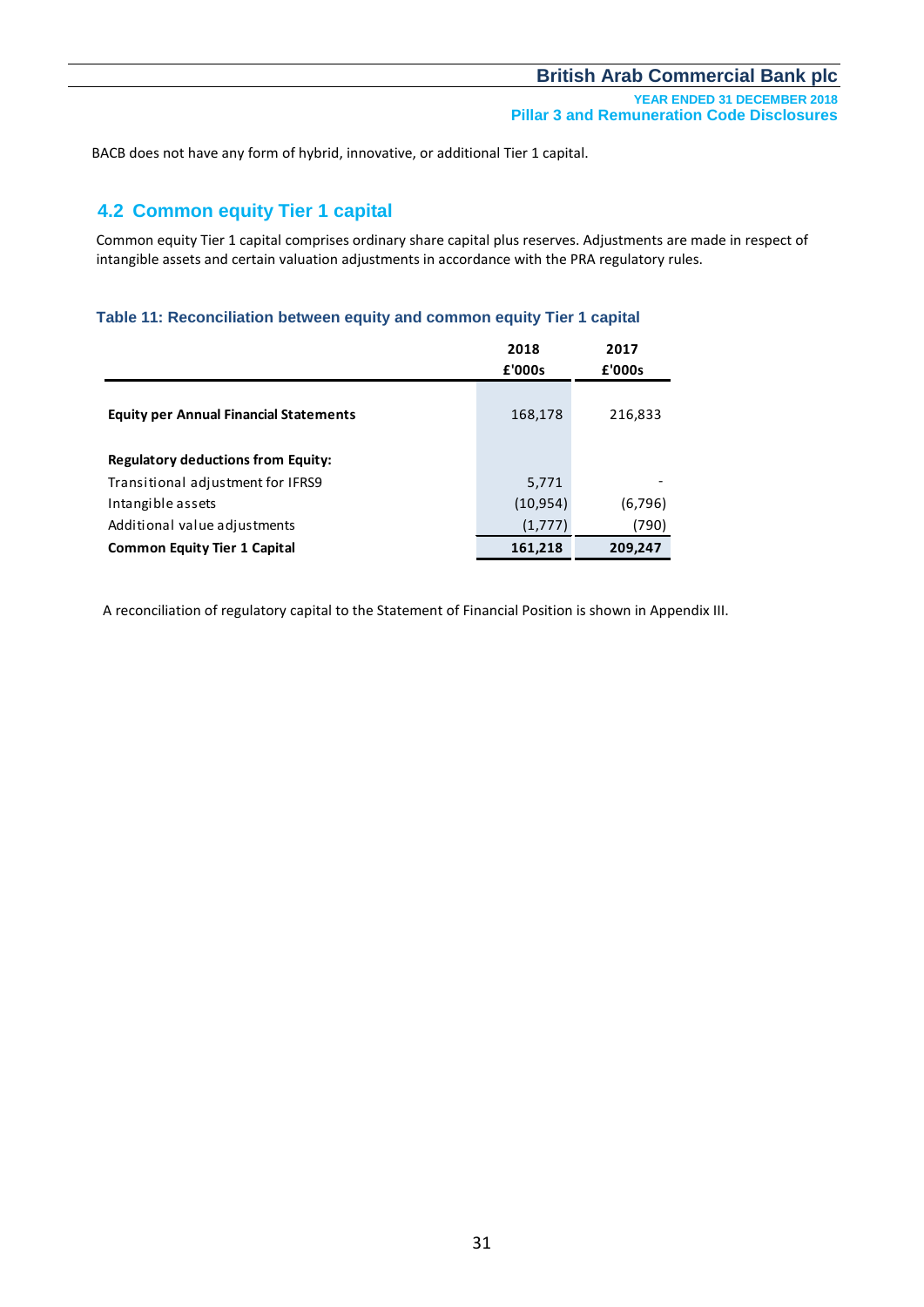BACB does not have any form of hybrid, innovative, or additional Tier 1 capital.

## 4.2 Common equity Tier 1 capital

Common equity Tier 1 capital comprises ordinary share capital plus reserves. Adjustments are made in respect of intangible assets and certain valuation adjustments in accordance with the PRA regulatory rules.

### Table 11: Reconciliation between equity and common equity Tier 1 capital

| | 2018 £'000s | 2017 £'000s |
|---|---|---|
| **Equity per Annual Financial Statements** | 168,178 | 216,833 |
| **Regulatory deductions from Equity:** | | |
| Transitional adjustment for IFRS9 | 5,771 | - |
| Intangible assets | (10,954) | (6,796) |
| Additional value adjustments | (1,777) | (790) |
| **Common Equity Tier 1 Capital** | **161,218** | **209,247** |

A reconciliation of regulatory capital to the Statement of Financial Position is shown in Appendix III.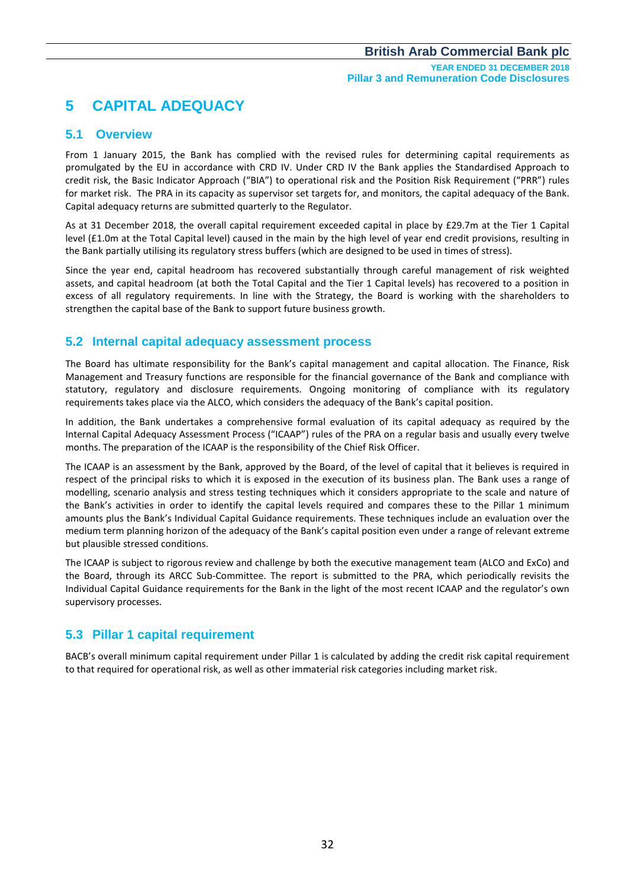# 5 CAPITAL ADEQUACY

## 5.1 Overview

From 1 January 2015, the Bank has complied with the revised rules for determining capital requirements as promulgated by the EU in accordance with CRD IV. Under CRD IV the Bank applies the Standardised Approach to credit risk, the Basic Indicator Approach ("BIA") to operational risk and the Position Risk Requirement ("PRR") rules for market risk. The PRA in its capacity as supervisor set targets for, and monitors, the capital adequacy of the Bank. Capital adequacy returns are submitted quarterly to the Regulator.

As at 31 December 2018, the overall capital requirement exceeded capital in place by £29.7m at the Tier 1 Capital level (£1.0m at the Total Capital level) caused in the main by the high level of year end credit provisions, resulting in the Bank partially utilising its regulatory stress buffers (which are designed to be used in times of stress).

Since the year end, capital headroom has recovered substantially through careful management of risk weighted assets, and capital headroom (at both the Total Capital and the Tier 1 Capital levels) has recovered to a position in excess of all regulatory requirements. In line with the Strategy, the Board is working with the shareholders to strengthen the capital base of the Bank to support future business growth.

## 5.2 Internal capital adequacy assessment process

The Board has ultimate responsibility for the Bank's capital management and capital allocation. The Finance, Risk Management and Treasury functions are responsible for the financial governance of the Bank and compliance with statutory, regulatory and disclosure requirements. Ongoing monitoring of compliance with its regulatory requirements takes place via the ALCO, which considers the adequacy of the Bank's capital position.

In addition, the Bank undertakes a comprehensive formal evaluation of its capital adequacy as required by the Internal Capital Adequacy Assessment Process ("ICAAP") rules of the PRA on a regular basis and usually every twelve months. The preparation of the ICAAP is the responsibility of the Chief Risk Officer.

The ICAAP is an assessment by the Bank, approved by the Board, of the level of capital that it believes is required in respect of the principal risks to which it is exposed in the execution of its business plan. The Bank uses a range of modelling, scenario analysis and stress testing techniques which it considers appropriate to the scale and nature of the Bank's activities in order to identify the capital levels required and compares these to the Pillar 1 minimum amounts plus the Bank's Individual Capital Guidance requirements. These techniques include an evaluation over the medium term planning horizon of the adequacy of the Bank's capital position even under a range of relevant extreme but plausible stressed conditions.

The ICAAP is subject to rigorous review and challenge by both the executive management team (ALCO and ExCo) and the Board, through its ARCC Sub-Committee. The report is submitted to the PRA, which periodically revisits the Individual Capital Guidance requirements for the Bank in the light of the most recent ICAAP and the regulator's own supervisory processes.

## 5.3 Pillar 1 capital requirement

BACB's overall minimum capital requirement under Pillar 1 is calculated by adding the credit risk capital requirement to that required for operational risk, as well as other immaterial risk categories including market risk.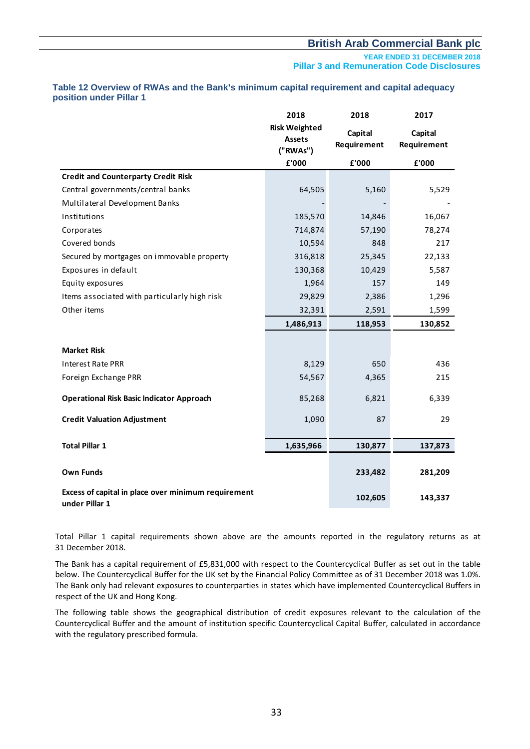### Table 12 Overview of RWAs and the Bank's minimum capital requirement and capital adequacy position under Pillar 1

| | 2018<br>Risk Weighted Assets ("RWAs")<br>£'000 | 2018<br>Capital Requirement<br>£'000 | 2017<br>Capital Requirement<br>£'000 |
|---|---|---|---|
| **Credit and Counterparty Credit Risk** | | | |
| Central governments/central banks | 64,505 | 5,160 | 5,529 |
| Multilateral Development Banks | - | - | - |
| Institutions | 185,570 | 14,846 | 16,067 |
| Corporates | 714,874 | 57,190 | 78,274 |
| Covered bonds | 10,594 | 848 | 217 |
| Secured by mortgages on immovable property | 316,818 | 25,345 | 22,133 |
| Exposures in default | 130,368 | 10,429 | 5,587 |
| Equity exposures | 1,964 | 157 | 149 |
| Items associated with particularly high risk | 29,829 | 2,386 | 1,296 |
| Other items | 32,391 | 2,591 | 1,599 |
| | **1,486,913** | **118,953** | **130,852** |
| **Market Risk** | | | |
| Interest Rate PRR | 8,129 | 650 | 436 |
| Foreign Exchange PRR | 54,567 | 4,365 | 215 |
| **Operational Risk Basic Indicator Approach** | 85,268 | 6,821 | 6,339 |
| **Credit Valuation Adjustment** | 1,090 | 87 | 29 |
| **Total Pillar 1** | **1,635,966** | **130,877** | **137,873** |
| **Own Funds** | | **233,482** | **281,209** |
| **Excess of capital in place over minimum requirement under Pillar 1** | | **102,605** | **143,337** |

Total Pillar 1 capital requirements shown above are the amounts reported in the regulatory returns as at 31 December 2018.

The Bank has a capital requirement of £5,831,000 with respect to the Countercyclical Buffer as set out in the table below. The Countercyclical Buffer for the UK set by the Financial Policy Committee as of 31 December 2018 was 1.0%. The Bank only had relevant exposures to counterparties in states which have implemented Countercyclical Buffers in respect of the UK and Hong Kong.

The following table shows the geographical distribution of credit exposures relevant to the calculation of the Countercyclical Buffer and the amount of institution specific Countercyclical Capital Buffer, calculated in accordance with the regulatory prescribed formula.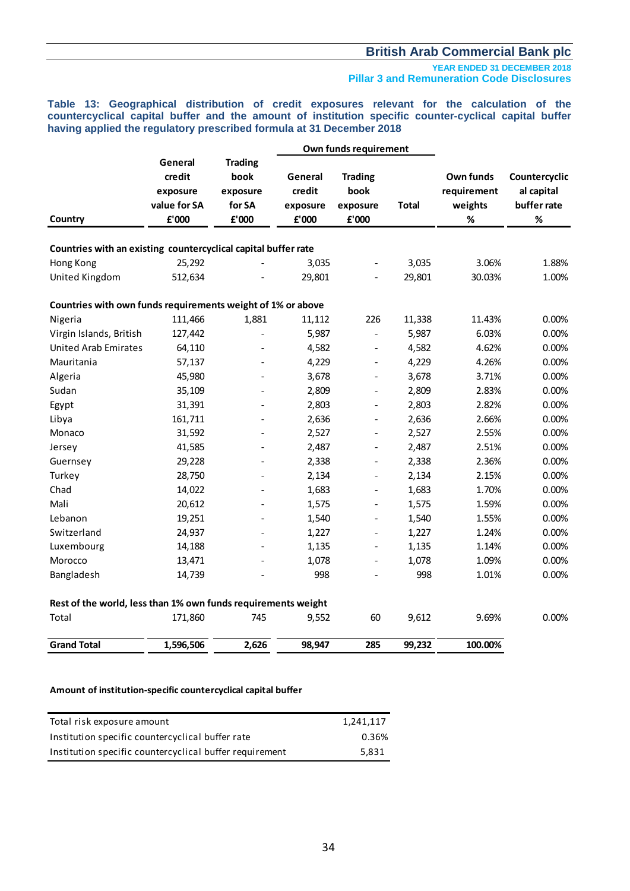**Table 13: Geographical distribution of credit exposures relevant for the calculation of the countercyclical capital buffer and the amount of institution specific counter-cyclical capital buffer having applied the regulatory prescribed formula at 31 December 2018**

| Country | General credit exposure value for SA £'000 | Trading book exposure for SA £'000 | Own funds requirement: General credit exposure £'000 | Own funds requirement: Trading book exposure £'000 | Own funds requirement: Total | Own funds requirement weights % | Countercyclical capital buffer rate % |
|---|---|---|---|---|---|---|---|
| **Countries with an existing countercyclical capital buffer rate** | | | | | | | |
| Hong Kong | 25,292 | - | 3,035 | - | 3,035 | 3.06% | 1.88% |
| United Kingdom | 512,634 | - | 29,801 | - | 29,801 | 30.03% | 1.00% |
| **Countries with own funds requirements weight of 1% or above** | | | | | | | |
| Nigeria | 111,466 | 1,881 | 11,112 | 226 | 11,338 | 11.43% | 0.00% |
| Virgin Islands, British | 127,442 | - | 5,987 | - | 5,987 | 6.03% | 0.00% |
| United Arab Emirates | 64,110 | - | 4,582 | - | 4,582 | 4.62% | 0.00% |
| Mauritania | 57,137 | - | 4,229 | - | 4,229 | 4.26% | 0.00% |
| Algeria | 45,980 | - | 3,678 | - | 3,678 | 3.71% | 0.00% |
| Sudan | 35,109 | - | 2,809 | - | 2,809 | 2.83% | 0.00% |
| Egypt | 31,391 | - | 2,803 | - | 2,803 | 2.82% | 0.00% |
| Libya | 161,711 | - | 2,636 | - | 2,636 | 2.66% | 0.00% |
| Monaco | 31,592 | - | 2,527 | - | 2,527 | 2.55% | 0.00% |
| Jersey | 41,585 | - | 2,487 | - | 2,487 | 2.51% | 0.00% |
| Guernsey | 29,228 | - | 2,338 | - | 2,338 | 2.36% | 0.00% |
| Turkey | 28,750 | - | 2,134 | - | 2,134 | 2.15% | 0.00% |
| Chad | 14,022 | - | 1,683 | - | 1,683 | 1.70% | 0.00% |
| Mali | 20,612 | - | 1,575 | - | 1,575 | 1.59% | 0.00% |
| Lebanon | 19,251 | - | 1,540 | - | 1,540 | 1.55% | 0.00% |
| Switzerland | 24,937 | - | 1,227 | - | 1,227 | 1.24% | 0.00% |
| Luxembourg | 14,188 | - | 1,135 | - | 1,135 | 1.14% | 0.00% |
| Morocco | 13,471 | - | 1,078 | - | 1,078 | 1.09% | 0.00% |
| Bangladesh | 14,739 | - | 998 | - | 998 | 1.01% | 0.00% |
| **Rest of the world, less than 1% own funds requirements weight** | | | | | | | |
| Total | 171,860 | 745 | 9,552 | 60 | 9,612 | 9.69% | 0.00% |
| **Grand Total** | **1,596,506** | **2,626** | **98,947** | **285** | **99,232** | **100.00%** | |

**Amount of institution-specific countercyclical capital buffer**

| | |
|---|---|
| Total risk exposure amount | 1,241,117 |
| Institution specific countercyclical buffer rate | 0.36% |
| Institution specific countercyclical buffer requirement | 5,831 |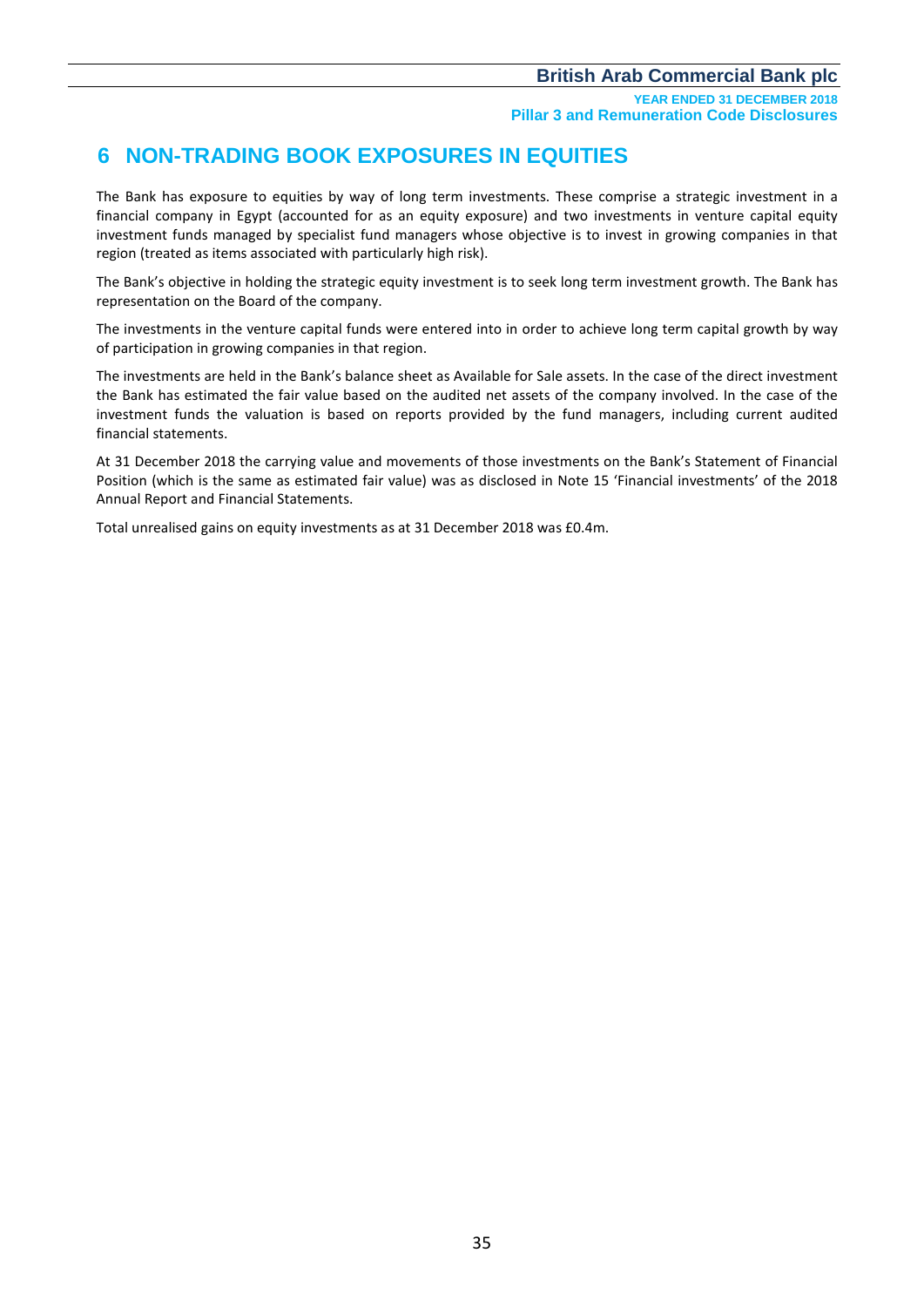# 6 NON-TRADING BOOK EXPOSURES IN EQUITIES

The Bank has exposure to equities by way of long term investments. These comprise a strategic investment in a financial company in Egypt (accounted for as an equity exposure) and two investments in venture capital equity investment funds managed by specialist fund managers whose objective is to invest in growing companies in that region (treated as items associated with particularly high risk).

The Bank's objective in holding the strategic equity investment is to seek long term investment growth. The Bank has representation on the Board of the company.

The investments in the venture capital funds were entered into in order to achieve long term capital growth by way of participation in growing companies in that region.

The investments are held in the Bank's balance sheet as Available for Sale assets. In the case of the direct investment the Bank has estimated the fair value based on the audited net assets of the company involved. In the case of the investment funds the valuation is based on reports provided by the fund managers, including current audited financial statements.

At 31 December 2018 the carrying value and movements of those investments on the Bank's Statement of Financial Position (which is the same as estimated fair value) was as disclosed in Note 15 'Financial investments' of the 2018 Annual Report and Financial Statements.

Total unrealised gains on equity investments as at 31 December 2018 was £0.4m.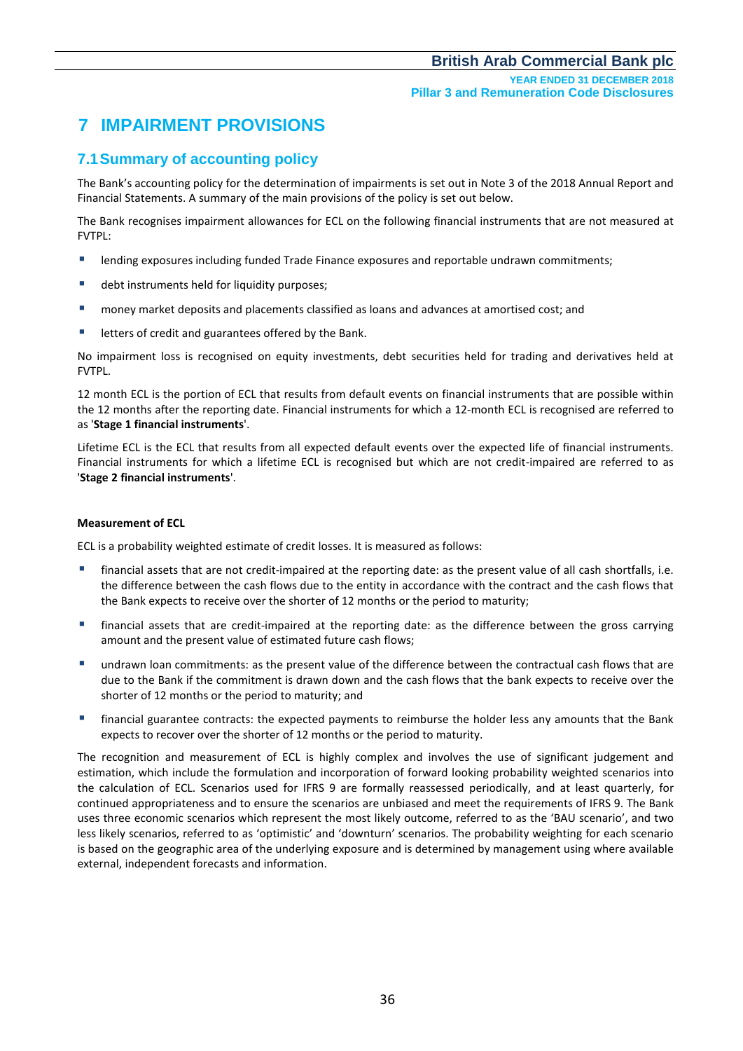# 7 IMPAIRMENT PROVISIONS

## 7.1 Summary of accounting policy

The Bank's accounting policy for the determination of impairments is set out in Note 3 of the 2018 Annual Report and Financial Statements. A summary of the main provisions of the policy is set out below.

The Bank recognises impairment allowances for ECL on the following financial instruments that are not measured at FVTPL:

- lending exposures including funded Trade Finance exposures and reportable undrawn commitments;
- debt instruments held for liquidity purposes;
- money market deposits and placements classified as loans and advances at amortised cost; and
- letters of credit and guarantees offered by the Bank.

No impairment loss is recognised on equity investments, debt securities held for trading and derivatives held at FVTPL.

12 month ECL is the portion of ECL that results from default events on financial instruments that are possible within the 12 months after the reporting date. Financial instruments for which a 12-month ECL is recognised are referred to as '**Stage 1 financial instruments**'.

Lifetime ECL is the ECL that results from all expected default events over the expected life of financial instruments. Financial instruments for which a lifetime ECL is recognised but which are not credit-impaired are referred to as '**Stage 2 financial instruments**'.

**Measurement of ECL**

ECL is a probability weighted estimate of credit losses. It is measured as follows:

- financial assets that are not credit-impaired at the reporting date: as the present value of all cash shortfalls, i.e. the difference between the cash flows due to the entity in accordance with the contract and the cash flows that the Bank expects to receive over the shorter of 12 months or the period to maturity;
- financial assets that are credit-impaired at the reporting date: as the difference between the gross carrying amount and the present value of estimated future cash flows;
- undrawn loan commitments: as the present value of the difference between the contractual cash flows that are due to the Bank if the commitment is drawn down and the cash flows that the bank expects to receive over the shorter of 12 months or the period to maturity; and
- financial guarantee contracts: the expected payments to reimburse the holder less any amounts that the Bank expects to recover over the shorter of 12 months or the period to maturity.

The recognition and measurement of ECL is highly complex and involves the use of significant judgement and estimation, which include the formulation and incorporation of forward looking probability weighted scenarios into the calculation of ECL. Scenarios used for IFRS 9 are formally reassessed periodically, and at least quarterly, for continued appropriateness and to ensure the scenarios are unbiased and meet the requirements of IFRS 9. The Bank uses three economic scenarios which represent the most likely outcome, referred to as the 'BAU scenario', and two less likely scenarios, referred to as 'optimistic' and 'downturn' scenarios. The probability weighting for each scenario is based on the geographic area of the underlying exposure and is determined by management using where available external, independent forecasts and information.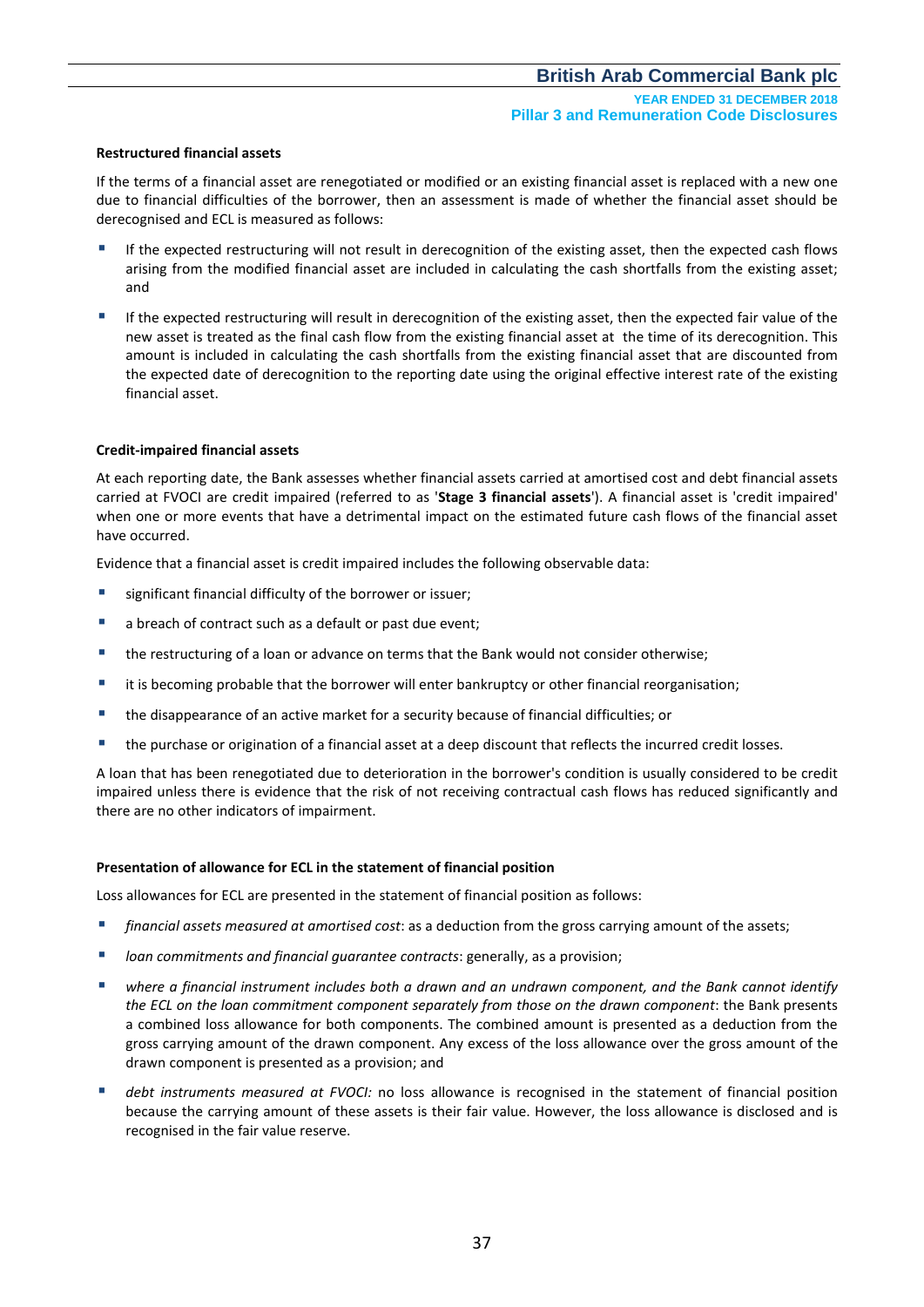**Restructured financial assets**

If the terms of a financial asset are renegotiated or modified or an existing financial asset is replaced with a new one due to financial difficulties of the borrower, then an assessment is made of whether the financial asset should be derecognised and ECL is measured as follows:

- If the expected restructuring will not result in derecognition of the existing asset, then the expected cash flows arising from the modified financial asset are included in calculating the cash shortfalls from the existing asset; and
- If the expected restructuring will result in derecognition of the existing asset, then the expected fair value of the new asset is treated as the final cash flow from the existing financial asset at the time of its derecognition. This amount is included in calculating the cash shortfalls from the existing financial asset that are discounted from the expected date of derecognition to the reporting date using the original effective interest rate of the existing financial asset.

**Credit-impaired financial assets**

At each reporting date, the Bank assesses whether financial assets carried at amortised cost and debt financial assets carried at FVOCI are credit impaired (referred to as '**Stage 3 financial assets**'). A financial asset is 'credit impaired' when one or more events that have a detrimental impact on the estimated future cash flows of the financial asset have occurred.

Evidence that a financial asset is credit impaired includes the following observable data:

- significant financial difficulty of the borrower or issuer;
- a breach of contract such as a default or past due event;
- the restructuring of a loan or advance on terms that the Bank would not consider otherwise;
- it is becoming probable that the borrower will enter bankruptcy or other financial reorganisation;
- the disappearance of an active market for a security because of financial difficulties; or
- the purchase or origination of a financial asset at a deep discount that reflects the incurred credit losses.

A loan that has been renegotiated due to deterioration in the borrower's condition is usually considered to be credit impaired unless there is evidence that the risk of not receiving contractual cash flows has reduced significantly and there are no other indicators of impairment.

**Presentation of allowance for ECL in the statement of financial position**

Loss allowances for ECL are presented in the statement of financial position as follows:

- *financial assets measured at amortised cost*: as a deduction from the gross carrying amount of the assets;
- *loan commitments and financial guarantee contracts*: generally, as a provision;
- *where a financial instrument includes both a drawn and an undrawn component, and the Bank cannot identify the ECL on the loan commitment component separately from those on the drawn component*: the Bank presents a combined loss allowance for both components. The combined amount is presented as a deduction from the gross carrying amount of the drawn component. Any excess of the loss allowance over the gross amount of the drawn component is presented as a provision; and
- *debt instruments measured at FVOCI:* no loss allowance is recognised in the statement of financial position because the carrying amount of these assets is their fair value. However, the loss allowance is disclosed and is recognised in the fair value reserve.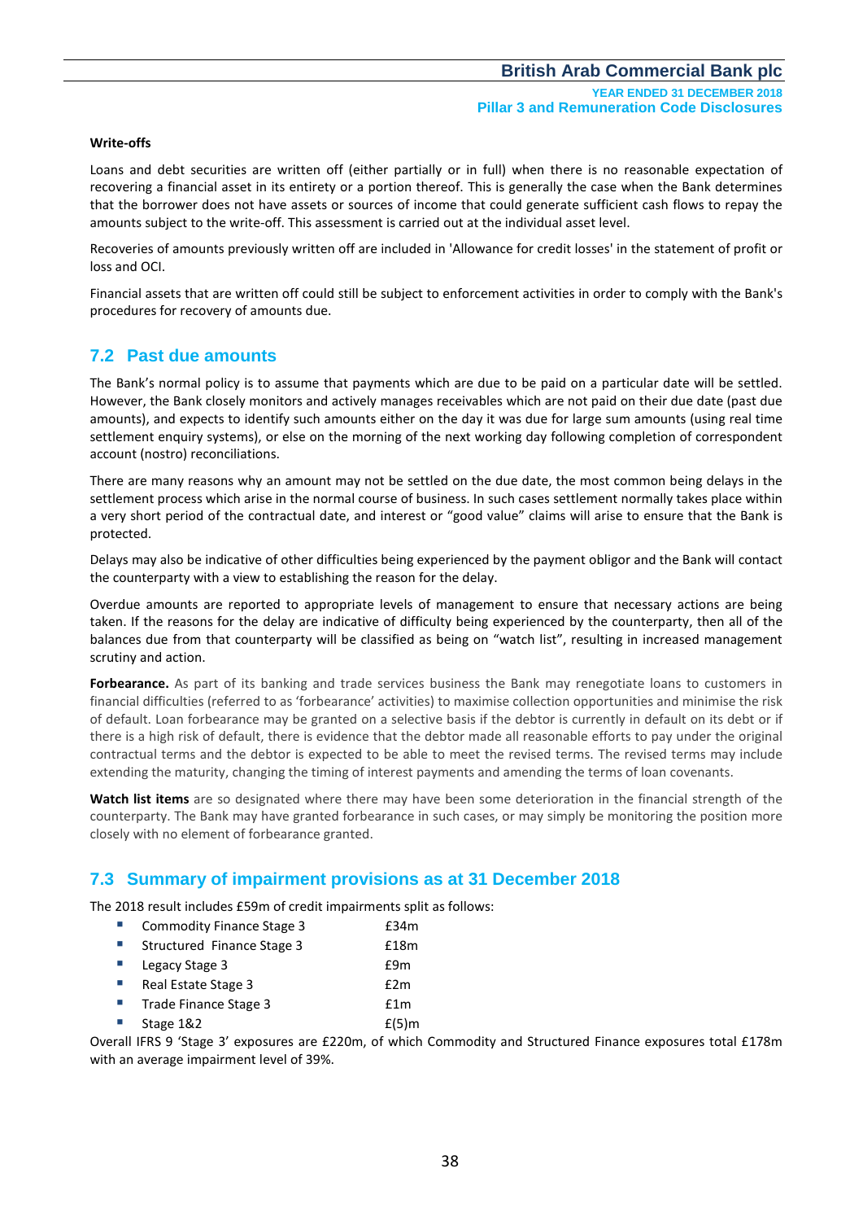**Write-offs**

Loans and debt securities are written off (either partially or in full) when there is no reasonable expectation of recovering a financial asset in its entirety or a portion thereof. This is generally the case when the Bank determines that the borrower does not have assets or sources of income that could generate sufficient cash flows to repay the amounts subject to the write-off. This assessment is carried out at the individual asset level.

Recoveries of amounts previously written off are included in 'Allowance for credit losses' in the statement of profit or loss and OCI.

Financial assets that are written off could still be subject to enforcement activities in order to comply with the Bank's procedures for recovery of amounts due.

## 7.2 Past due amounts

The Bank's normal policy is to assume that payments which are due to be paid on a particular date will be settled. However, the Bank closely monitors and actively manages receivables which are not paid on their due date (past due amounts), and expects to identify such amounts either on the day it was due for large sum amounts (using real time settlement enquiry systems), or else on the morning of the next working day following completion of correspondent account (nostro) reconciliations.

There are many reasons why an amount may not be settled on the due date, the most common being delays in the settlement process which arise in the normal course of business. In such cases settlement normally takes place within a very short period of the contractual date, and interest or "good value" claims will arise to ensure that the Bank is protected.

Delays may also be indicative of other difficulties being experienced by the payment obligor and the Bank will contact the counterparty with a view to establishing the reason for the delay.

Overdue amounts are reported to appropriate levels of management to ensure that necessary actions are being taken. If the reasons for the delay are indicative of difficulty being experienced by the counterparty, then all of the balances due from that counterparty will be classified as being on "watch list", resulting in increased management scrutiny and action.

**Forbearance.** As part of its banking and trade services business the Bank may renegotiate loans to customers in financial difficulties (referred to as 'forbearance' activities) to maximise collection opportunities and minimise the risk of default. Loan forbearance may be granted on a selective basis if the debtor is currently in default on its debt or if there is a high risk of default, there is evidence that the debtor made all reasonable efforts to pay under the original contractual terms and the debtor is expected to be able to meet the revised terms. The revised terms may include extending the maturity, changing the timing of interest payments and amending the terms of loan covenants.

**Watch list items** are so designated where there may have been some deterioration in the financial strength of the counterparty. The Bank may have granted forbearance in such cases, or may simply be monitoring the position more closely with no element of forbearance granted.

## 7.3 Summary of impairment provisions as at 31 December 2018

The 2018 result includes £59m of credit impairments split as follows:

- Commodity Finance Stage 3 £34m
- Structured Finance Stage 3 £18m
- Legacy Stage 3 £9m
- Real Estate Stage 3 £2m
- Trade Finance Stage 3 £1m
- Stage 1&2 £(5)m

Overall IFRS 9 'Stage 3' exposures are £220m, of which Commodity and Structured Finance exposures total £178m with an average impairment level of 39%.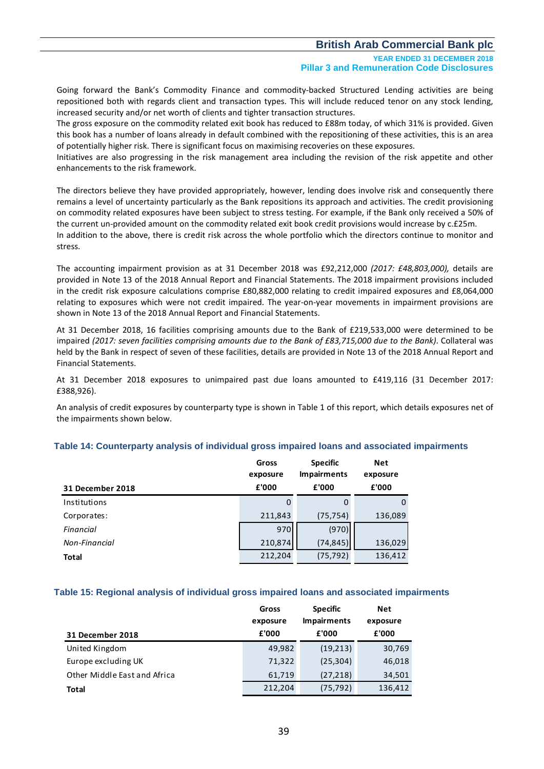Going forward the Bank's Commodity Finance and commodity-backed Structured Lending activities are being repositioned both with regards client and transaction types. This will include reduced tenor on any stock lending, increased security and/or net worth of clients and tighter transaction structures.

The gross exposure on the commodity related exit book has reduced to £88m today, of which 31% is provided. Given this book has a number of loans already in default combined with the repositioning of these activities, this is an area of potentially higher risk. There is significant focus on maximising recoveries on these exposures.

Initiatives are also progressing in the risk management area including the revision of the risk appetite and other enhancements to the risk framework.

The directors believe they have provided appropriately, however, lending does involve risk and consequently there remains a level of uncertainty particularly as the Bank repositions its approach and activities. The credit provisioning on commodity related exposures have been subject to stress testing. For example, if the Bank only received a 50% of the current un-provided amount on the commodity related exit book credit provisions would increase by c.£25m.

In addition to the above, there is credit risk across the whole portfolio which the directors continue to monitor and stress.

The accounting impairment provision as at 31 December 2018 was £92,212,000 *(2017: £48,803,000),* details are provided in Note 13 of the 2018 Annual Report and Financial Statements. The 2018 impairment provisions included in the credit risk exposure calculations comprise £80,882,000 relating to credit impaired exposures and £8,064,000 relating to exposures which were not credit impaired. The year-on-year movements in impairment provisions are shown in Note 13 of the 2018 Annual Report and Financial Statements.

At 31 December 2018, 16 facilities comprising amounts due to the Bank of £219,533,000 were determined to be impaired *(2017: seven facilities comprising amounts due to the Bank of £83,715,000 due to the Bank)*. Collateral was held by the Bank in respect of seven of these facilities, details are provided in Note 13 of the 2018 Annual Report and Financial Statements.

At 31 December 2018 exposures to unimpaired past due loans amounted to £419,116 (31 December 2017: £388,926).

An analysis of credit exposures by counterparty type is shown in Table 1 of this report, which details exposures net of the impairments shown below.

### Table 14: Counterparty analysis of individual gross impaired loans and associated impairments

| 31 December 2018 | Gross exposure £'000 | Specific Impairments £'000 | Net exposure £'000 |
|---|---|---|---|
| Institutions | 0 | 0 | 0 |
| Corporates: | 211,843 | (75,754) | 136,089 |
| *Financial* | 970 | (970) | |
| *Non-Financial* | 210,874 | (74,845) | 136,029 |
| **Total** | 212,204 | (75,792) | 136,412 |

### Table 15: Regional analysis of individual gross impaired loans and associated impairments

| 31 December 2018 | Gross exposure £'000 | Specific Impairments £'000 | Net exposure £'000 |
|---|---|---|---|
| United Kingdom | 49,982 | (19,213) | 30,769 |
| Europe excluding UK | 71,322 | (25,304) | 46,018 |
| Other Middle East and Africa | 61,719 | (27,218) | 34,501 |
| **Total** | 212,204 | (75,792) | 136,412 |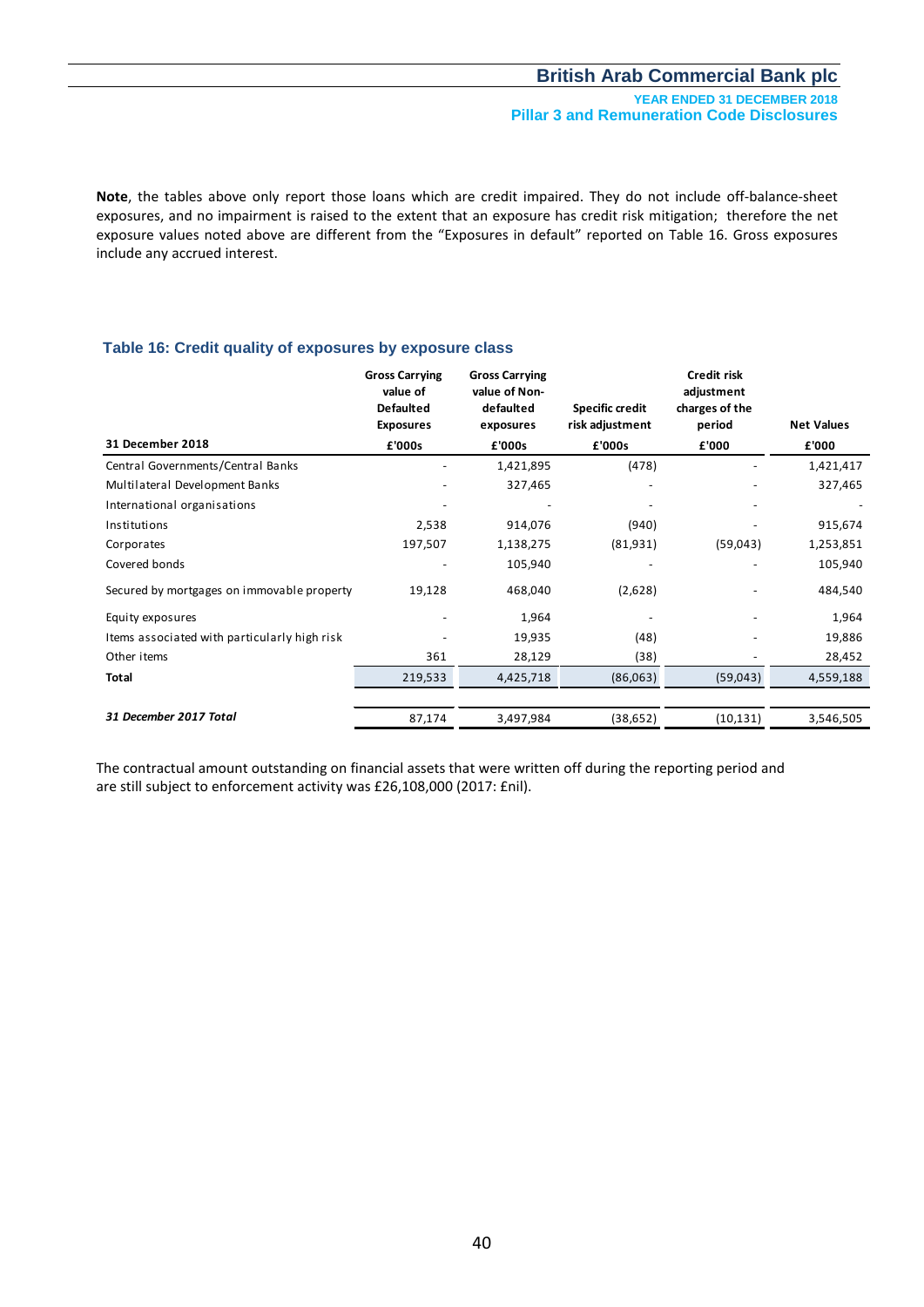**Note**, the tables above only report those loans which are credit impaired. They do not include off-balance-sheet exposures, and no impairment is raised to the extent that an exposure has credit risk mitigation; therefore the net exposure values noted above are different from the "Exposures in default" reported on Table 16. Gross exposures include any accrued interest.

### Table 16: Credit quality of exposures by exposure class

| 31 December 2018 | Gross Carrying value of Defaulted Exposures £'000s | Gross Carrying value of Non-defaulted exposures £'000s | Specific credit risk adjustment £'000s | Credit risk adjustment charges of the period £'000 | Net Values £'000 |
|---|---|---|---|---|---|
| Central Governments/Central Banks | - | 1,421,895 | (478) | - | 1,421,417 |
| Multilateral Development Banks | - | 327,465 | - | - | 327,465 |
| International organisations | - | - | - | - | - |
| Institutions | 2,538 | 914,076 | (940) | - | 915,674 |
| Corporates | 197,507 | 1,138,275 | (81,931) | (59,043) | 1,253,851 |
| Covered bonds | - | 105,940 | - | - | 105,940 |
| Secured by mortgages on immovable property | 19,128 | 468,040 | (2,628) | - | 484,540 |
| Equity exposures | - | 1,964 | - | - | 1,964 |
| Items associated with particularly high risk | - | 19,935 | (48) | - | 19,886 |
| Other items | 361 | 28,129 | (38) | - | 28,452 |
| **Total** | 219,533 | 4,425,718 | (86,063) | (59,043) | 4,559,188 |
| | | | | | |
| ***31 December 2017 Total*** | 87,174 | 3,497,984 | (38,652) | (10,131) | 3,546,505 |

The contractual amount outstanding on financial assets that were written off during the reporting period and are still subject to enforcement activity was £26,108,000 (2017: £nil).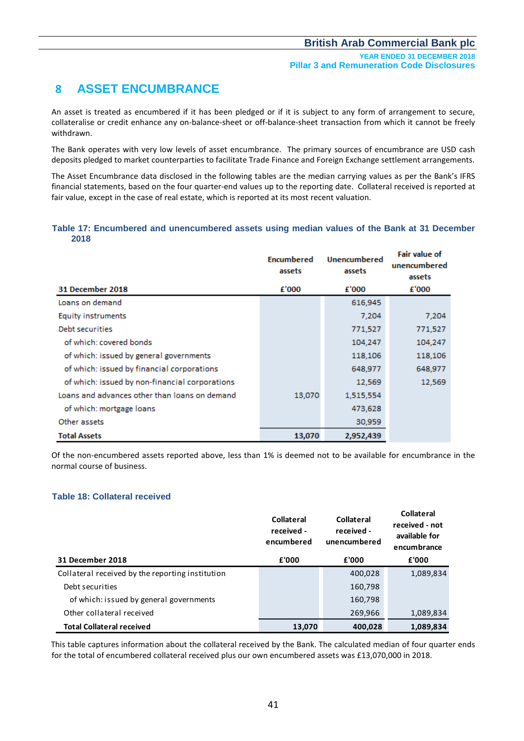# 8 ASSET ENCUMBRANCE

An asset is treated as encumbered if it has been pledged or if it is subject to any form of arrangement to secure, collateralise or credit enhance any on-balance-sheet or off-balance-sheet transaction from which it cannot be freely withdrawn.

The Bank operates with very low levels of asset encumbrance. The primary sources of encumbrance are USD cash deposits pledged to market counterparties to facilitate Trade Finance and Foreign Exchange settlement arrangements.

The Asset Encumbrance data disclosed in the following tables are the median carrying values as per the Bank's IFRS financial statements, based on the four quarter-end values up to the reporting date. Collateral received is reported at fair value, except in the case of real estate, which is reported at its most recent valuation.

### Table 17: Encumbered and unencumbered assets using median values of the Bank at 31 December 2018

| 31 December 2018 | Encumbered assets £'000 | Unencumbered assets £'000 | Fair value of unencumbered assets £'000 |
|---|---|---|---|
| Loans on demand | | 616,945 | |
| Equity instruments | | 7,204 | 7,204 |
| Debt securities | | 771,527 | 771,527 |
| of which: covered bonds | | 104,247 | 104,247 |
| of which: issued by general governments | | 118,106 | 118,106 |
| of which: issued by financial corporations | | 648,977 | 648,977 |
| of which: issued by non-financial corporations | | 12,569 | 12,569 |
| Loans and advances other than loans on demand | 13,070 | 1,515,554 | |
| of which: mortgage loans | | 473,628 | |
| Other assets | | 30,959 | |
| **Total Assets** | **13,070** | **2,952,439** | |

Of the non-encumbered assets reported above, less than 1% is deemed not to be available for encumbrance in the normal course of business.

### Table 18: Collateral received

| 31 December 2018 | Collateral received - encumbered £'000 | Collateral received - unencumbered £'000 | Collateral received - not available for encumbrance £'000 |
|---|---|---|---|
| Collateral received by the reporting institution | | 400,028 | 1,089,834 |
| Debt securities | | 160,798 | |
| of which: issued by general governments | | 160,798 | |
| Other collateral received | | 269,966 | 1,089,834 |
| **Total Collateral received** | **13,070** | **400,028** | **1,089,834** |

This table captures information about the collateral received by the Bank. The calculated median of four quarter ends for the total of encumbered collateral received plus our own encumbered assets was £13,070,000 in 2018.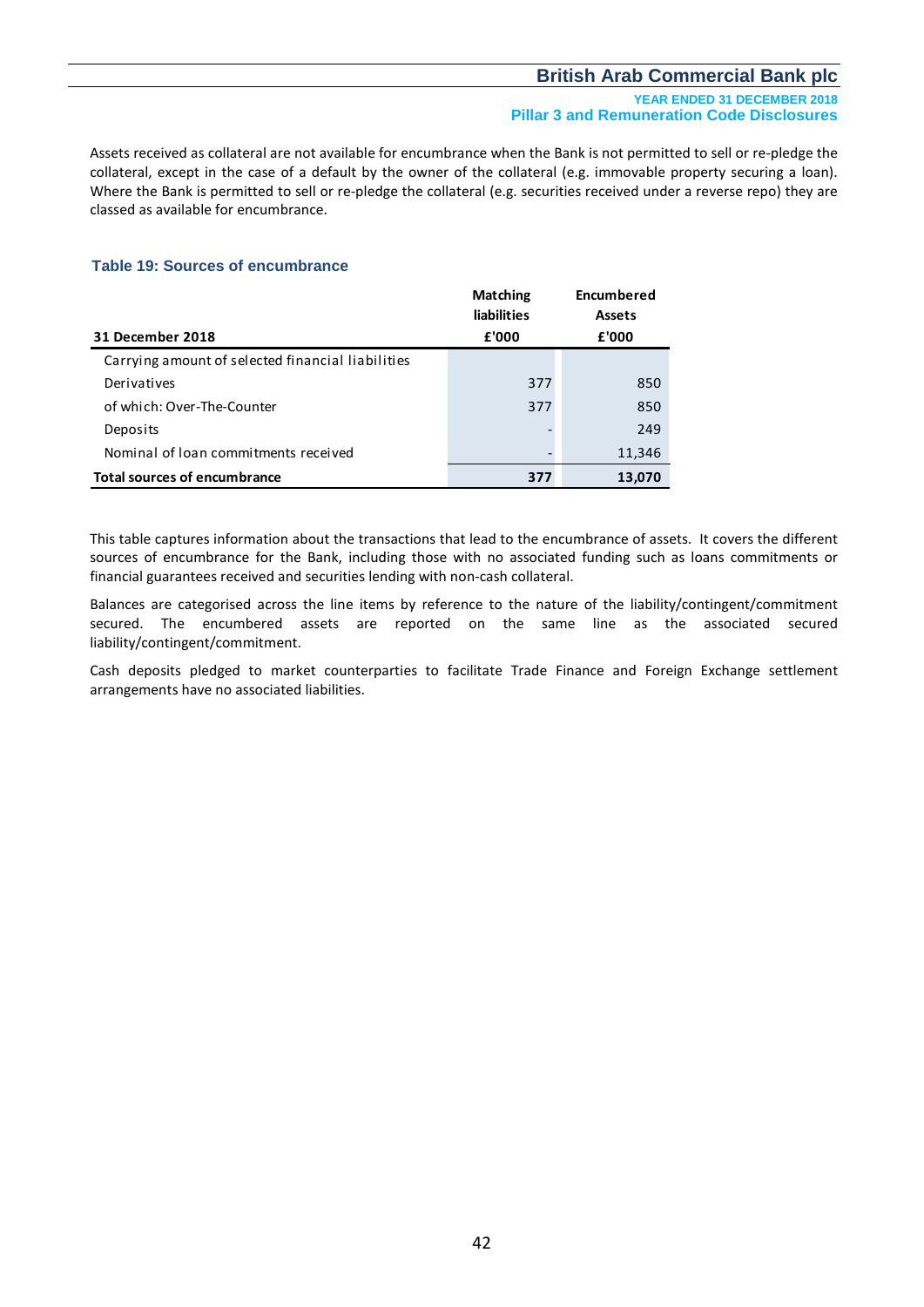Assets received as collateral are not available for encumbrance when the Bank is not permitted to sell or re-pledge the collateral, except in the case of a default by the owner of the collateral (e.g. immovable property securing a loan). Where the Bank is permitted to sell or re-pledge the collateral (e.g. securities received under a reverse repo) they are classed as available for encumbrance.

### Table 19: Sources of encumbrance

| 31 December 2018 | Matching liabilities £'000 | Encumbered Assets £'000 |
|---|---|---|
| Carrying amount of selected financial liabilities | | |
| Derivatives | 377 | 850 |
| of which: Over-The-Counter | 377 | 850 |
| Deposits | - | 249 |
| Nominal of loan commitments received | - | 11,346 |
| **Total sources of encumbrance** | **377** | **13,070** |

This table captures information about the transactions that lead to the encumbrance of assets. It covers the different sources of encumbrance for the Bank, including those with no associated funding such as loans commitments or financial guarantees received and securities lending with non-cash collateral.

Balances are categorised across the line items by reference to the nature of the liability/contingent/commitment secured. The encumbered assets are reported on the same line as the associated secured liability/contingent/commitment.

Cash deposits pledged to market counterparties to facilitate Trade Finance and Foreign Exchange settlement arrangements have no associated liabilities.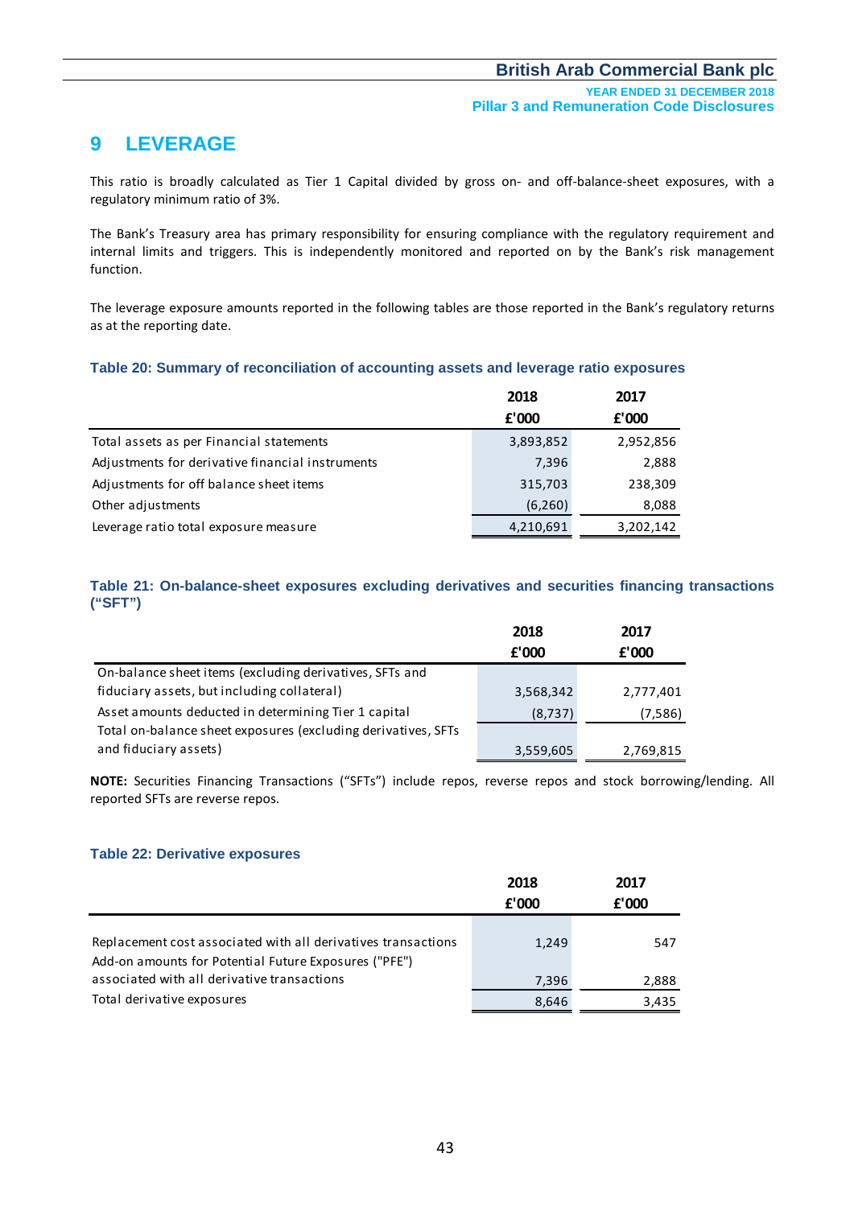# 9 LEVERAGE

This ratio is broadly calculated as Tier 1 Capital divided by gross on- and off-balance-sheet exposures, with a regulatory minimum ratio of 3%.

The Bank's Treasury area has primary responsibility for ensuring compliance with the regulatory requirement and internal limits and triggers. This is independently monitored and reported on by the Bank's risk management function.

The leverage exposure amounts reported in the following tables are those reported in the Bank's regulatory returns as at the reporting date.

### Table 20: Summary of reconciliation of accounting assets and leverage ratio exposures

| | 2018<br>£'000 | 2017<br>£'000 |
|---|---|---|
| Total assets as per Financial statements | 3,893,852 | 2,952,856 |
| Adjustments for derivative financial instruments | 7,396 | 2,888 |
| Adjustments for off balance sheet items | 315,703 | 238,309 |
| Other adjustments | (6,260) | 8,088 |
| Leverage ratio total exposure measure | 4,210,691 | 3,202,142 |

### Table 21: On-balance-sheet exposures excluding derivatives and securities financing transactions ("SFT")

| | 2018<br>£'000 | 2017<br>£'000 |
|---|---|---|
| On-balance sheet items (excluding derivatives, SFTs and fiduciary assets, but including collateral) | 3,568,342 | 2,777,401 |
| Asset amounts deducted in determining Tier 1 capital | (8,737) | (7,586) |
| Total on-balance sheet exposures (excluding derivatives, SFTs and fiduciary assets) | 3,559,605 | 2,769,815 |

**NOTE:** Securities Financing Transactions ("SFTs") include repos, reverse repos and stock borrowing/lending. All reported SFTs are reverse repos.

### Table 22: Derivative exposures

| | 2018<br>£'000 | 2017<br>£'000 |
|---|---|---|
| Replacement cost associated with all derivatives transactions | 1,249 | 547 |
| Add-on amounts for Potential Future Exposures ("PFE") associated with all derivative transactions | 7,396 | 2,888 |
| Total derivative exposures | 8,646 | 3,435 |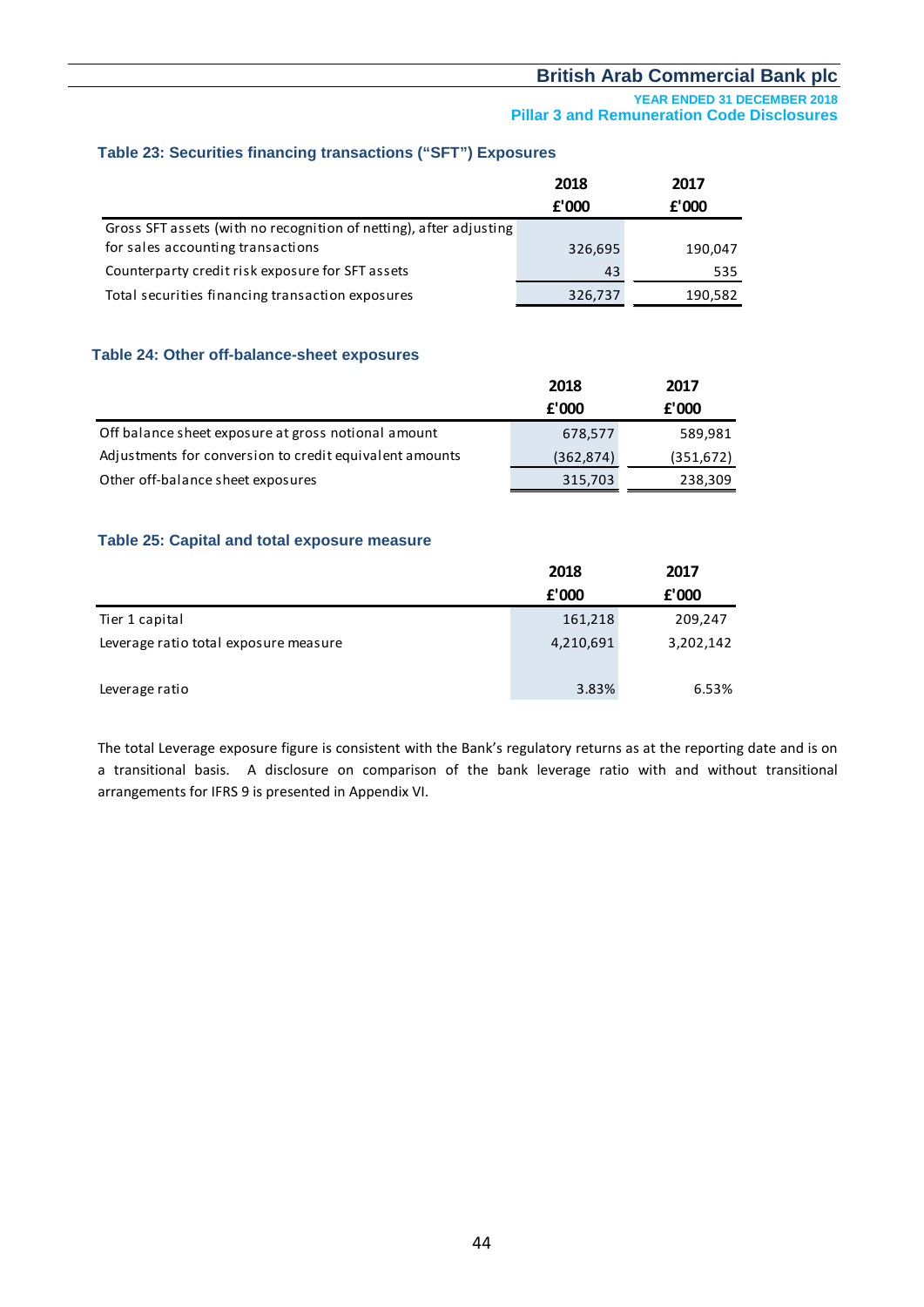### Table 23: Securities financing transactions ("SFT") Exposures

| | 2018 £'000 | 2017 £'000 |
|---|---|---|
| Gross SFT assets (with no recognition of netting), after adjusting for sales accounting transactions | 326,695 | 190,047 |
| Counterparty credit risk exposure for SFT assets | 43 | 535 |
| Total securities financing transaction exposures | 326,737 | 190,582 |

### Table 24: Other off-balance-sheet exposures

| | 2018 £'000 | 2017 £'000 |
|---|---|---|
| Off balance sheet exposure at gross notional amount | 678,577 | 589,981 |
| Adjustments for conversion to credit equivalent amounts | (362,874) | (351,672) |
| Other off-balance sheet exposures | 315,703 | 238,309 |

### Table 25: Capital and total exposure measure

| | 2018 £'000 | 2017 £'000 |
|---|---|---|
| Tier 1 capital | 161,218 | 209,247 |
| Leverage ratio total exposure measure | 4,210,691 | 3,202,142 |
| Leverage ratio | 3.83% | 6.53% |

The total Leverage exposure figure is consistent with the Bank's regulatory returns as at the reporting date and is on a transitional basis. A disclosure on comparison of the bank leverage ratio with and without transitional arrangements for IFRS 9 is presented in Appendix VI.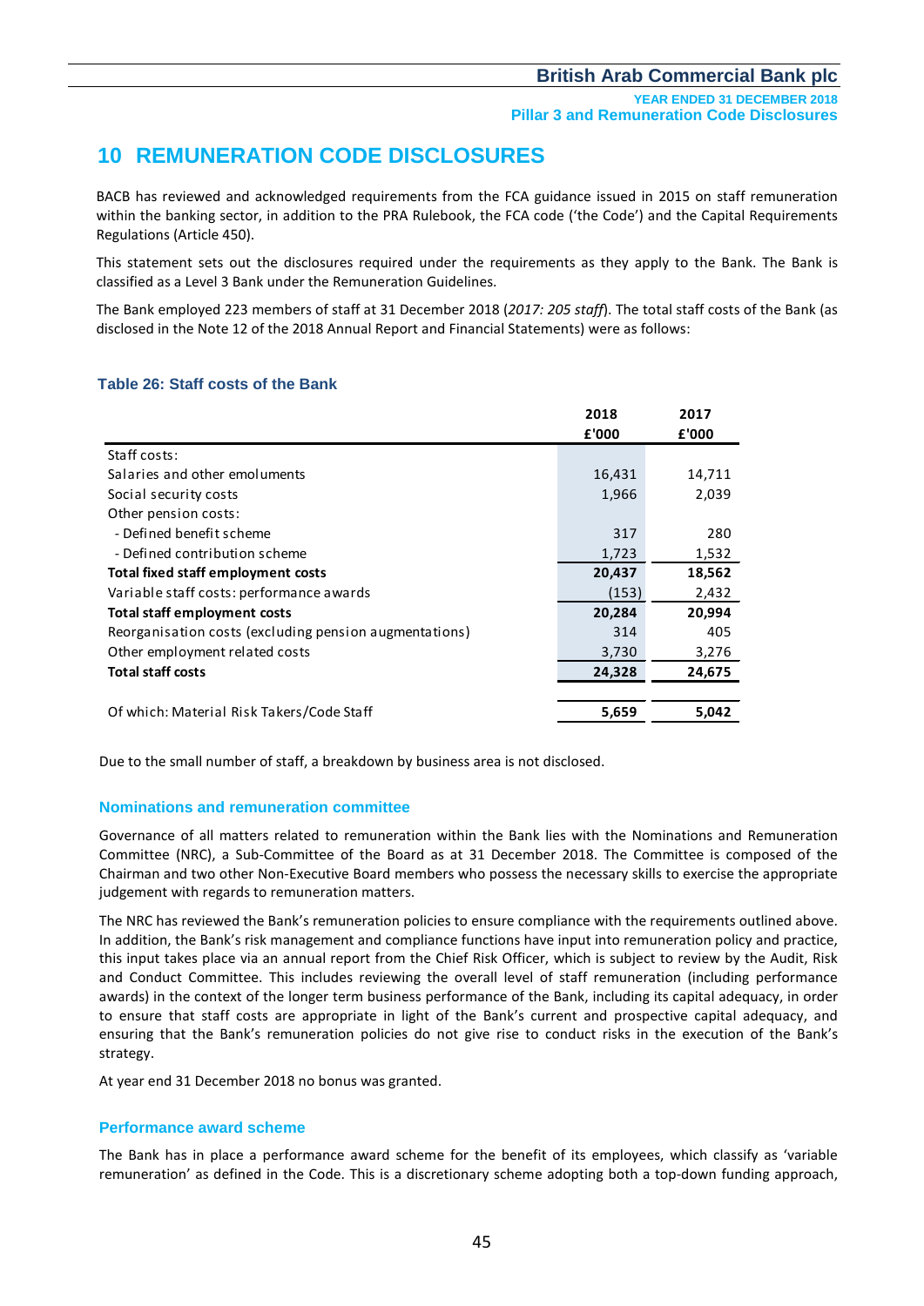# 10 REMUNERATION CODE DISCLOSURES

BACB has reviewed and acknowledged requirements from the FCA guidance issued in 2015 on staff remuneration within the banking sector, in addition to the PRA Rulebook, the FCA code ('the Code') and the Capital Requirements Regulations (Article 450).

This statement sets out the disclosures required under the requirements as they apply to the Bank. The Bank is classified as a Level 3 Bank under the Remuneration Guidelines.

The Bank employed 223 members of staff at 31 December 2018 (*2017: 205 staff*). The total staff costs of the Bank (as disclosed in the Note 12 of the 2018 Annual Report and Financial Statements) were as follows:

### Table 26: Staff costs of the Bank

| | 2018<br>£'000 | 2017<br>£'000 |
|---|---|---|
| Staff costs: | | |
| Salaries and other emoluments | 16,431 | 14,711 |
| Social security costs | 1,966 | 2,039 |
| Other pension costs: | | |
| - Defined benefit scheme | 317 | 280 |
| - Defined contribution scheme | 1,723 | 1,532 |
| **Total fixed staff employment costs** | **20,437** | **18,562** |
| Variable staff costs: performance awards | (153) | 2,432 |
| **Total staff employment costs** | **20,284** | **20,994** |
| Reorganisation costs (excluding pension augmentations) | 314 | 405 |
| Other employment related costs | 3,730 | 3,276 |
| **Total staff costs** | **24,328** | **24,675** |
| | | |
| Of which: Material Risk Takers/Code Staff | **5,659** | **5,042** |

Due to the small number of staff, a breakdown by business area is not disclosed.

### Nominations and remuneration committee

Governance of all matters related to remuneration within the Bank lies with the Nominations and Remuneration Committee (NRC), a Sub-Committee of the Board as at 31 December 2018. The Committee is composed of the Chairman and two other Non-Executive Board members who possess the necessary skills to exercise the appropriate judgement with regards to remuneration matters.

The NRC has reviewed the Bank's remuneration policies to ensure compliance with the requirements outlined above. In addition, the Bank's risk management and compliance functions have input into remuneration policy and practice, this input takes place via an annual report from the Chief Risk Officer, which is subject to review by the Audit, Risk and Conduct Committee. This includes reviewing the overall level of staff remuneration (including performance awards) in the context of the longer term business performance of the Bank, including its capital adequacy, in order to ensure that staff costs are appropriate in light of the Bank's current and prospective capital adequacy, and ensuring that the Bank's remuneration policies do not give rise to conduct risks in the execution of the Bank's strategy.

At year end 31 December 2018 no bonus was granted.

### Performance award scheme

The Bank has in place a performance award scheme for the benefit of its employees, which classify as 'variable remuneration' as defined in the Code. This is a discretionary scheme adopting both a top-down funding approach,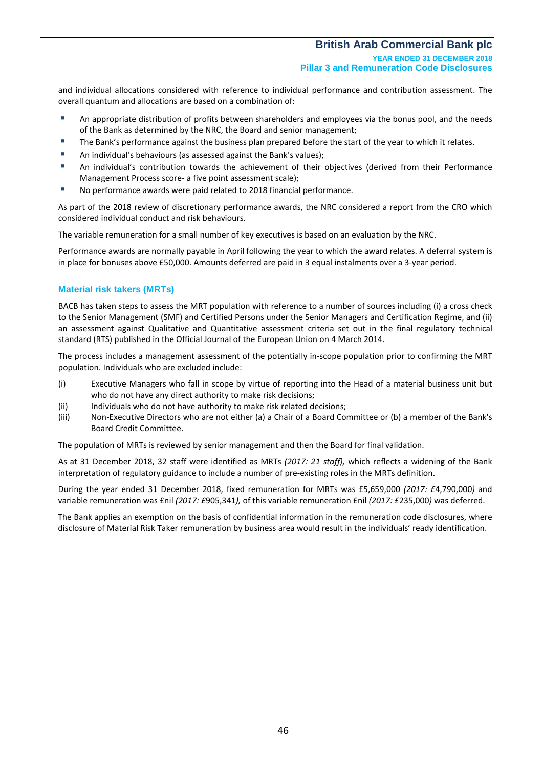and individual allocations considered with reference to individual performance and contribution assessment. The overall quantum and allocations are based on a combination of:

- An appropriate distribution of profits between shareholders and employees via the bonus pool, and the needs of the Bank as determined by the NRC, the Board and senior management;
- The Bank's performance against the business plan prepared before the start of the year to which it relates.
- An individual's behaviours (as assessed against the Bank's values);
- An individual's contribution towards the achievement of their objectives (derived from their Performance Management Process score- a five point assessment scale);
- No performance awards were paid related to 2018 financial performance.

As part of the 2018 review of discretionary performance awards, the NRC considered a report from the CRO which considered individual conduct and risk behaviours.

The variable remuneration for a small number of key executives is based on an evaluation by the NRC.

Performance awards are normally payable in April following the year to which the award relates. A deferral system is in place for bonuses above £50,000. Amounts deferred are paid in 3 equal instalments over a 3-year period.

### Material risk takers (MRTs)

BACB has taken steps to assess the MRT population with reference to a number of sources including (i) a cross check to the Senior Management (SMF) and Certified Persons under the Senior Managers and Certification Regime, and (ii) an assessment against Qualitative and Quantitative assessment criteria set out in the final regulatory technical standard (RTS) published in the Official Journal of the European Union on 4 March 2014.

The process includes a management assessment of the potentially in-scope population prior to confirming the MRT population. Individuals who are excluded include:

(i) Executive Managers who fall in scope by virtue of reporting into the Head of a material business unit but who do not have any direct authority to make risk decisions;
(ii) Individuals who do not have authority to make risk related decisions;
(iii) Non-Executive Directors who are not either (a) a Chair of a Board Committee or (b) a member of the Bank's Board Credit Committee.

The population of MRTs is reviewed by senior management and then the Board for final validation.

As at 31 December 2018, 32 staff were identified as MRTs *(2017: 21 staff),* which reflects a widening of the Bank interpretation of regulatory guidance to include a number of pre-existing roles in the MRTs definition.

During the year ended 31 December 2018, fixed remuneration for MRTs was £5,659,000 *(2017: £*4,790,000*)* and variable remuneration was £nil *(2017: £*905,341*),* of this variable remuneration £nil *(2017: £*235,000*)* was deferred.

The Bank applies an exemption on the basis of confidential information in the remuneration code disclosures, where disclosure of Material Risk Taker remuneration by business area would result in the individuals' ready identification.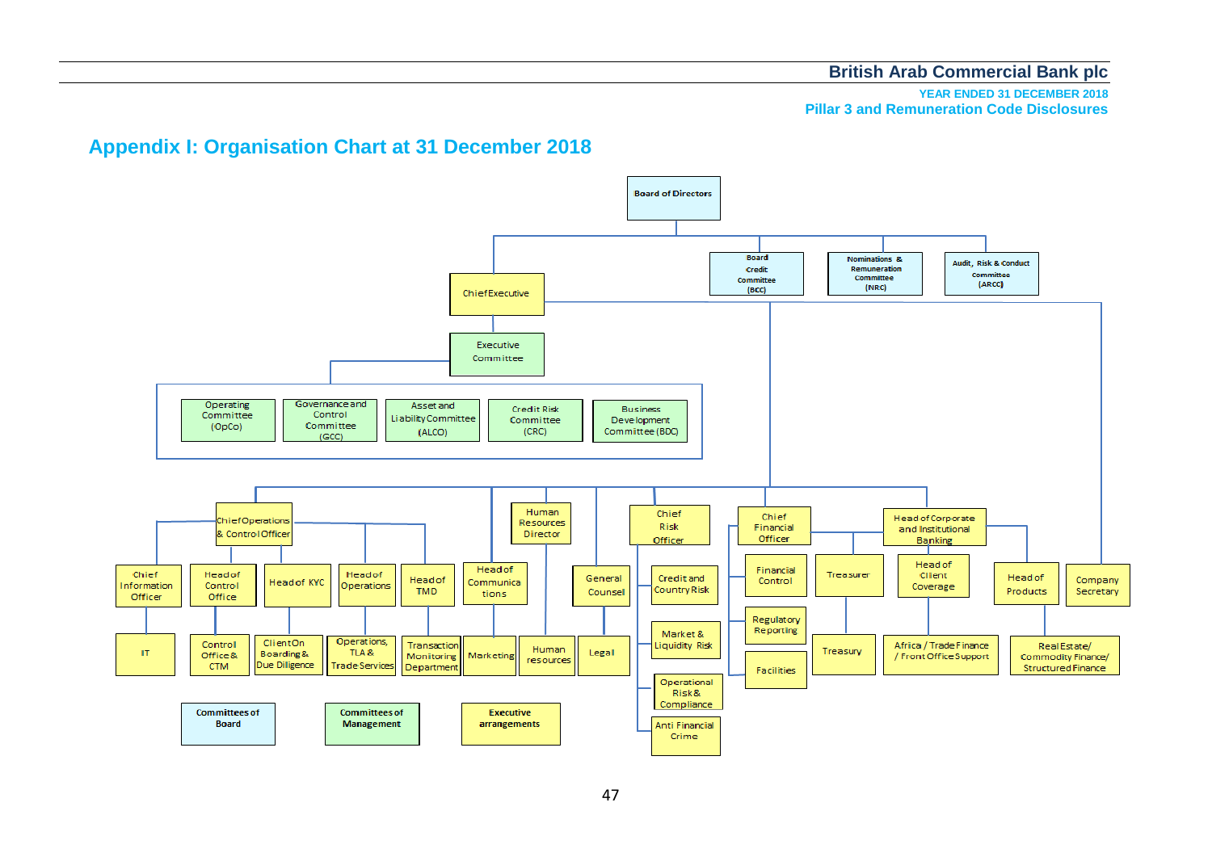## Appendix I: Organisation Chart at 31 December 2018

Board of Directors

Board Credit Committee (BCC)

Nominations & Remuneration Committee (NRC)

Audit, Risk & Conduct Committee (ARCC)

Chief Executive

Executive Committee

Operating Committee (OpCo)

Governance and Control Committee (GCC)

Asset and Liability Committee (ALCO)

Credit Risk Committee (CRC)

Business Development Committee (BDC)

Chief Operations & Control Officer

Chief Information Officer

IT

Head of Control Office

Control Office & CTM

Head of KYC

Client On Boarding & Due Diligence

Head of Operations

Operations, TLA & Trade Services

Head of TMD

Transaction Monitoring Department

Head of Communications

Marketing

Human Resources Director

Human resources

General Counsel

Legal

Chief Risk Officer

Credit and Country Risk

Market & Liquidity Risk

Operational Risk & Compliance

Anti Financial Crime

Chief Financial Officer

Financial Control

Regulatory Reporting

Facilities

Treasurer

Treasury

Head of Corporate and Institutional Banking

Head of Client Coverage

Africa / Trade Finance / Front Office Support

Head of Products

Real Estate/ Commodity Finance/ Structured Finance

Company Secretary

Committees of Board

Committees of Management

Executive arrangements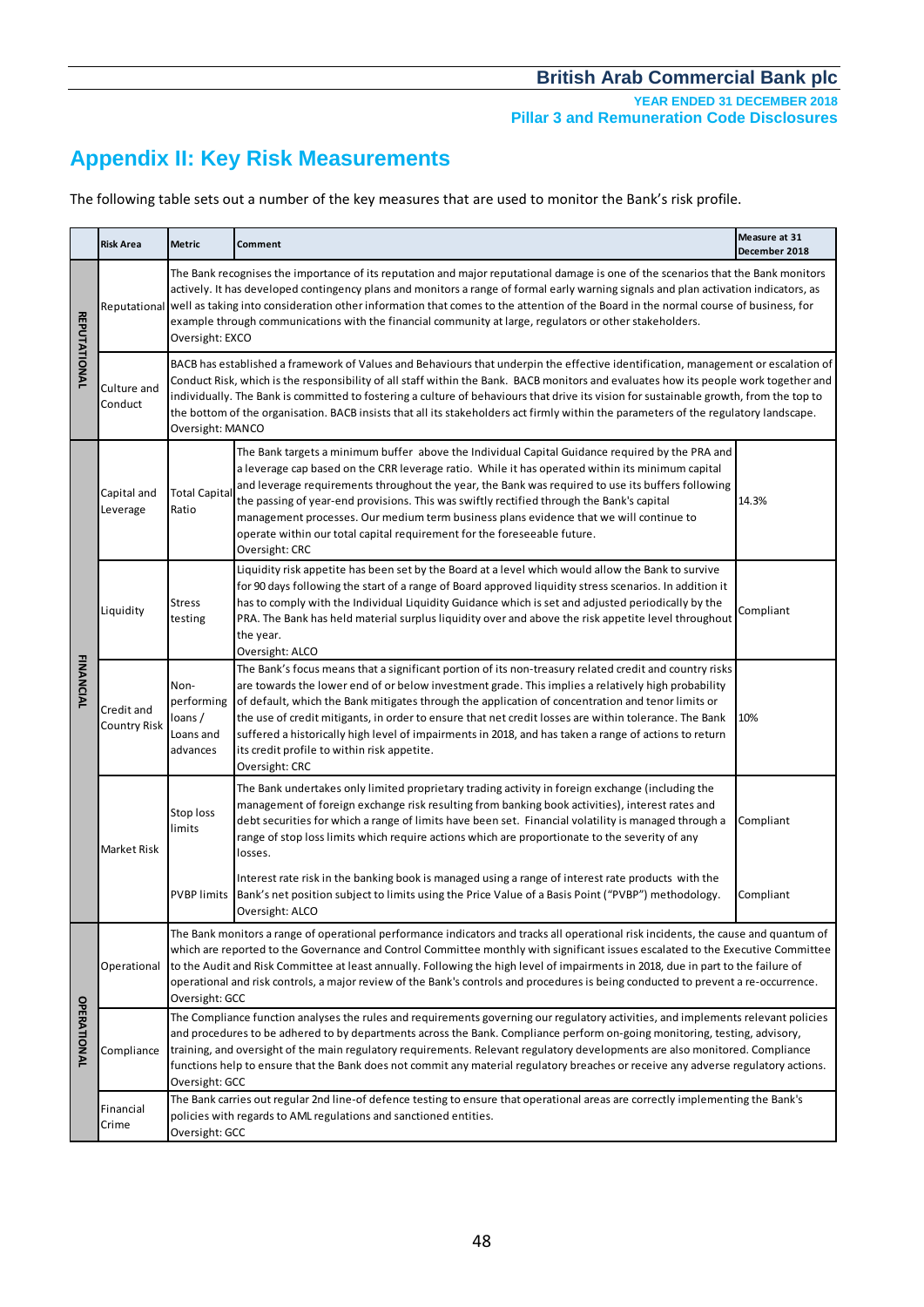# Appendix II: Key Risk Measurements

The following table sets out a number of the key measures that are used to monitor the Bank's risk profile.

| | Risk Area | Metric | Comment | Measure at 31 December 2018 |
|---|---|---|---|---|
| REPUTATIONAL | Reputational | The Bank recognises the importance of its reputation and major reputational damage is one of the scenarios that the Bank monitors actively. It has developed contingency plans and monitors a range of formal early warning signals and plan activation indicators, as well as taking into consideration other information that comes to the attention of the Board in the normal course of business, for example through communications with the financial community at large, regulators or other stakeholders. Oversight: EXCO | | |
| REPUTATIONAL | Culture and Conduct | BACB has established a framework of Values and Behaviours that underpin the effective identification, management or escalation of Conduct Risk, which is the responsibility of all staff within the Bank. BACB monitors and evaluates how its people work together and individually. The Bank is committed to fostering a culture of behaviours that drive its vision for sustainable growth, from the top to the bottom of the organisation. BACB insists that all its stakeholders act firmly within the parameters of the regulatory landscape. Oversight: MANCO | | |
| FINANCIAL | Capital and Leverage | Total Capital Ratio | The Bank targets a minimum buffer above the Individual Capital Guidance required by the PRA and a leverage cap based on the CRR leverage ratio. While it has operated within its minimum capital and leverage requirements throughout the year, the Bank was required to use its buffers following the passing of year-end provisions. This was swiftly rectified through the Bank's capital management processes. Our medium term business plans evidence that we will continue to operate within our total capital requirement for the foreseeable future. Oversight: CRC | 14.3% |
| FINANCIAL | Liquidity | Stress testing | Liquidity risk appetite has been set by the Board at a level which would allow the Bank to survive for 90 days following the start of a range of Board approved liquidity stress scenarios. In addition it has to comply with the Individual Liquidity Guidance which is set and adjusted periodically by the PRA. The Bank has held material surplus liquidity over and above the risk appetite level throughout the year. Oversight: ALCO | Compliant |
| FINANCIAL | Credit and Country Risk | Non-performing loans / Loans and advances | The Bank's focus means that a significant portion of its non-treasury related credit and country risks are towards the lower end of or below investment grade. This implies a relatively high probability of default, which the Bank mitigates through the application of concentration and tenor limits or the use of credit mitigants, in order to ensure that net credit losses are within tolerance. The Bank suffered a historically high level of impairments in 2018, and has taken a range of actions to return its credit profile to within risk appetite. Oversight: CRC | 10% |
| FINANCIAL | Market Risk | Stop loss limits | The Bank undertakes only limited proprietary trading activity in foreign exchange (including the management of foreign exchange risk resulting from banking book activities), interest rates and debt securities for which a range of limits have been set. Financial volatility is managed through a range of stop loss limits which require actions which are proportionate to the severity of any losses. | Compliant |
| FINANCIAL | Market Risk | PVBP limits | Interest rate risk in the banking book is managed using a range of interest rate products with the Bank's net position subject to limits using the Price Value of a Basis Point ("PVBP") methodology. Oversight: ALCO | Compliant |
| OPERATIONAL | Operational | The Bank monitors a range of operational performance indicators and tracks all operational risk incidents, the cause and quantum of which are reported to the Governance and Control Committee monthly with significant issues escalated to the Executive Committee to the Audit and Risk Committee at least annually. Following the high level of impairments in 2018, due in part to the failure of operational and risk controls, a major review of the Bank's controls and procedures is being conducted to prevent a re-occurrence. Oversight: GCC | | |
| OPERATIONAL | Compliance | The Compliance function analyses the rules and requirements governing our regulatory activities, and implements relevant policies and procedures to be adhered to by departments across the Bank. Compliance perform on-going monitoring, testing, advisory, training, and oversight of the main regulatory requirements. Relevant regulatory developments are also monitored. Compliance functions help to ensure that the Bank does not commit any material regulatory breaches or receive any adverse regulatory actions. Oversight: GCC | | |
| OPERATIONAL | Financial Crime | The Bank carries out regular 2nd line-of defence testing to ensure that operational areas are correctly implementing the Bank's policies with regards to AML regulations and sanctioned entities. Oversight: GCC | | |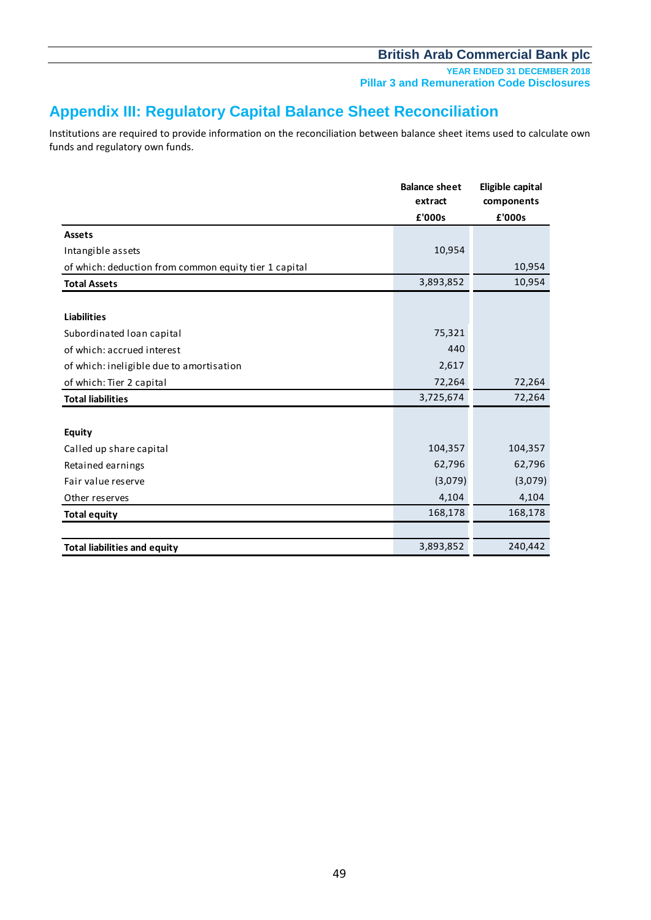# Appendix III: Regulatory Capital Balance Sheet Reconciliation

Institutions are required to provide information on the reconciliation between balance sheet items used to calculate own funds and regulatory own funds.

| | Balance sheet extract £'000s | Eligible capital components £'000s |
|---|---|---|
| **Assets** | | |
| Intangible assets | 10,954 | |
| of which: deduction from common equity tier 1 capital | | 10,954 |
| **Total Assets** | 3,893,852 | 10,954 |
| | | |
| **Liabilities** | | |
| Subordinated loan capital | 75,321 | |
| of which: accrued interest | 440 | |
| of which: ineligible due to amortisation | 2,617 | |
| of which: Tier 2 capital | 72,264 | 72,264 |
| **Total liabilities** | 3,725,674 | 72,264 |
| | | |
| **Equity** | | |
| Called up share capital | 104,357 | 104,357 |
| Retained earnings | 62,796 | 62,796 |
| Fair value reserve | (3,079) | (3,079) |
| Other reserves | 4,104 | 4,104 |
| **Total equity** | 168,178 | 168,178 |
| | | |
| **Total liabilities and equity** | 3,893,852 | 240,442 |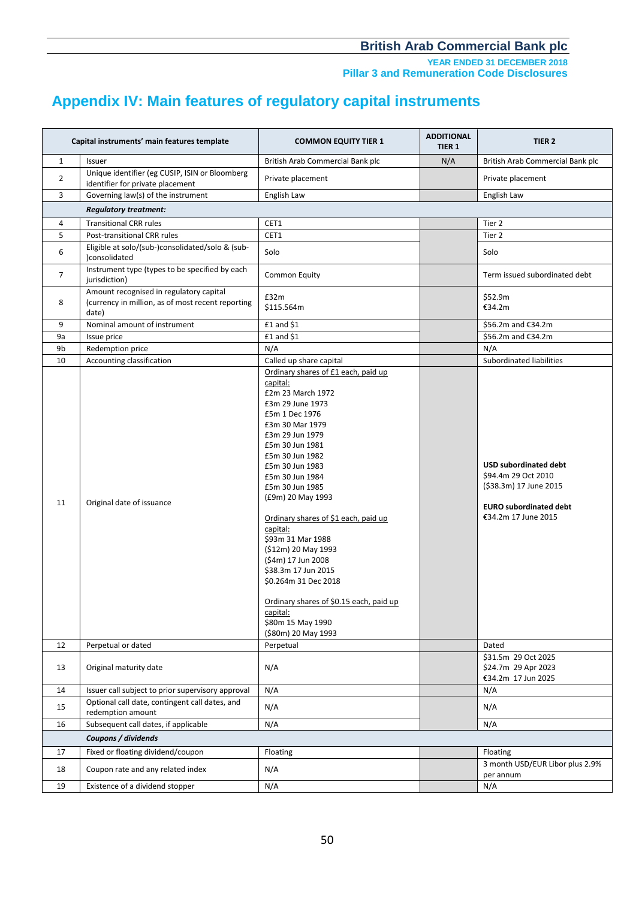# Appendix IV: Main features of regulatory capital instruments

| | Capital instruments' main features template | COMMON EQUITY TIER 1 | ADDITIONAL TIER 1 | TIER 2 |
|---|---|---|---|---|
| 1 | Issuer | British Arab Commercial Bank plc | N/A | British Arab Commercial Bank plc |
| 2 | Unique identifier (eg CUSIP, ISIN or Bloomberg identifier for private placement | Private placement | | Private placement |
| 3 | Governing law(s) of the instrument | English Law | | English Law |
| | ***Regulatory treatment:*** | | | |
| 4 | Transitional CRR rules | CET1 | | Tier 2 |
| 5 | Post-transitional CRR rules | CET1 | | Tier 2 |
| 6 | Eligible at solo/(sub-)consolidated/solo & (sub-)consolidated | Solo | | Solo |
| 7 | Instrument type (types to be specified by each jurisdiction) | Common Equity | | Term issued subordinated debt |
| 8 | Amount recognised in regulatory capital (currency in million, as of most recent reporting date) | £32m<br>$115.564m | | $52.9m<br>€34.2m |
| 9 | Nominal amount of instrument | £1 and $1 | | $56.2m and €34.2m |
| 9a | Issue price | £1 and $1 | | $56.2m and €34.2m |
| 9b | Redemption price | N/A | | N/A |
| 10 | Accounting classification | Called up share capital | | Subordinated liabilities |
| 11 | Original date of issuance | Ordinary shares of £1 each, paid up capital:<br>£2m 23 March 1972<br>£3m 29 June 1973<br>£5m 1 Dec 1976<br>£3m 30 Mar 1979<br>£3m 29 Jun 1979<br>£5m 30 Jun 1981<br>£5m 30 Jun 1982<br>£5m 30 Jun 1983<br>£5m 30 Jun 1984<br>£5m 30 Jun 1985<br>(£9m) 20 May 1993<br><br>Ordinary shares of $1 each, paid up capital:<br>$93m 31 Mar 1988<br>($12m) 20 May 1993<br>($4m) 17 Jun 2008<br>$38.3m 17 Jun 2015<br>$0.264m 31 Dec 2018<br><br>Ordinary shares of $0.15 each, paid up capital:<br>$80m 15 May 1990<br>($80m) 20 May 1993 | | **USD subordinated debt**<br>$94.4m 29 Oct 2010<br>($38.3m) 17 June 2015<br><br>**EURO subordinated debt**<br>€34.2m 17 June 2015 |
| 12 | Perpetual or dated | Perpetual | | Dated |
| 13 | Original maturity date | N/A | | $31.5m 29 Oct 2025<br>$24.7m 29 Apr 2023<br>€34.2m 17 Jun 2025 |
| 14 | Issuer call subject to prior supervisory approval | N/A | | N/A |
| 15 | Optional call date, contingent call dates, and redemption amount | N/A | | N/A |
| 16 | Subsequent call dates, if applicable | N/A | | N/A |
| | ***Coupons / dividends*** | | | |
| 17 | Fixed or floating dividend/coupon | Floating | | Floating |
| 18 | Coupon rate and any related index | N/A | | 3 month USD/EUR Libor plus 2.9% per annum |
| 19 | Existence of a dividend stopper | N/A | | N/A |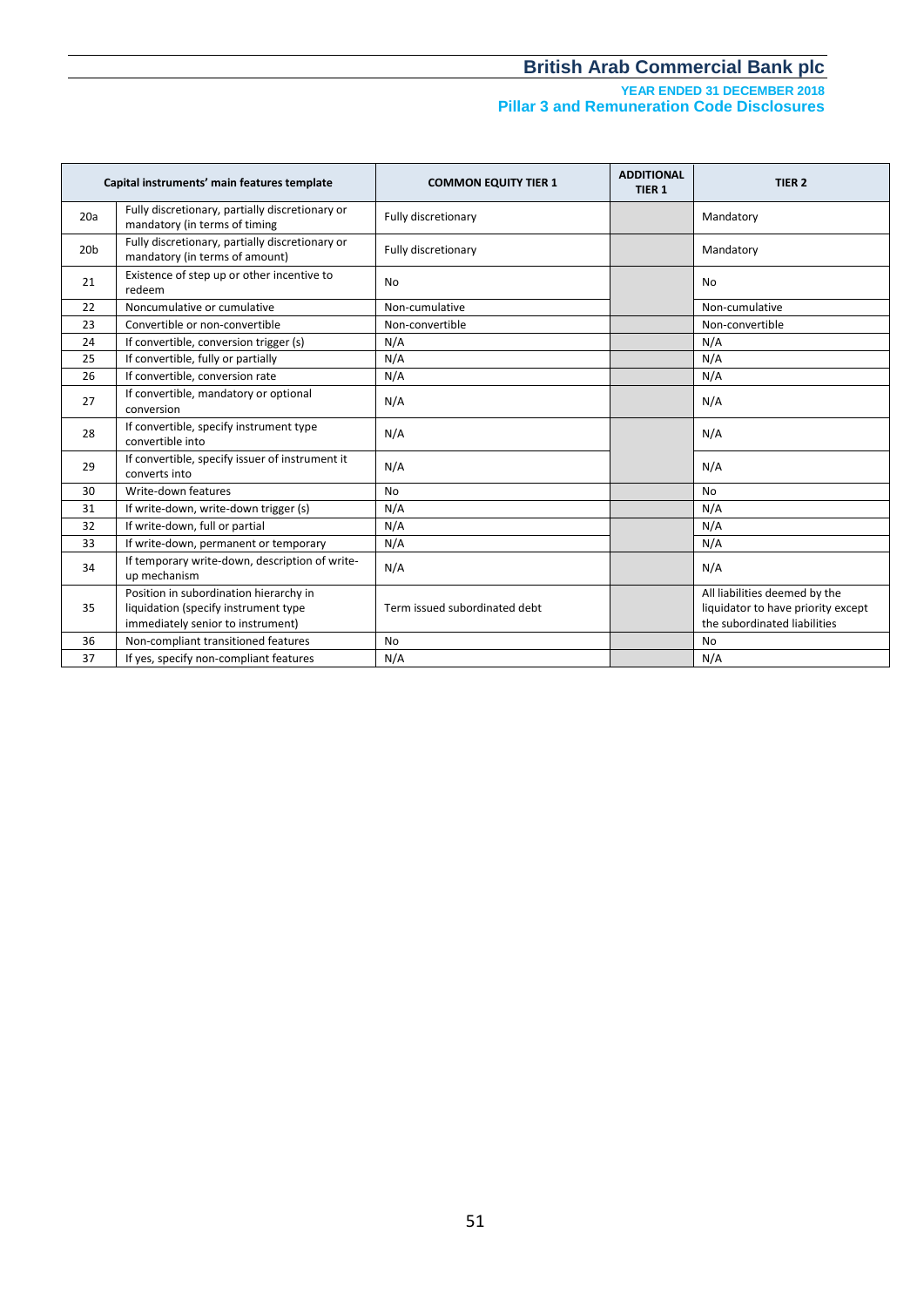| Capital instruments' main features template | | COMMON EQUITY TIER 1 | ADDITIONAL TIER 1 | TIER 2 |
|---|---|---|---|---|
| 20a | Fully discretionary, partially discretionary or mandatory (in terms of timing | Fully discretionary | | Mandatory |
| 20b | Fully discretionary, partially discretionary or mandatory (in terms of amount) | Fully discretionary | | Mandatory |
| 21 | Existence of step up or other incentive to redeem | No | | No |
| 22 | Noncumulative or cumulative | Non-cumulative | | Non-cumulative |
| 23 | Convertible or non-convertible | Non-convertible | | Non-convertible |
| 24 | If convertible, conversion trigger (s) | N/A | | N/A |
| 25 | If convertible, fully or partially | N/A | | N/A |
| 26 | If convertible, conversion rate | N/A | | N/A |
| 27 | If convertible, mandatory or optional conversion | N/A | | N/A |
| 28 | If convertible, specify instrument type convertible into | N/A | | N/A |
| 29 | If convertible, specify issuer of instrument it converts into | N/A | | N/A |
| 30 | Write-down features | No | | No |
| 31 | If write-down, write-down trigger (s) | N/A | | N/A |
| 32 | If write-down, full or partial | N/A | | N/A |
| 33 | If write-down, permanent or temporary | N/A | | N/A |
| 34 | If temporary write-down, description of write-up mechanism | N/A | | N/A |
| 35 | Position in subordination hierarchy in liquidation (specify instrument type immediately senior to instrument) | Term issued subordinated debt | | All liabilities deemed by the liquidator to have priority except the subordinated liabilities |
| 36 | Non-compliant transitioned features | No | | No |
| 37 | If yes, specify non-compliant features | N/A | | N/A |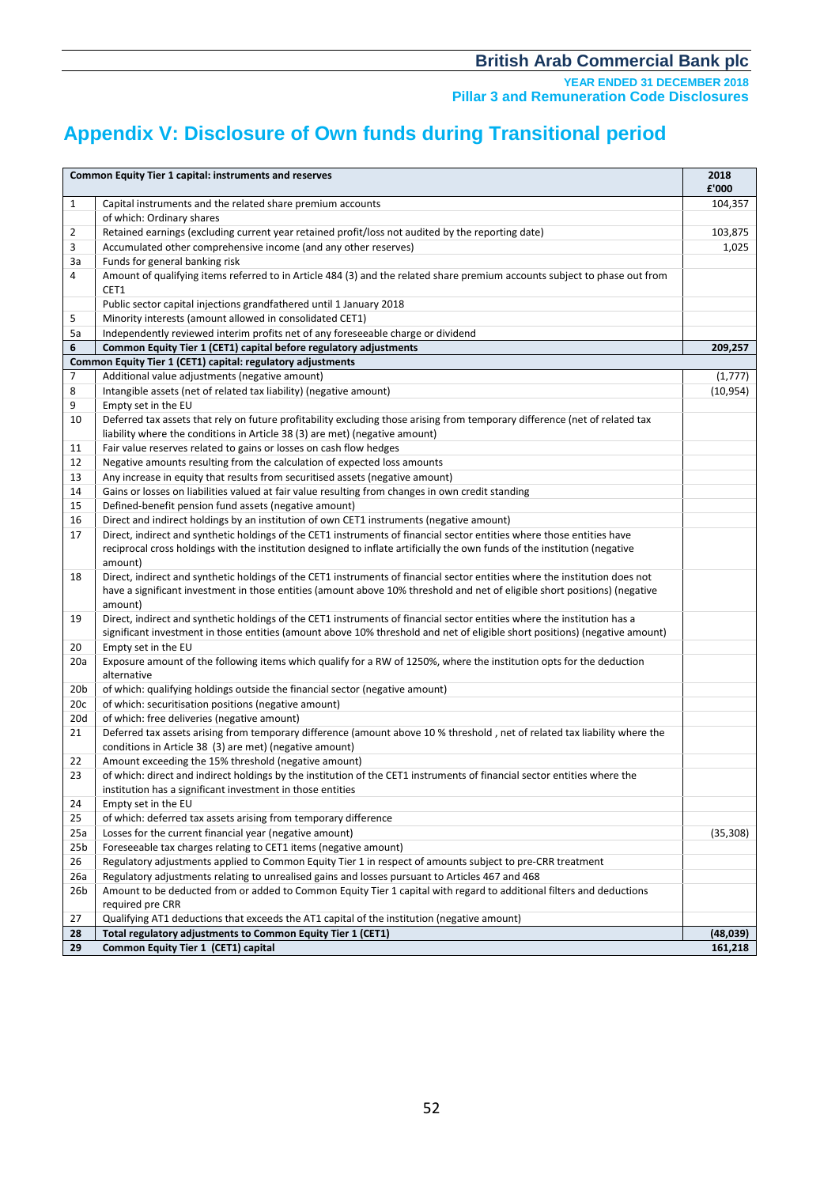# Appendix V: Disclosure of Own funds during Transitional period

| | Common Equity Tier 1 capital: instruments and reserves | 2018 £'000 |
|---|---|---|
| 1 | Capital instruments and the related share premium accounts | 104,357 |
| | of which: Ordinary shares | |
| 2 | Retained earnings (excluding current year retained profit/loss not audited by the reporting date) | 103,875 |
| 3 | Accumulated other comprehensive income (and any other reserves) | 1,025 |
| 3a | Funds for general banking risk | |
| 4 | Amount of qualifying items referred to in Article 484 (3) and the related share premium accounts subject to phase out from CET1 | |
| | Public sector capital injections grandfathered until 1 January 2018 | |
| 5 | Minority interests (amount allowed in consolidated CET1) | |
| 5a | Independently reviewed interim profits net of any foreseeable charge or dividend | |
| **6** | **Common Equity Tier 1 (CET1) capital before regulatory adjustments** | **209,257** |
| | **Common Equity Tier 1 (CET1) capital: regulatory adjustments** | |
| 7 | Additional value adjustments (negative amount) | (1,777) |
| 8 | Intangible assets (net of related tax liability) (negative amount) | (10,954) |
| 9 | Empty set in the EU | |
| 10 | Deferred tax assets that rely on future profitability excluding those arising from temporary difference (net of related tax liability where the conditions in Article 38 (3) are met) (negative amount) | |
| 11 | Fair value reserves related to gains or losses on cash flow hedges | |
| 12 | Negative amounts resulting from the calculation of expected loss amounts | |
| 13 | Any increase in equity that results from securitised assets (negative amount) | |
| 14 | Gains or losses on liabilities valued at fair value resulting from changes in own credit standing | |
| 15 | Defined-benefit pension fund assets (negative amount) | |
| 16 | Direct and indirect holdings by an institution of own CET1 instruments (negative amount) | |
| 17 | Direct, indirect and synthetic holdings of the CET1 instruments of financial sector entities where those entities have reciprocal cross holdings with the institution designed to inflate artificially the own funds of the institution (negative amount) | |
| 18 | Direct, indirect and synthetic holdings of the CET1 instruments of financial sector entities where the institution does not have a significant investment in those entities (amount above 10% threshold and net of eligible short positions) (negative amount) | |
| 19 | Direct, indirect and synthetic holdings of the CET1 instruments of financial sector entities where the institution has a significant investment in those entities (amount above 10% threshold and net of eligible short positions) (negative amount) | |
| 20 | Empty set in the EU | |
| 20a | Exposure amount of the following items which qualify for a RW of 1250%, where the institution opts for the deduction alternative | |
| 20b | of which: qualifying holdings outside the financial sector (negative amount) | |
| 20c | of which: securitisation positions (negative amount) | |
| 20d | of which: free deliveries (negative amount) | |
| 21 | Deferred tax assets arising from temporary difference (amount above 10 % threshold , net of related tax liability where the conditions in Article 38 (3) are met) (negative amount) | |
| 22 | Amount exceeding the 15% threshold (negative amount) | |
| 23 | of which: direct and indirect holdings by the institution of the CET1 instruments of financial sector entities where the institution has a significant investment in those entities | |
| 24 | Empty set in the EU | |
| 25 | of which: deferred tax assets arising from temporary difference | |
| 25a | Losses for the current financial year (negative amount) | (35,308) |
| 25b | Foreseeable tax charges relating to CET1 items (negative amount) | |
| 26 | Regulatory adjustments applied to Common Equity Tier 1 in respect of amounts subject to pre-CRR treatment | |
| 26a | Regulatory adjustments relating to unrealised gains and losses pursuant to Articles 467 and 468 | |
| 26b | Amount to be deducted from or added to Common Equity Tier 1 capital with regard to additional filters and deductions required pre CRR | |
| 27 | Qualifying AT1 deductions that exceeds the AT1 capital of the institution (negative amount) | |
| **28** | **Total regulatory adjustments to Common Equity Tier 1 (CET1)** | **(48,039)** |
| **29** | **Common Equity Tier 1 (CET1) capital** | **161,218** |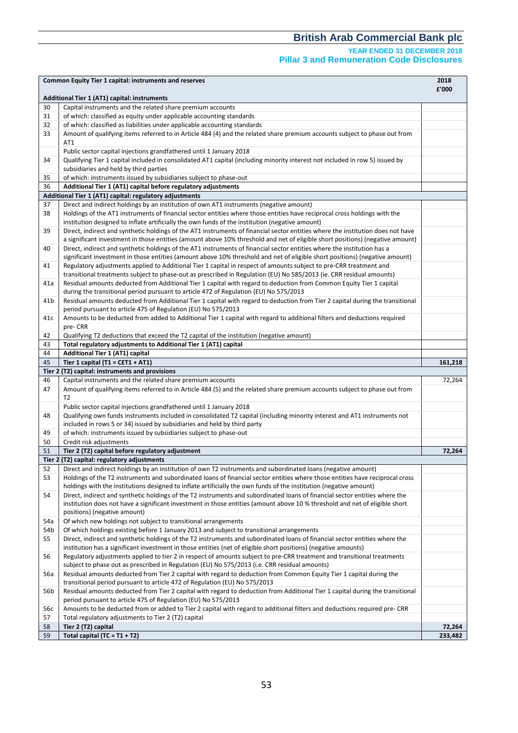| | Common Equity Tier 1 capital: instruments and reserves | 2018 £'000 |
|---|---|---|
| | **Additional Tier 1 (AT1) capital: instruments** | |
| 30 | Capital instruments and the related share premium accounts | |
| 31 | of which: classified as equity under applicable accounting standards | |
| 32 | of which: classified as liabilities under applicable accounting standards | |
| 33 | Amount of qualifying items referred to in Article 484 (4) and the related share premium accounts subject to phase out from AT1 | |
| | Public sector capital injections grandfathered until 1 January 2018 | |
| 34 | Qualifying Tier 1 capital included in consolidated AT1 capital (including minority interest not included in row 5) issued by subsidiaries and held by third parties | |
| 35 | of which: instruments issued by subsidiaries subject to phase-out | |
| 36 | **Additional Tier 1 (AT1) capital before regulatory adjustments** | |
| | **Additional Tier 1 (AT1) capital: regulatory adjustments** | |
| 37 | Direct and indirect holdings by an institution of own AT1 instruments (negative amount) | |
| 38 | Holdings of the AT1 instruments of financial sector entities where those entities have reciprocal cross holdings with the institution designed to inflate artificially the own funds of the institution (negative amount) | |
| 39 | Direct, indirect and synthetic holdings of the AT1 instruments of financial sector entities where the institution does not have a significant investment in those entities (amount above 10% threshold and net of eligible short positions) (negative amount) | |
| 40 | Direct, indirect and synthetic holdings of the AT1 instruments of financial sector entities where the institution has a significant investment in those entities (amount above 10% threshold and net of eligible short positions) (negative amount) | |
| 41 | Regulatory adjustments applied to Additional Tier 1 capital in respect of amounts subject to pre-CRR treatment and transitional treatments subject to phase-out as prescribed in Regulation (EU) No 585/2013 (ie. CRR residual amounts) | |
| 41a | Residual amounts deducted from Additional Tier 1 capital with regard to deduction from Common Equity Tier 1 capital during the transitional period pursuant to article 472 of Regulation (EU) No 575/2013 | |
| 41b | Residual amounts deducted from Additional Tier 1 capital with regard to deduction from Tier 2 capital during the transitional period pursuant to article 475 of Regulation (EU) No 575/2013 | |
| 41c | Amounts to be deducted from added to Additional Tier 1 capital with regard to additional filters and deductions required pre- CRR | |
| 42 | Qualifying T2 deductions that exceed the T2 capital of the institution (negative amount) | |
| 43 | **Total regulatory adjustments to Additional Tier 1 (AT1) capital** | |
| 44 | **Additional Tier 1 (AT1) capital** | |
| 45 | **Tier 1 capital (T1 = CET1 + AT1)** | **161,218** |
| | **Tier 2 (T2) capital: instruments and provisions** | |
| 46 | Capital instruments and the related share premium accounts | 72,264 |
| 47 | Amount of qualifying items referred to in Article 484 (5) and the related share premium accounts subject to phase out from T2 | |
| | Public sector capital injections grandfathered until 1 January 2018 | |
| 48 | Qualifying own funds instruments included in consolidated T2 capital (including minority interest and AT1 instruments not included in rows 5 or 34) issued by subsidiaries and held by third party | |
| 49 | of which: instruments issued by subsidiaries subject to phase-out | |
| 50 | Credit risk adjustments | |
| 51 | **Tier 2 (T2) capital before regulatory adjustment** | **72,264** |
| | **Tier 2 (T2) capital: regulatory adjustments** | |
| 52 | Direct and indirect holdings by an institution of own T2 instruments and subordinated loans (negative amount) | |
| 53 | Holdings of the T2 instruments and subordinated loans of financial sector entities where those entities have reciprocal cross holdings with the institutions designed to inflate artificially the own funds of the institution (negative amount) | |
| 54 | Direct, indirect and synthetic holdings of the T2 instruments and subordinated loans of financial sector entities where the institution does not have a significant investment in those entities (amount above 10 % threshold and net of eligible short positions) (negative amount) | |
| 54a | Of which new holdings not subject to transitional arrangements | |
| 54b | Of which holdings existing before 1 January 2013 and subject to transitional arrangements | |
| 55 | Direct, indirect and synthetic holdings of the T2 instruments and subordinated loans of financial sector entities where the institution has a significant investment in those entities (net of eligible short positions) (negative amounts) | |
| 56 | Regulatory adjustments applied to tier 2 in respect of amounts subject to pre-CRR treatment and transitional treatments subject to phase out as prescribed in Regulation (EU) No 575/2013 (i.e. CRR residual amounts) | |
| 56a | Residual amounts deducted from Tier 2 capital with regard to deduction from Common Equity Tier 1 capital during the transitional period pursuant to article 472 of Regulation (EU) No 575/2013 | |
| 56b | Residual amounts deducted from Tier 2 capital with regard to deduction from Additional Tier 1 capital during the transitional period pursuant to article 475 of Regulation (EU) No 575/2013 | |
| 56c | Amounts to be deducted from or added to Tier 2 capital with regard to additional filters and deductions required pre- CRR | |
| 57 | Total regulatory adjustments to Tier 2 (T2) capital | |
| 58 | **Tier 2 (T2) capital** | **72,264** |
| 59 | **Total capital (TC = T1 + T2)** | **233,482** |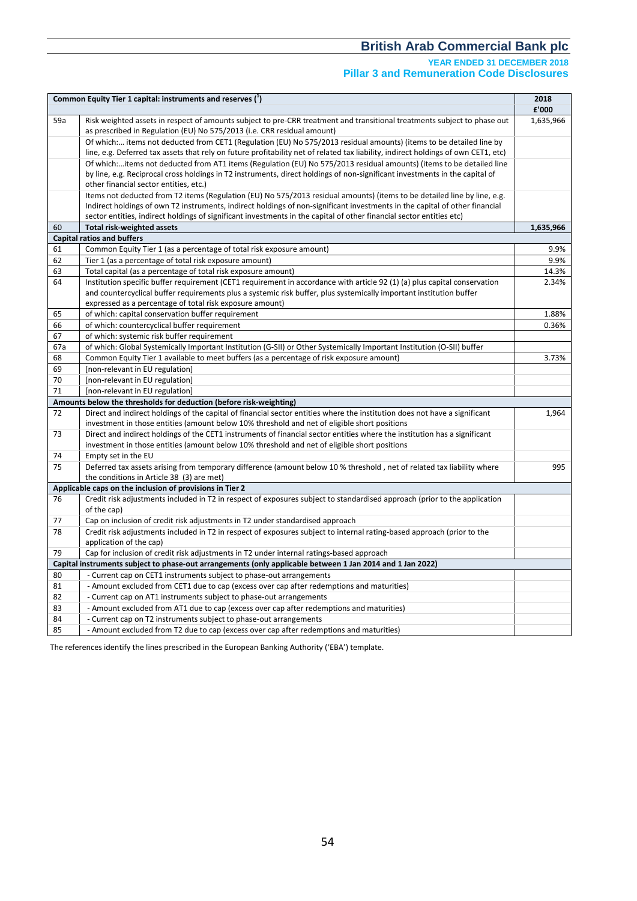| | Common Equity Tier 1 capital: instruments and reserves ([1]) | 2018 £'000 |
|---|---|---|
| 59a | Risk weighted assets in respect of amounts subject to pre-CRR treatment and transitional treatments subject to phase out as prescribed in Regulation (EU) No 575/2013 (i.e. CRR residual amount) | 1,635,966 |
| | Of which:… items not deducted from CET1 (Regulation (EU) No 575/2013 residual amounts) (items to be detailed line by line, e.g. Deferred tax assets that rely on future profitability net of related tax liability, indirect holdings of own CET1, etc) | |
| | Of which:…items not deducted from AT1 items (Regulation (EU) No 575/2013 residual amounts) (items to be detailed line by line, e.g. Reciprocal cross holdings in T2 instruments, direct holdings of non-significant investments in the capital of other financial sector entities, etc.) | |
| | Items not deducted from T2 items (Regulation (EU) No 575/2013 residual amounts) (items to be detailed line by line, e.g. Indirect holdings of own T2 instruments, indirect holdings of non-significant investments in the capital of other financial sector entities, indirect holdings of significant investments in the capital of other financial sector entities etc) | |
| 60 | **Total risk-weighted assets** | **1,635,966** |
| | **Capital ratios and buffers** | |
| 61 | Common Equity Tier 1 (as a percentage of total risk exposure amount) | 9.9% |
| 62 | Tier 1 (as a percentage of total risk exposure amount) | 9.9% |
| 63 | Total capital (as a percentage of total risk exposure amount) | 14.3% |
| 64 | Institution specific buffer requirement (CET1 requirement in accordance with article 92 (1) (a) plus capital conservation and countercyclical buffer requirements plus a systemic risk buffer, plus systemically important institution buffer expressed as a percentage of total risk exposure amount) | 2.34% |
| 65 | of which: capital conservation buffer requirement | 1.88% |
| 66 | of which: countercyclical buffer requirement | 0.36% |
| 67 | of which: systemic risk buffer requirement | |
| 67a | of which: Global Systemically Important Institution (G-SII) or Other Systemically Important Institution (O-SII) buffer | |
| 68 | Common Equity Tier 1 available to meet buffers (as a percentage of risk exposure amount) | 3.73% |
| 69 | [non-relevant in EU regulation] | |
| 70 | [non-relevant in EU regulation] | |
| 71 | [non-relevant in EU regulation] | |
| | **Amounts below the thresholds for deduction (before risk-weighting)** | |
| 72 | Direct and indirect holdings of the capital of financial sector entities where the institution does not have a significant investment in those entities (amount below 10% threshold and net of eligible short positions | 1,964 |
| 73 | Direct and indirect holdings of the CET1 instruments of financial sector entities where the institution has a significant investment in those entities (amount below 10% threshold and net of eligible short positions | |
| 74 | Empty set in the EU | |
| 75 | Deferred tax assets arising from temporary difference (amount below 10 % threshold , net of related tax liability where the conditions in Article 38 (3) are met) | 995 |
| | **Applicable caps on the inclusion of provisions in Tier 2** | |
| 76 | Credit risk adjustments included in T2 in respect of exposures subject to standardised approach (prior to the application of the cap) | |
| 77 | Cap on inclusion of credit risk adjustments in T2 under standardised approach | |
| 78 | Credit risk adjustments included in T2 in respect of exposures subject to internal rating-based approach (prior to the application of the cap) | |
| 79 | Cap for inclusion of credit risk adjustments in T2 under internal ratings-based approach | |
| | **Capital instruments subject to phase-out arrangements (only applicable between 1 Jan 2014 and 1 Jan 2022)** | |
| 80 | - Current cap on CET1 instruments subject to phase-out arrangements | |
| 81 | - Amount excluded from CET1 due to cap (excess over cap after redemptions and maturities) | |
| 82 | - Current cap on AT1 instruments subject to phase-out arrangements | |
| 83 | - Amount excluded from AT1 due to cap (excess over cap after redemptions and maturities) | |
| 84 | - Current cap on T2 instruments subject to phase-out arrangements | |
| 85 | - Amount excluded from T2 due to cap (excess over cap after redemptions and maturities) | |

The references identify the lines prescribed in the European Banking Authority ('EBA') template.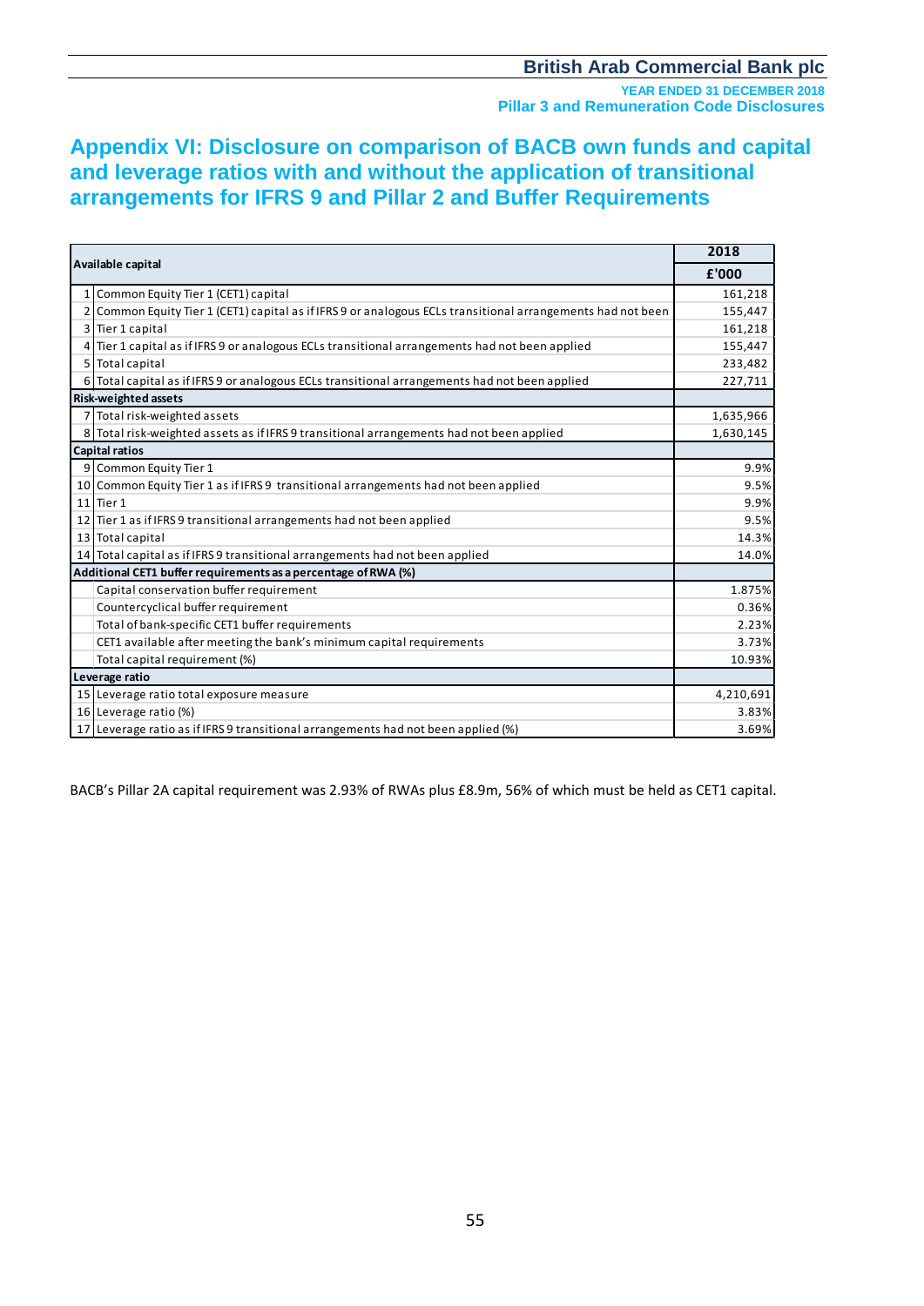# Appendix VI: Disclosure on comparison of BACB own funds and capital and leverage ratios with and without the application of transitional arrangements for IFRS 9 and Pillar 2 and Buffer Requirements

| Available capital | | 2018 |
|---|---|---|
| | | £'000 |
| 1 | Common Equity Tier 1 (CET1) capital | 161,218 |
| 2 | Common Equity Tier 1 (CET1) capital as if IFRS 9 or analogous ECLs transitional arrangements had not been | 155,447 |
| 3 | Tier 1 capital | 161,218 |
| 4 | Tier 1 capital as if IFRS 9 or analogous ECLs transitional arrangements had not been applied | 155,447 |
| 5 | Total capital | 233,482 |
| 6 | Total capital as if IFRS 9 or analogous ECLs transitional arrangements had not been applied | 227,711 |
| **Risk-weighted assets** | | |
| 7 | Total risk-weighted assets | 1,635,966 |
| 8 | Total risk-weighted assets as if IFRS 9 transitional arrangements had not been applied | 1,630,145 |
| **Capital ratios** | | |
| 9 | Common Equity Tier 1 | 9.9% |
| 10 | Common Equity Tier 1 as if IFRS 9 transitional arrangements had not been applied | 9.5% |
| 11 | Tier 1 | 9.9% |
| 12 | Tier 1 as if IFRS 9 transitional arrangements had not been applied | 9.5% |
| 13 | Total capital | 14.3% |
| 14 | Total capital as if IFRS 9 transitional arrangements had not been applied | 14.0% |
| **Additional CET1 buffer requirements as a percentage of RWA (%)** | | |
| | Capital conservation buffer requirement | 1.875% |
| | Countercyclical buffer requirement | 0.36% |
| | Total of bank-specific CET1 buffer requirements | 2.23% |
| | CET1 available after meeting the bank's minimum capital requirements | 3.73% |
| | Total capital requirement (%) | 10.93% |
| **Leverage ratio** | | |
| 15 | Leverage ratio total exposure measure | 4,210,691 |
| 16 | Leverage ratio (%) | 3.83% |
| 17 | Leverage ratio as if IFRS 9 transitional arrangements had not been applied (%) | 3.69% |

BACB's Pillar 2A capital requirement was 2.93% of RWAs plus £8.9m, 56% of which must be held as CET1 capital.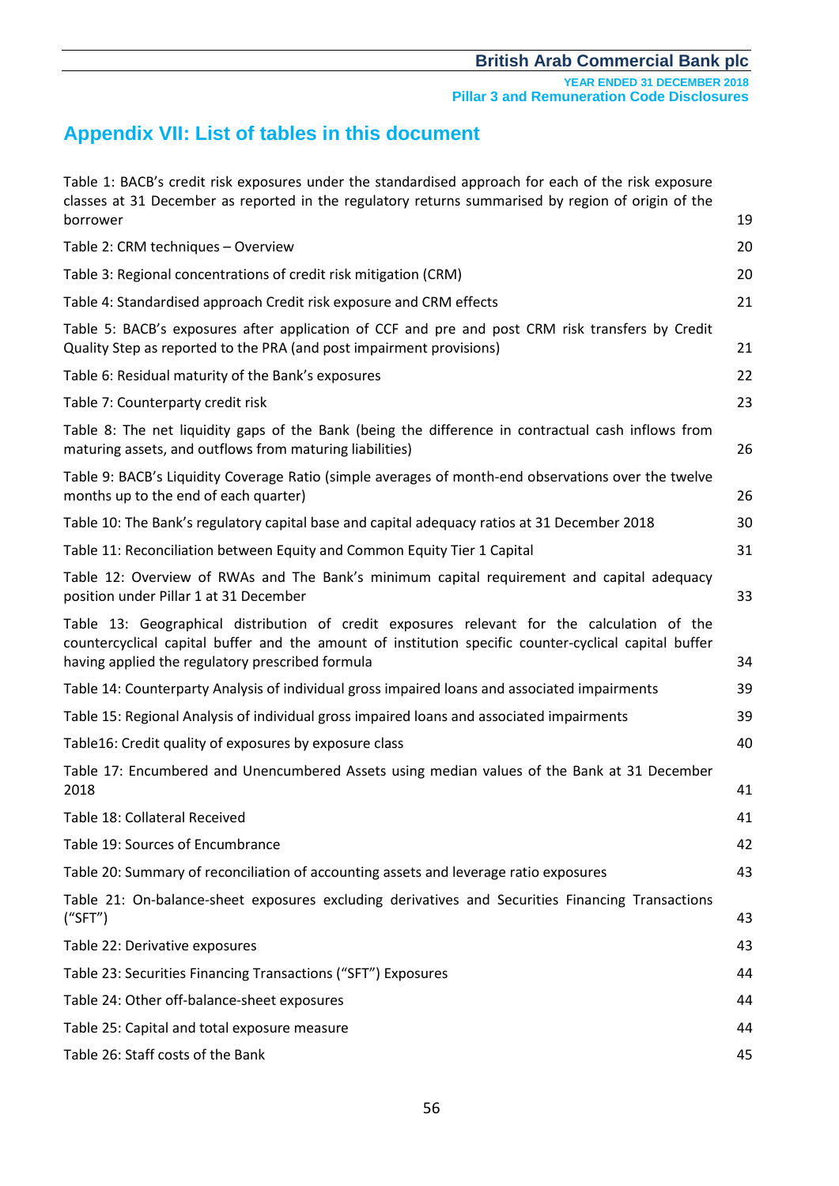## Appendix VII: List of tables in this document

| | |
|---|---|
| Table 1: BACB's credit risk exposures under the standardised approach for each of the risk exposure classes at 31 December as reported in the regulatory returns summarised by region of origin of the borrower | 19 |
| Table 2: CRM techniques – Overview | 20 |
| Table 3: Regional concentrations of credit risk mitigation (CRM) | 20 |
| Table 4: Standardised approach Credit risk exposure and CRM effects | 21 |
| Table 5: BACB's exposures after application of CCF and pre and post CRM risk transfers by Credit Quality Step as reported to the PRA (and post impairment provisions) | 21 |
| Table 6: Residual maturity of the Bank's exposures | 22 |
| Table 7: Counterparty credit risk | 23 |
| Table 8: The net liquidity gaps of the Bank (being the difference in contractual cash inflows from maturing assets, and outflows from maturing liabilities) | 26 |
| Table 9: BACB's Liquidity Coverage Ratio (simple averages of month-end observations over the twelve months up to the end of each quarter) | 26 |
| Table 10: The Bank's regulatory capital base and capital adequacy ratios at 31 December 2018 | 30 |
| Table 11: Reconciliation between Equity and Common Equity Tier 1 Capital | 31 |
| Table 12: Overview of RWAs and The Bank's minimum capital requirement and capital adequacy position under Pillar 1 at 31 December | 33 |
| Table 13: Geographical distribution of credit exposures relevant for the calculation of the countercyclical capital buffer and the amount of institution specific counter-cyclical capital buffer having applied the regulatory prescribed formula | 34 |
| Table 14: Counterparty Analysis of individual gross impaired loans and associated impairments | 39 |
| Table 15: Regional Analysis of individual gross impaired loans and associated impairments | 39 |
| Table16: Credit quality of exposures by exposure class | 40 |
| Table 17: Encumbered and Unencumbered Assets using median values of the Bank at 31 December 2018 | 41 |
| Table 18: Collateral Received | 41 |
| Table 19: Sources of Encumbrance | 42 |
| Table 20: Summary of reconciliation of accounting assets and leverage ratio exposures | 43 |
| Table 21: On-balance-sheet exposures excluding derivatives and Securities Financing Transactions ("SFT") | 43 |
| Table 22: Derivative exposures | 43 |
| Table 23: Securities Financing Transactions ("SFT") Exposures | 44 |
| Table 24: Other off-balance-sheet exposures | 44 |
| Table 25: Capital and total exposure measure | 44 |
| Table 26: Staff costs of the Bank | 45 |